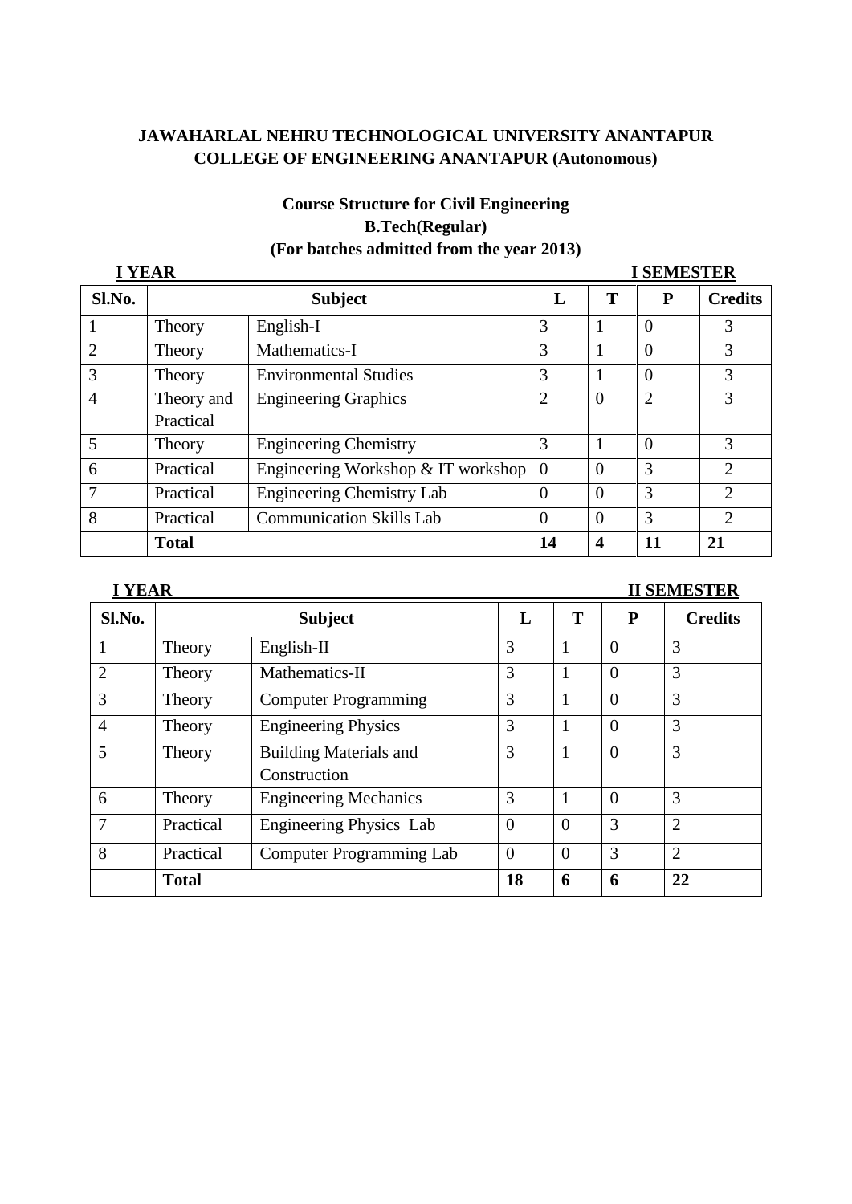**JAWAHARLAL NEHRU TECHNOLOGICAL UNIVERSITY ANANTAPUR**
**COLLEGE OF ENGINEERING ANANTAPUR (Autonomous)**

**Course Structure for Civil Engineering**
**B.Tech(Regular)**
**(For batches admitted from the year 2013)**

**I YEAR** **I SEMESTER**

| Sl.No. | Subject | | L | T | P | Credits |
|---|---|---|---|---|---|---|
| 1 | Theory | English-I | 3 | 1 | 0 | 3 |
| 2 | Theory | Mathematics-I | 3 | 1 | 0 | 3 |
| 3 | Theory | Environmental Studies | 3 | 1 | 0 | 3 |
| 4 | Theory and Practical | Engineering Graphics | 2 | 0 | 2 | 3 |
| 5 | Theory | Engineering Chemistry | 3 | 1 | 0 | 3 |
| 6 | Practical | Engineering Workshop & IT workshop | 0 | 0 | 3 | 2 |
| 7 | Practical | Engineering Chemistry Lab | 0 | 0 | 3 | 2 |
| 8 | Practical | Communication Skills Lab | 0 | 0 | 3 | 2 |
| | **Total** | | **14** | **4** | **11** | **21** |

**I YEAR** **II SEMESTER**

| Sl.No. | Subject | | L | T | P | Credits |
|---|---|---|---|---|---|---|
| 1 | Theory | English-II | 3 | 1 | 0 | 3 |
| 2 | Theory | Mathematics-II | 3 | 1 | 0 | 3 |
| 3 | Theory | Computer Programming | 3 | 1 | 0 | 3 |
| 4 | Theory | Engineering Physics | 3 | 1 | 0 | 3 |
| 5 | Theory | Building Materials and Construction | 3 | 1 | 0 | 3 |
| 6 | Theory | Engineering Mechanics | 3 | 1 | 0 | 3 |
| 7 | Practical | Engineering Physics Lab | 0 | 0 | 3 | 2 |
| 8 | Practical | Computer Programming Lab | 0 | 0 | 3 | 2 |
| | **Total** | | **18** | **6** | **6** | **22** |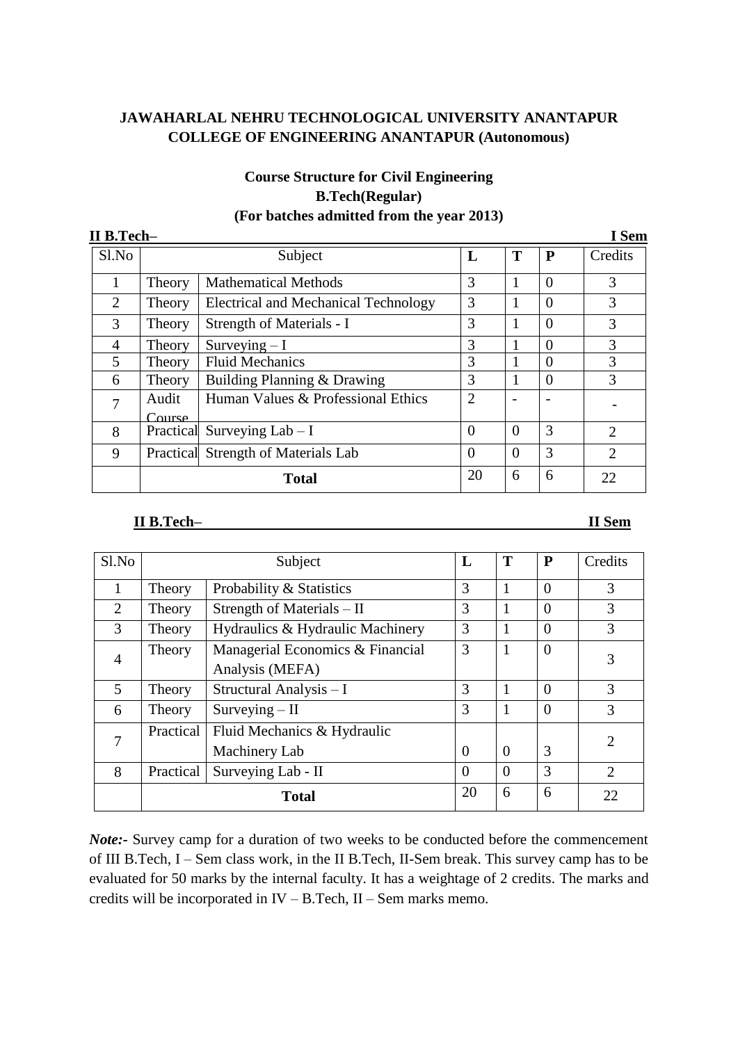**JAWAHARLAL NEHRU TECHNOLOGICAL UNIVERSITY ANANTAPUR**
**COLLEGE OF ENGINEERING ANANTAPUR (Autonomous)**

**Course Structure for Civil Engineering**
**B.Tech(Regular)**
**(For batches admitted from the year 2013)**

**II B.Tech– I Sem**

| Sl.No | Subject | | L | T | P | Credits |
|---|---|---|---|---|---|---|
| 1 | Theory | Mathematical Methods | 3 | 1 | 0 | 3 |
| 2 | Theory | Electrical and Mechanical Technology | 3 | 1 | 0 | 3 |
| 3 | Theory | Strength of Materials - I | 3 | 1 | 0 | 3 |
| 4 | Theory | Surveying – I | 3 | 1 | 0 | 3 |
| 5 | Theory | Fluid Mechanics | 3 | 1 | 0 | 3 |
| 6 | Theory | Building Planning & Drawing | 3 | 1 | 0 | 3 |
| 7 | Audit Course | Human Values & Professional Ethics | 2 | - | - | - |
| 8 | Practical | Surveying Lab – I | 0 | 0 | 3 | 2 |
| 9 | Practical | Strength of Materials Lab | 0 | 0 | 3 | 2 |
| | **Total** | | 20 | 6 | 6 | 22 |

**II B.Tech– II Sem**

| Sl.No | Subject | | L | T | P | Credits |
|---|---|---|---|---|---|---|
| 1 | Theory | Probability & Statistics | 3 | 1 | 0 | 3 |
| 2 | Theory | Strength of Materials – II | 3 | 1 | 0 | 3 |
| 3 | Theory | Hydraulics & Hydraulic Machinery | 3 | 1 | 0 | 3 |
| 4 | Theory | Managerial Economics & Financial Analysis (MEFA) | 3 | 1 | 0 | 3 |
| 5 | Theory | Structural Analysis – I | 3 | 1 | 0 | 3 |
| 6 | Theory | Surveying – II | 3 | 1 | 0 | 3 |
| 7 | Practical | Fluid Mechanics & Hydraulic Machinery Lab | 0 | 0 | 3 | 2 |
| 8 | Practical | Surveying Lab - II | 0 | 0 | 3 | 2 |
| | **Total** | | 20 | 6 | 6 | 22 |

***Note:-*** Survey camp for a duration of two weeks to be conducted before the commencement of III B.Tech, I – Sem class work, in the II B.Tech, II-Sem break. This survey camp has to be evaluated for 50 marks by the internal faculty. It has a weightage of 2 credits. The marks and credits will be incorporated in IV – B.Tech, II – Sem marks memo.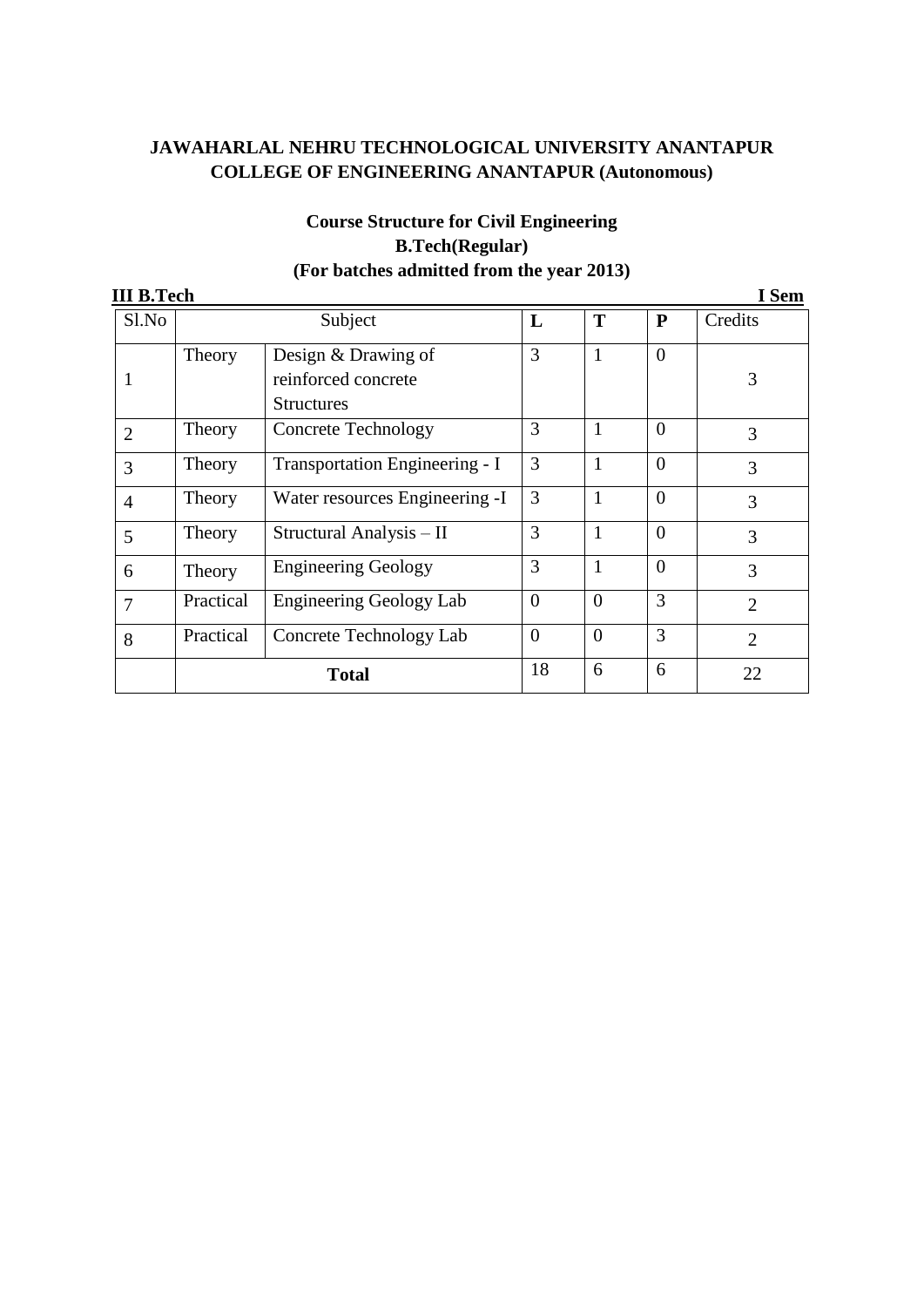**JAWAHARLAL NEHRU TECHNOLOGICAL UNIVERSITY ANANTAPUR**
**COLLEGE OF ENGINEERING ANANTAPUR (Autonomous)**

**Course Structure for Civil Engineering**
**B.Tech(Regular)**
**(For batches admitted from the year 2013)**

**III B.Tech** **I Sem**

| Sl.No | Subject | | L | T | P | Credits |
|---|---|---|---|---|---|---|
| 1 | Theory | Design & Drawing of reinforced concrete Structures | 3 | 1 | 0 | 3 |
| 2 | Theory | Concrete Technology | 3 | 1 | 0 | 3 |
| 3 | Theory | Transportation Engineering - I | 3 | 1 | 0 | 3 |
| 4 | Theory | Water resources Engineering -I | 3 | 1 | 0 | 3 |
| 5 | Theory | Structural Analysis – II | 3 | 1 | 0 | 3 |
| 6 | Theory | Engineering Geology | 3 | 1 | 0 | 3 |
| 7 | Practical | Engineering Geology Lab | 0 | 0 | 3 | 2 |
| 8 | Practical | Concrete Technology Lab | 0 | 0 | 3 | 2 |
| | **Total** | | 18 | 6 | 6 | 22 |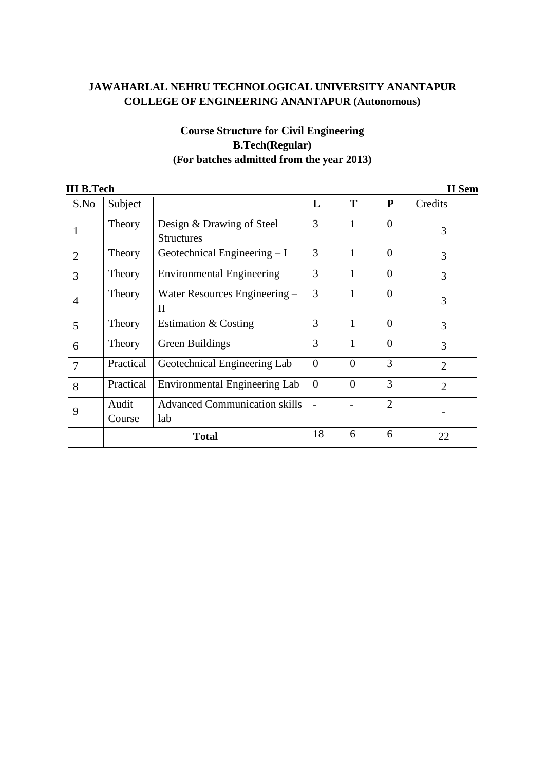**JAWAHARLAL NEHRU TECHNOLOGICAL UNIVERSITY ANANTAPUR**
**COLLEGE OF ENGINEERING ANANTAPUR (Autonomous)**

**Course Structure for Civil Engineering**
**B.Tech(Regular)**
**(For batches admitted from the year 2013)**

**III B.Tech** **II Sem**

| S.No | Subject | | L | T | P | Credits |
|---|---|---|---|---|---|---|
| 1 | Theory | Design & Drawing of Steel Structures | 3 | 1 | 0 | 3 |
| 2 | Theory | Geotechnical Engineering – I | 3 | 1 | 0 | 3 |
| 3 | Theory | Environmental Engineering | 3 | 1 | 0 | 3 |
| 4 | Theory | Water Resources Engineering – II | 3 | 1 | 0 | 3 |
| 5 | Theory | Estimation & Costing | 3 | 1 | 0 | 3 |
| 6 | Theory | Green Buildings | 3 | 1 | 0 | 3 |
| 7 | Practical | Geotechnical Engineering Lab | 0 | 0 | 3 | 2 |
| 8 | Practical | Environmental Engineering Lab | 0 | 0 | 3 | 2 |
| 9 | Audit Course | Advanced Communication skills lab | - | - | 2 | - |
| | **Total** | | 18 | 6 | 6 | 22 |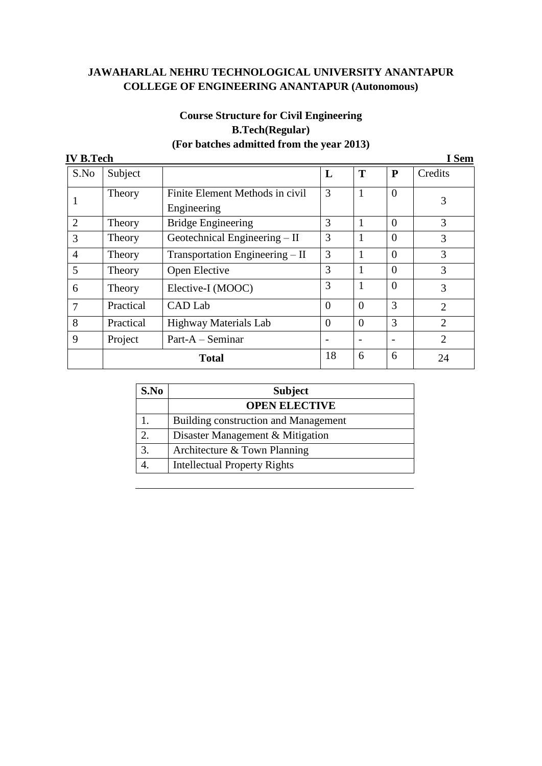**JAWAHARLAL NEHRU TECHNOLOGICAL UNIVERSITY ANANTAPUR**
**COLLEGE OF ENGINEERING ANANTAPUR (Autonomous)**

**Course Structure for Civil Engineering**
**B.Tech(Regular)**
**(For batches admitted from the year 2013)**

**IV B.Tech** **I Sem**

| S.No | Subject | | L | T | P | Credits |
|---|---|---|---|---|---|---|
| 1 | Theory | Finite Element Methods in civil Engineering | 3 | 1 | 0 | 3 |
| 2 | Theory | Bridge Engineering | 3 | 1 | 0 | 3 |
| 3 | Theory | Geotechnical Engineering – II | 3 | 1 | 0 | 3 |
| 4 | Theory | Transportation Engineering – II | 3 | 1 | 0 | 3 |
| 5 | Theory | Open Elective | 3 | 1 | 0 | 3 |
| 6 | Theory | Elective-I (MOOC) | 3 | 1 | 0 | 3 |
| 7 | Practical | CAD Lab | 0 | 0 | 3 | 2 |
| 8 | Practical | Highway Materials Lab | 0 | 0 | 3 | 2 |
| 9 | Project | Part-A – Seminar | - | - | - | 2 |
| | **Total** | | 18 | 6 | 6 | 24 |

| S.No | Subject |
|---|---|
| | **OPEN ELECTIVE** |
| 1. | Building construction and Management |
| 2. | Disaster Management & Mitigation |
| 3. | Architecture & Town Planning |
| 4. | Intellectual Property Rights |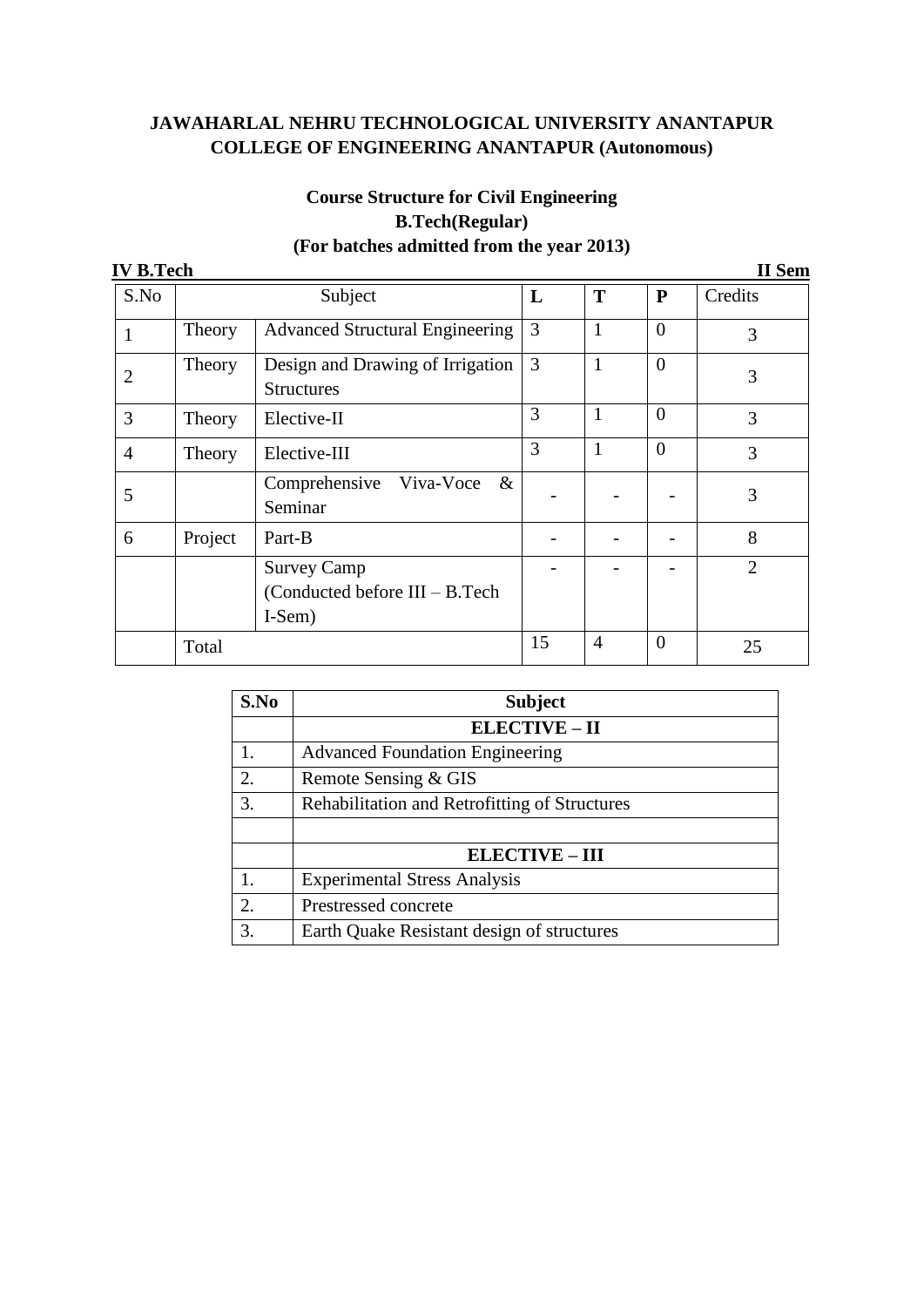**JAWAHARLAL NEHRU TECHNOLOGICAL UNIVERSITY ANANTAPUR**
**COLLEGE OF ENGINEERING ANANTAPUR (Autonomous)**

**Course Structure for Civil Engineering**
**B.Tech(Regular)**
**(For batches admitted from the year 2013)**

**IV B.Tech** **II Sem**

| S.No | Subject | | L | T | P | Credits |
|---|---|---|---|---|---|---|
| 1 | Theory | Advanced Structural Engineering | 3 | 1 | 0 | 3 |
| 2 | Theory | Design and Drawing of Irrigation Structures | 3 | 1 | 0 | 3 |
| 3 | Theory | Elective-II | 3 | 1 | 0 | 3 |
| 4 | Theory | Elective-III | 3 | 1 | 0 | 3 |
| 5 | | Comprehensive Viva-Voce & Seminar | - | - | - | 3 |
| 6 | Project | Part-B | - | - | - | 8 |
| | | Survey Camp (Conducted before III – B.Tech I-Sem) | - | - | - | 2 |
| | Total | | 15 | 4 | 0 | 25 |

| S.No | Subject |
|---|---|
| | **ELECTIVE – II** |
| 1. | Advanced Foundation Engineering |
| 2. | Remote Sensing & GIS |
| 3. | Rehabilitation and Retrofitting of Structures |
| | |
| | **ELECTIVE – III** |
| 1. | Experimental Stress Analysis |
| 2. | Prestressed concrete |
| 3. | Earth Quake Resistant design of structures |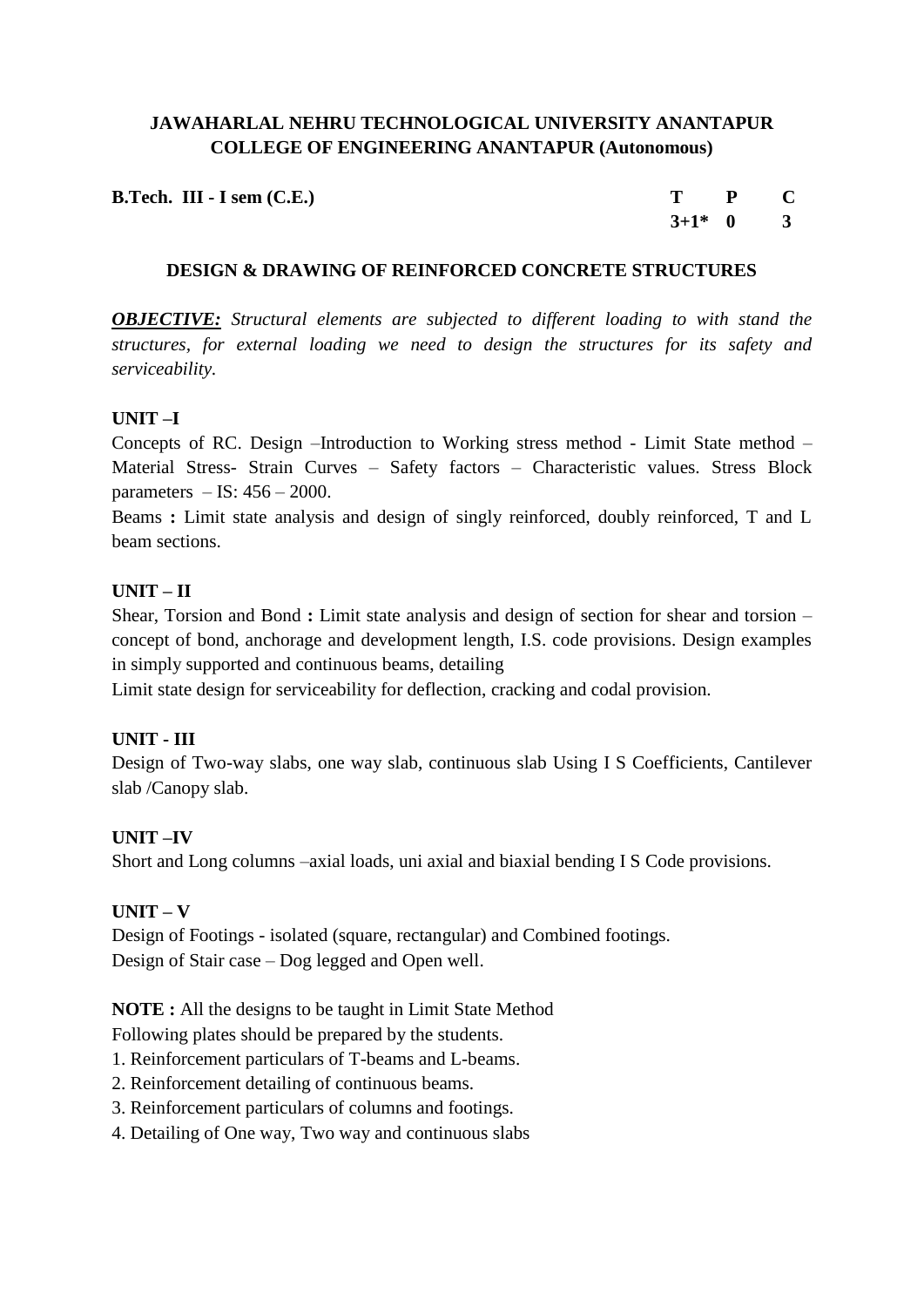**JAWAHARLAL NEHRU TECHNOLOGICAL UNIVERSITY ANANTAPUR**
**COLLEGE OF ENGINEERING ANANTAPUR (Autonomous)**

| **B.Tech. III - I sem (C.E.)** | **T** | **P** | **C** |
|---|---|---|---|
| | **3+1*** | **0** | **3** |

## DESIGN & DRAWING OF REINFORCED CONCRETE STRUCTURES

***OBJECTIVE:*** *Structural elements are subjected to different loading to with stand the structures, for external loading we need to design the structures for its safety and serviceability.*

### UNIT –I

Concepts of RC. Design –Introduction to Working stress method - Limit State method – Material Stress- Strain Curves – Safety factors – Characteristic values. Stress Block parameters – IS: 456 – 2000.

Beams **:** Limit state analysis and design of singly reinforced, doubly reinforced, T and L beam sections.

### UNIT – II

Shear, Torsion and Bond **:** Limit state analysis and design of section for shear and torsion – concept of bond, anchorage and development length, I.S. code provisions. Design examples in simply supported and continuous beams, detailing

Limit state design for serviceability for deflection, cracking and codal provision.

### UNIT - III

Design of Two-way slabs, one way slab, continuous slab Using I S Coefficients, Cantilever slab /Canopy slab.

### UNIT –IV

Short and Long columns –axial loads, uni axial and biaxial bending I S Code provisions.

### UNIT – V

Design of Footings - isolated (square, rectangular) and Combined footings.

Design of Stair case – Dog legged and Open well.

**NOTE :** All the designs to be taught in Limit State Method

Following plates should be prepared by the students.

1. Reinforcement particulars of T-beams and L-beams.
2. Reinforcement detailing of continuous beams.
3. Reinforcement particulars of columns and footings.
4. Detailing of One way, Two way and continuous slabs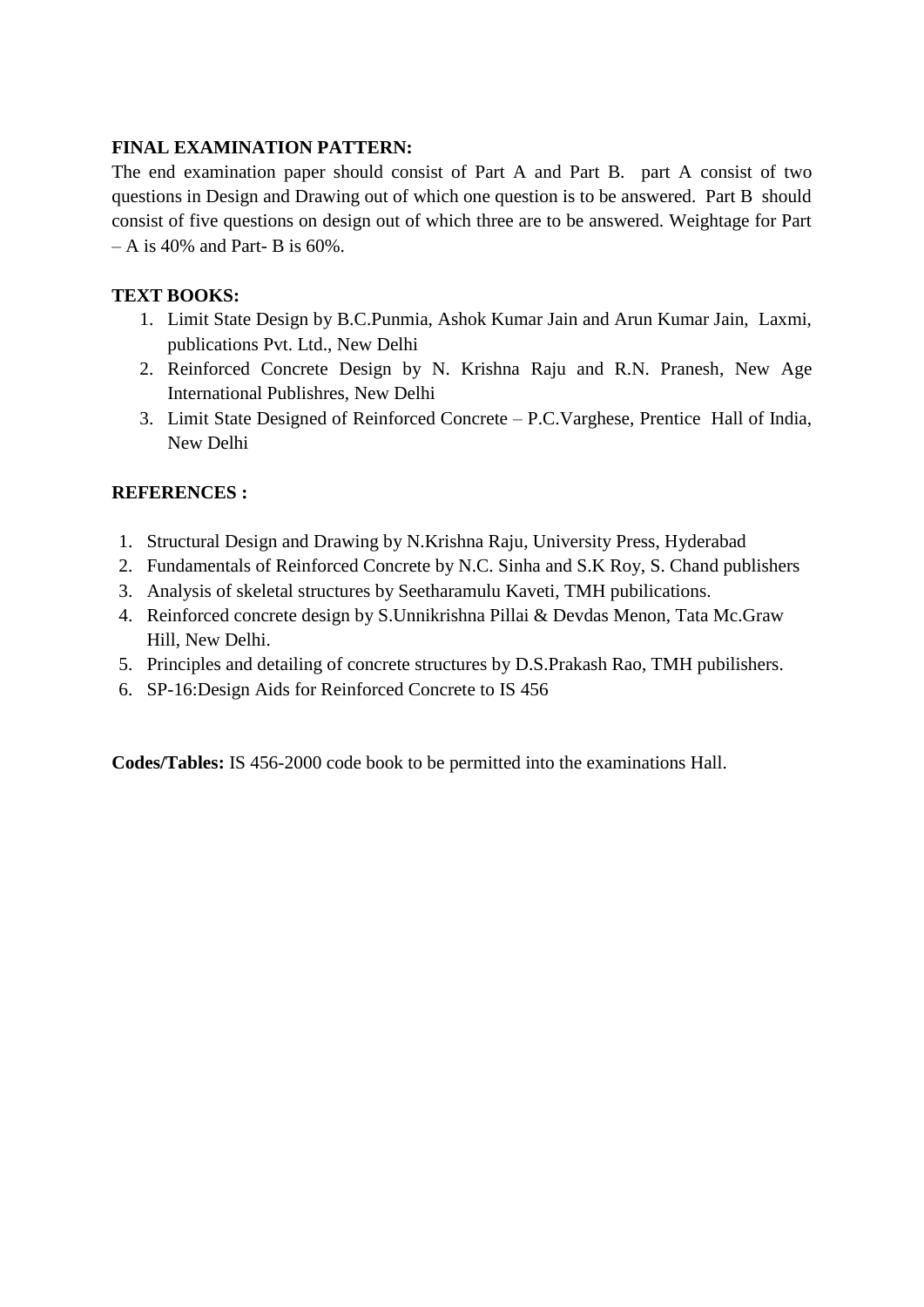**FINAL EXAMINATION PATTERN:**

The end examination paper should consist of Part A and Part B. part A consist of two questions in Design and Drawing out of which one question is to be answered. Part B should consist of five questions on design out of which three are to be answered. Weightage for Part – A is 40% and Part- B is 60%.

**TEXT BOOKS:**

1. Limit State Design by B.C.Punmia, Ashok Kumar Jain and Arun Kumar Jain, Laxmi, publications Pvt. Ltd., New Delhi
2. Reinforced Concrete Design by N. Krishna Raju and R.N. Pranesh, New Age International Publishres, New Delhi
3. Limit State Designed of Reinforced Concrete – P.C.Varghese, Prentice Hall of India, New Delhi

**REFERENCES :**

1. Structural Design and Drawing by N.Krishna Raju, University Press, Hyderabad
2. Fundamentals of Reinforced Concrete by N.C. Sinha and S.K Roy, S. Chand publishers
3. Analysis of skeletal structures by Seetharamulu Kaveti, TMH pubilications.
4. Reinforced concrete design by S.Unnikrishna Pillai & Devdas Menon, Tata Mc.Graw Hill, New Delhi.
5. Principles and detailing of concrete structures by D.S.Prakash Rao, TMH pubilishers.
6. SP-16:Design Aids for Reinforced Concrete to IS 456

**Codes/Tables:** IS 456-2000 code book to be permitted into the examinations Hall.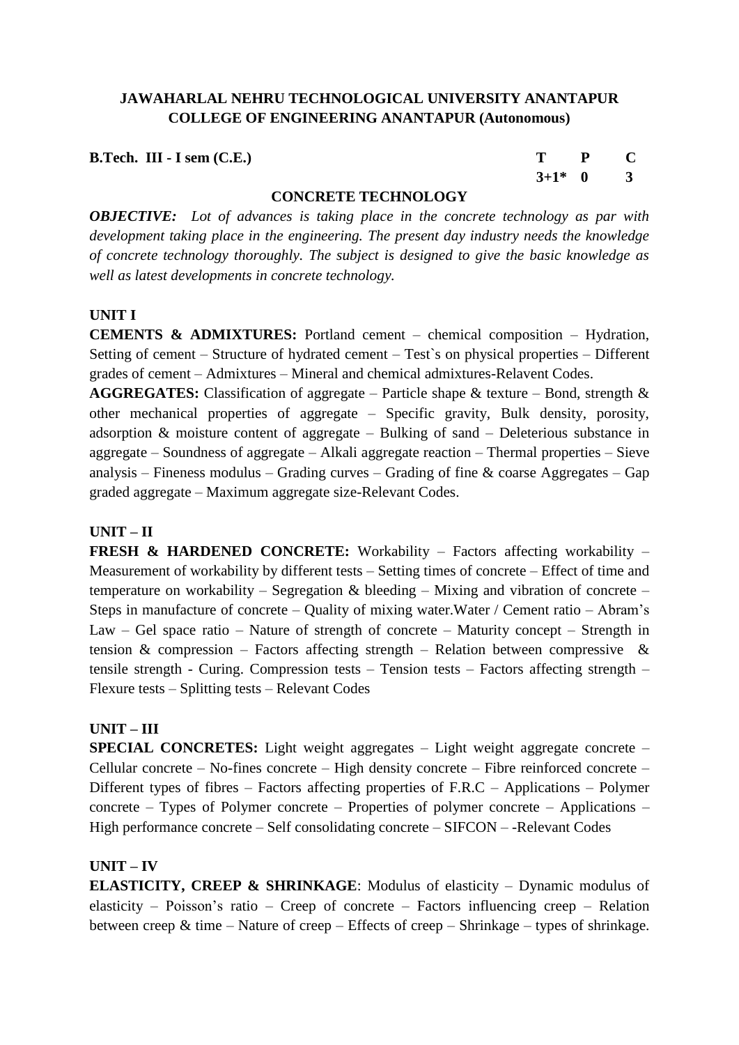**JAWAHARLAL NEHRU TECHNOLOGICAL UNIVERSITY ANANTAPUR**
**COLLEGE OF ENGINEERING ANANTAPUR (Autonomous)**

| **B.Tech. III - I sem (C.E.)** | **T** | **P** | **C** |
|---|---|---|---|
| | **3+1*** | **0** | **3** |

## CONCRETE TECHNOLOGY

***OBJECTIVE:*** *Lot of advances is taking place in the concrete technology as par with development taking place in the engineering. The present day industry needs the knowledge of concrete technology thoroughly. The subject is designed to give the basic knowledge as well as latest developments in concrete technology.*

### UNIT I

**CEMENTS & ADMIXTURES:** Portland cement – chemical composition – Hydration, Setting of cement – Structure of hydrated cement – Test`s on physical properties – Different grades of cement – Admixtures – Mineral and chemical admixtures-Relavent Codes.

**AGGREGATES:** Classification of aggregate – Particle shape & texture – Bond, strength & other mechanical properties of aggregate – Specific gravity, Bulk density, porosity, adsorption & moisture content of aggregate – Bulking of sand – Deleterious substance in aggregate – Soundness of aggregate – Alkali aggregate reaction – Thermal properties – Sieve analysis – Fineness modulus – Grading curves – Grading of fine & coarse Aggregates – Gap graded aggregate – Maximum aggregate size-Relevant Codes.

### UNIT – II

**FRESH & HARDENED CONCRETE:** Workability – Factors affecting workability – Measurement of workability by different tests – Setting times of concrete – Effect of time and temperature on workability – Segregation & bleeding – Mixing and vibration of concrete – Steps in manufacture of concrete – Quality of mixing water.Water / Cement ratio – Abram's Law – Gel space ratio – Nature of strength of concrete – Maturity concept – Strength in tension & compression – Factors affecting strength – Relation between compressive & tensile strength - Curing. Compression tests – Tension tests – Factors affecting strength – Flexure tests – Splitting tests – Relevant Codes

### UNIT – III

**SPECIAL CONCRETES:** Light weight aggregates – Light weight aggregate concrete – Cellular concrete – No-fines concrete – High density concrete – Fibre reinforced concrete – Different types of fibres – Factors affecting properties of F.R.C – Applications – Polymer concrete – Types of Polymer concrete – Properties of polymer concrete – Applications – High performance concrete – Self consolidating concrete – SIFCON – -Relevant Codes

### UNIT – IV

**ELASTICITY, CREEP & SHRINKAGE**: Modulus of elasticity – Dynamic modulus of elasticity – Poisson's ratio – Creep of concrete – Factors influencing creep – Relation between creep & time – Nature of creep – Effects of creep – Shrinkage – types of shrinkage.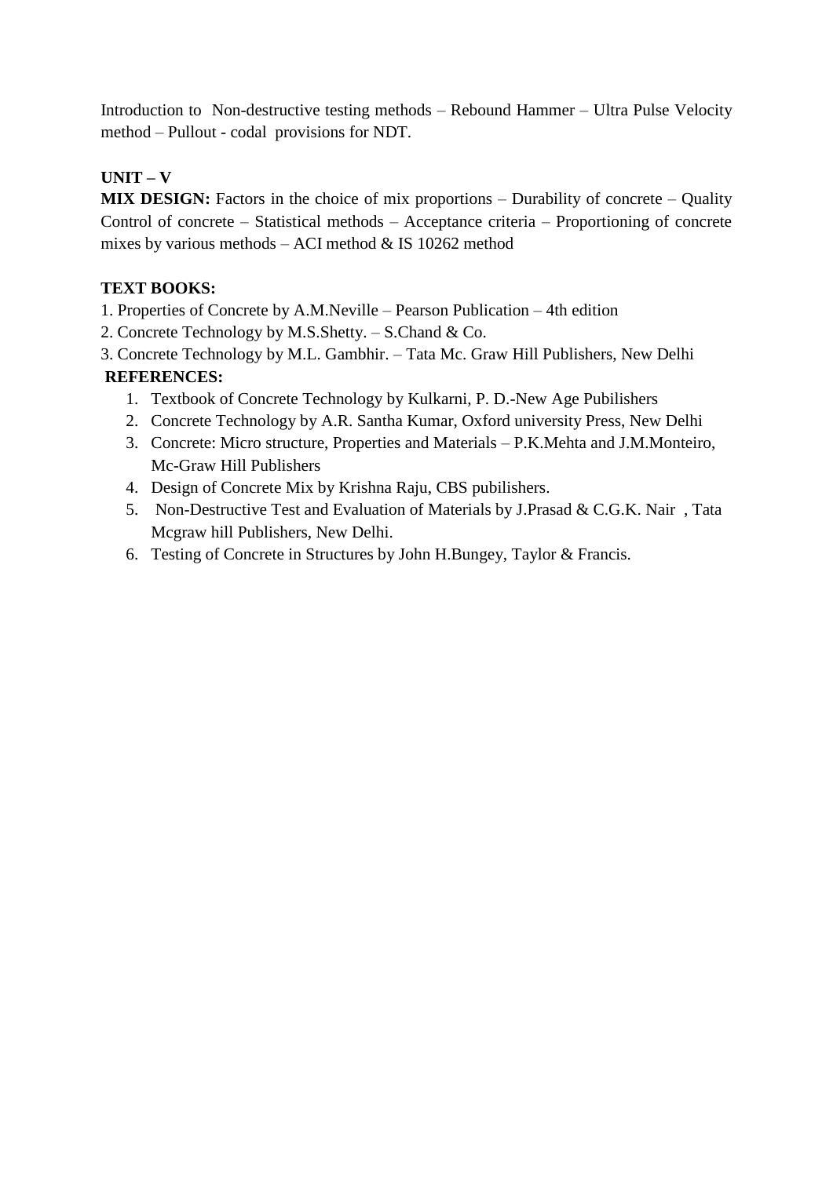Introduction to  Non-destructive testing methods – Rebound Hammer – Ultra Pulse Velocity method – Pullout - codal  provisions for NDT.

**UNIT – V**

**MIX DESIGN:** Factors in the choice of mix proportions – Durability of concrete – Quality Control of concrete – Statistical methods – Acceptance criteria – Proportioning of concrete mixes by various methods – ACI method & IS 10262 method

**TEXT BOOKS:**

1. Properties of Concrete by A.M.Neville – Pearson Publication – 4th edition
2. Concrete Technology by M.S.Shetty. – S.Chand & Co.
3. Concrete Technology by M.L. Gambhir. – Tata Mc. Graw Hill Publishers, New Delhi

**REFERENCES:**

1. Textbook of Concrete Technology by Kulkarni, P. D.-New Age Pubilishers
2. Concrete Technology by A.R. Santha Kumar, Oxford university Press, New Delhi
3. Concrete: Micro structure, Properties and Materials – P.K.Mehta and J.M.Monteiro, Mc-Graw Hill Publishers
4. Design of Concrete Mix by Krishna Raju, CBS pubilishers.
5. Non-Destructive Test and Evaluation of Materials by J.Prasad & C.G.K. Nair , Tata Mcgraw hill Publishers, New Delhi.
6. Testing of Concrete in Structures by John H.Bungey, Taylor & Francis.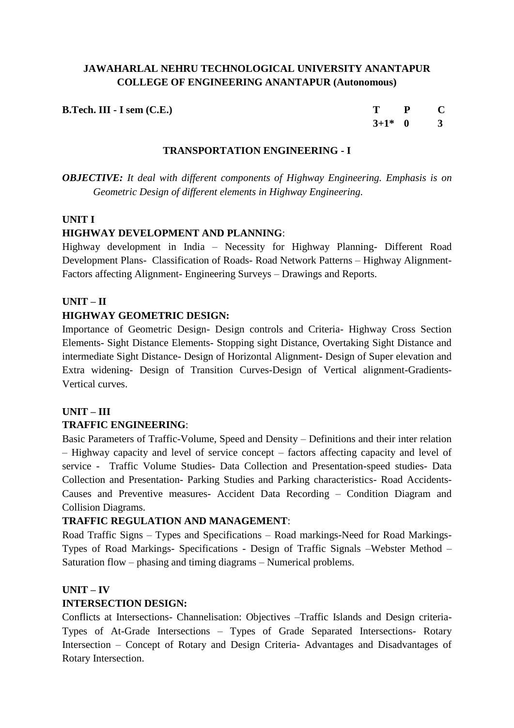**JAWAHARLAL NEHRU TECHNOLOGICAL UNIVERSITY ANANTAPUR**
**COLLEGE OF ENGINEERING ANANTAPUR (Autonomous)**

| **B.Tech. III - I sem (C.E.)** | **T** | **P** | **C** |
|---|---|---|---|
| | **3+1*** | **0** | **3** |

## TRANSPORTATION ENGINEERING - I

***OBJECTIVE:*** *It deal with different components of Highway Engineering. Emphasis is on Geometric Design of different elements in Highway Engineering.*

### UNIT I

**HIGHWAY DEVELOPMENT AND PLANNING**:

Highway development in India – Necessity for Highway Planning- Different Road Development Plans- Classification of Roads- Road Network Patterns – Highway Alignment- Factors affecting Alignment- Engineering Surveys – Drawings and Reports.

### UNIT – II

**HIGHWAY GEOMETRIC DESIGN:**

Importance of Geometric Design- Design controls and Criteria- Highway Cross Section Elements- Sight Distance Elements- Stopping sight Distance, Overtaking Sight Distance and intermediate Sight Distance- Design of Horizontal Alignment- Design of Super elevation and Extra widening- Design of Transition Curves-Design of Vertical alignment-Gradients-Vertical curves.

### UNIT – III

**TRAFFIC ENGINEERING**:

Basic Parameters of Traffic-Volume, Speed and Density – Definitions and their inter relation – Highway capacity and level of service concept – factors affecting capacity and level of service - Traffic Volume Studies- Data Collection and Presentation-speed studies- Data Collection and Presentation- Parking Studies and Parking characteristics- Road Accidents-Causes and Preventive measures- Accident Data Recording – Condition Diagram and Collision Diagrams.

**TRAFFIC REGULATION AND MANAGEMENT**:

Road Traffic Signs – Types and Specifications – Road markings-Need for Road Markings-Types of Road Markings- Specifications - Design of Traffic Signals –Webster Method – Saturation flow – phasing and timing diagrams – Numerical problems.

### UNIT – IV

**INTERSECTION DESIGN:**

Conflicts at Intersections- Channelisation: Objectives –Traffic Islands and Design criteria-Types of At-Grade Intersections – Types of Grade Separated Intersections- Rotary Intersection – Concept of Rotary and Design Criteria- Advantages and Disadvantages of Rotary Intersection.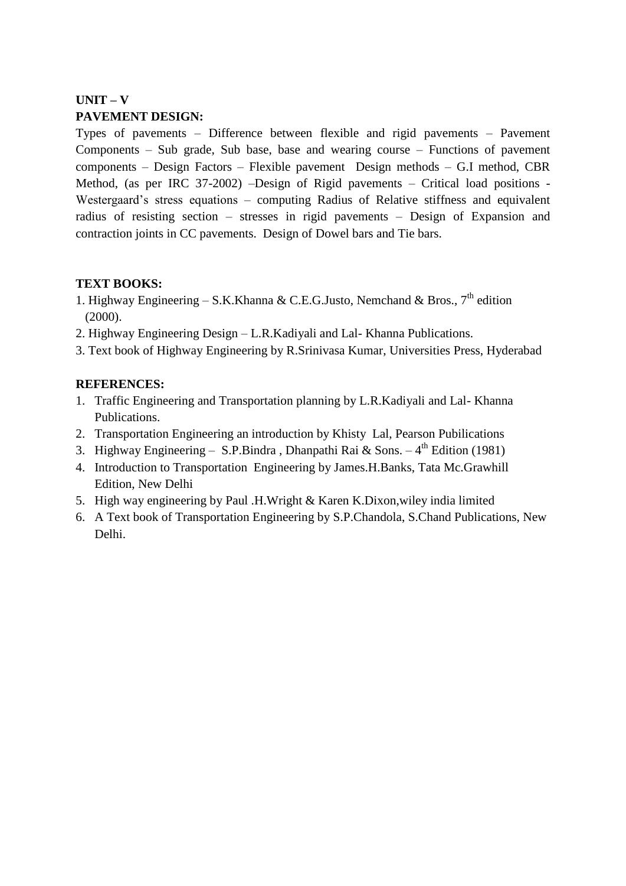**UNIT – V**

**PAVEMENT DESIGN:**

Types of pavements – Difference between flexible and rigid pavements – Pavement Components – Sub grade, Sub base, base and wearing course – Functions of pavement components – Design Factors – Flexible pavement Design methods – G.I method, CBR Method, (as per IRC 37-2002) –Design of Rigid pavements – Critical load positions - Westergaard's stress equations – computing Radius of Relative stiffness and equivalent radius of resisting section – stresses in rigid pavements – Design of Expansion and contraction joints in CC pavements. Design of Dowel bars and Tie bars.

**TEXT BOOKS:**

1. Highway Engineering – S.K.Khanna & C.E.G.Justo, Nemchand & Bros., 7th edition (2000).
2. Highway Engineering Design – L.R.Kadiyali and Lal- Khanna Publications.
3. Text book of Highway Engineering by R.Srinivasa Kumar, Universities Press, Hyderabad

**REFERENCES:**

1. Traffic Engineering and Transportation planning by L.R.Kadiyali and Lal- Khanna Publications.
2. Transportation Engineering an introduction by Khisty Lal, Pearson Pubilications
3. Highway Engineering – S.P.Bindra , Dhanpathi Rai & Sons. – 4th Edition (1981)
4. Introduction to Transportation Engineering by James.H.Banks, Tata Mc.Grawhill Edition, New Delhi
5. High way engineering by Paul .H.Wright & Karen K.Dixon,wiley india limited
6. A Text book of Transportation Engineering by S.P.Chandola, S.Chand Publications, New Delhi.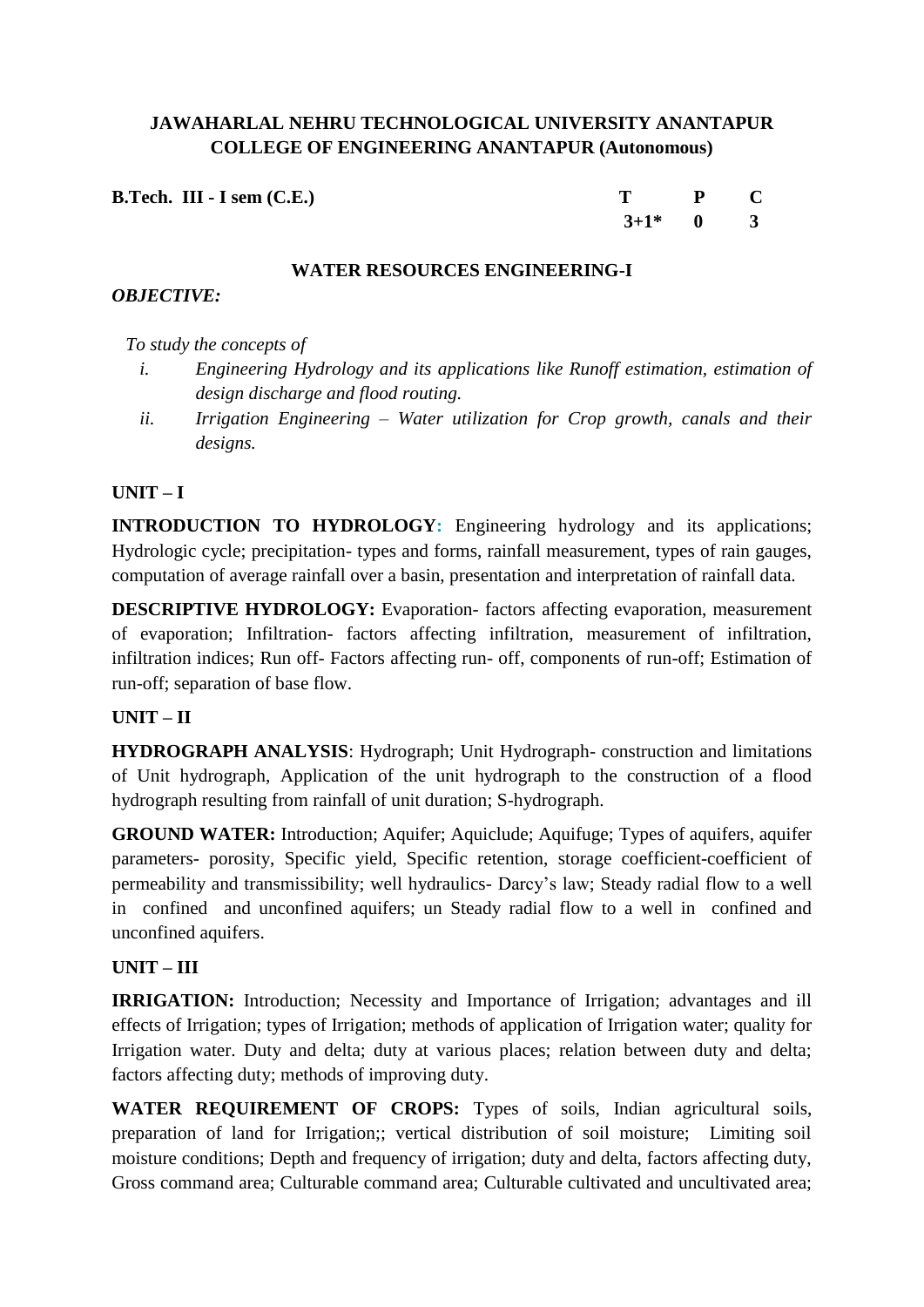**JAWAHARLAL NEHRU TECHNOLOGICAL UNIVERSITY ANANTAPUR**
**COLLEGE OF ENGINEERING ANANTAPUR (Autonomous)**

| **B.Tech. III - I sem (C.E.)** | **T** | **P** | **C** |
|---|---|---|---|
| | **3+1*** | **0** | **3** |

## WATER RESOURCES ENGINEERING-I

***OBJECTIVE:***

*To study the concepts of*

- *i. Engineering Hydrology and its applications like Runoff estimation, estimation of design discharge and flood routing.*
- *ii. Irrigation Engineering – Water utilization for Crop growth, canals and their designs.*

### UNIT – I

**INTRODUCTION TO HYDROLOGY:** Engineering hydrology and its applications; Hydrologic cycle; precipitation- types and forms, rainfall measurement, types of rain gauges, computation of average rainfall over a basin, presentation and interpretation of rainfall data.

**DESCRIPTIVE HYDROLOGY:** Evaporation- factors affecting evaporation, measurement of evaporation; Infiltration- factors affecting infiltration, measurement of infiltration, infiltration indices; Run off- Factors affecting run- off, components of run-off; Estimation of run-off; separation of base flow.

### UNIT – II

**HYDROGRAPH ANALYSIS**: Hydrograph; Unit Hydrograph- construction and limitations of Unit hydrograph, Application of the unit hydrograph to the construction of a flood hydrograph resulting from rainfall of unit duration; S-hydrograph.

**GROUND WATER:** Introduction; Aquifer; Aquiclude; Aquifuge; Types of aquifers, aquifer parameters- porosity, Specific yield, Specific retention, storage coefficient-coefficient of permeability and transmissibility; well hydraulics- Darcy's law; Steady radial flow to a well in confined and unconfined aquifers; un Steady radial flow to a well in confined and unconfined aquifers.

### UNIT – III

**IRRIGATION:** Introduction; Necessity and Importance of Irrigation; advantages and ill effects of Irrigation; types of Irrigation; methods of application of Irrigation water; quality for Irrigation water. Duty and delta; duty at various places; relation between duty and delta; factors affecting duty; methods of improving duty.

**WATER REQUIREMENT OF CROPS:** Types of soils, Indian agricultural soils, preparation of land for Irrigation;; vertical distribution of soil moisture; Limiting soil moisture conditions; Depth and frequency of irrigation; duty and delta, factors affecting duty, Gross command area; Culturable command area; Culturable cultivated and uncultivated area;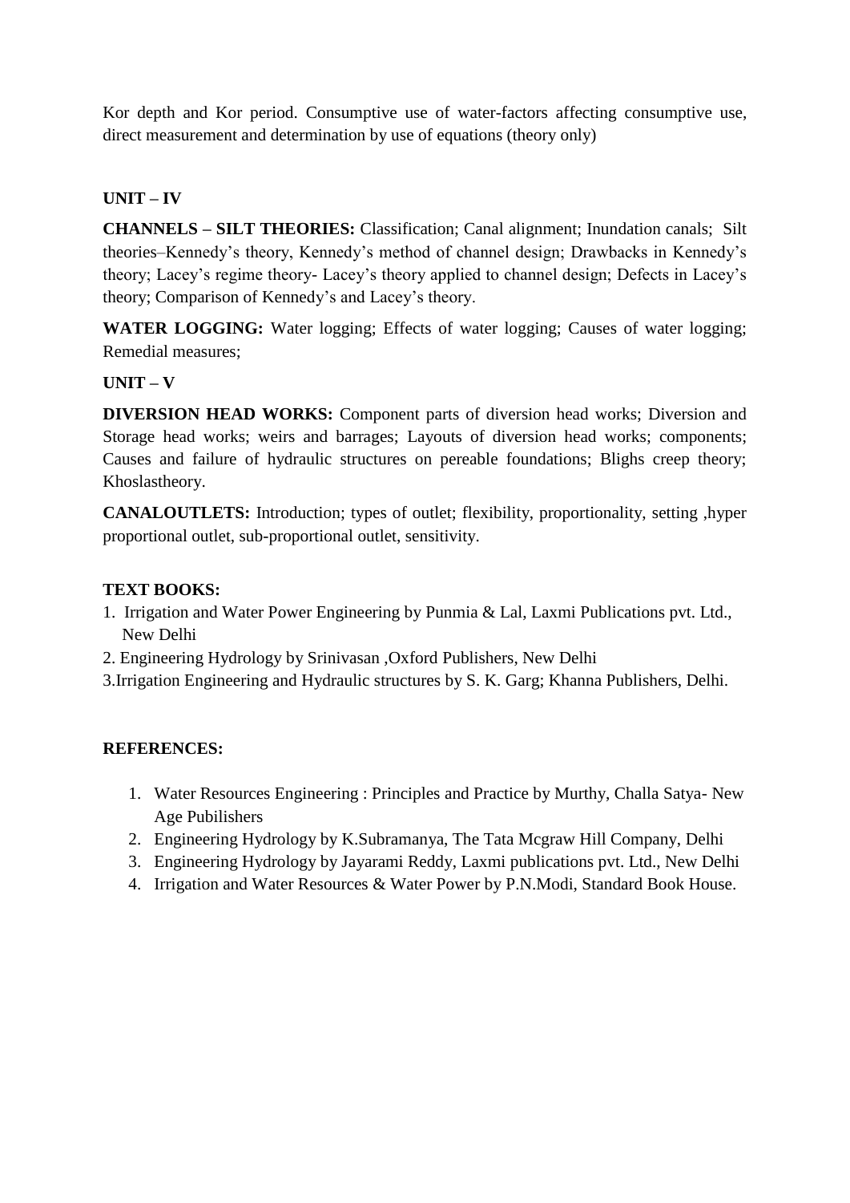Kor depth and Kor period. Consumptive use of water-factors affecting consumptive use, direct measurement and determination by use of equations (theory only)

**UNIT – IV**

**CHANNELS – SILT THEORIES:** Classification; Canal alignment; Inundation canals; Silt theories–Kennedy's theory, Kennedy's method of channel design; Drawbacks in Kennedy's theory; Lacey's regime theory- Lacey's theory applied to channel design; Defects in Lacey's theory; Comparison of Kennedy's and Lacey's theory.

**WATER LOGGING:** Water logging; Effects of water logging; Causes of water logging; Remedial measures;

**UNIT – V**

**DIVERSION HEAD WORKS:** Component parts of diversion head works; Diversion and Storage head works; weirs and barrages; Layouts of diversion head works; components; Causes and failure of hydraulic structures on pereable foundations; Blighs creep theory; Khoslastheory.

**CANALOUTLETS:** Introduction; types of outlet; flexibility, proportionality, setting ,hyper proportional outlet, sub-proportional outlet, sensitivity.

**TEXT BOOKS:**

1. Irrigation and Water Power Engineering by Punmia & Lal, Laxmi Publications pvt. Ltd., New Delhi
2. Engineering Hydrology by Srinivasan ,Oxford Publishers, New Delhi
3. Irrigation Engineering and Hydraulic structures by S. K. Garg; Khanna Publishers, Delhi.

**REFERENCES:**

1. Water Resources Engineering : Principles and Practice by Murthy, Challa Satya- New Age Pubilishers
2. Engineering Hydrology by K.Subramanya, The Tata Mcgraw Hill Company, Delhi
3. Engineering Hydrology by Jayarami Reddy, Laxmi publications pvt. Ltd., New Delhi
4. Irrigation and Water Resources & Water Power by P.N.Modi, Standard Book House.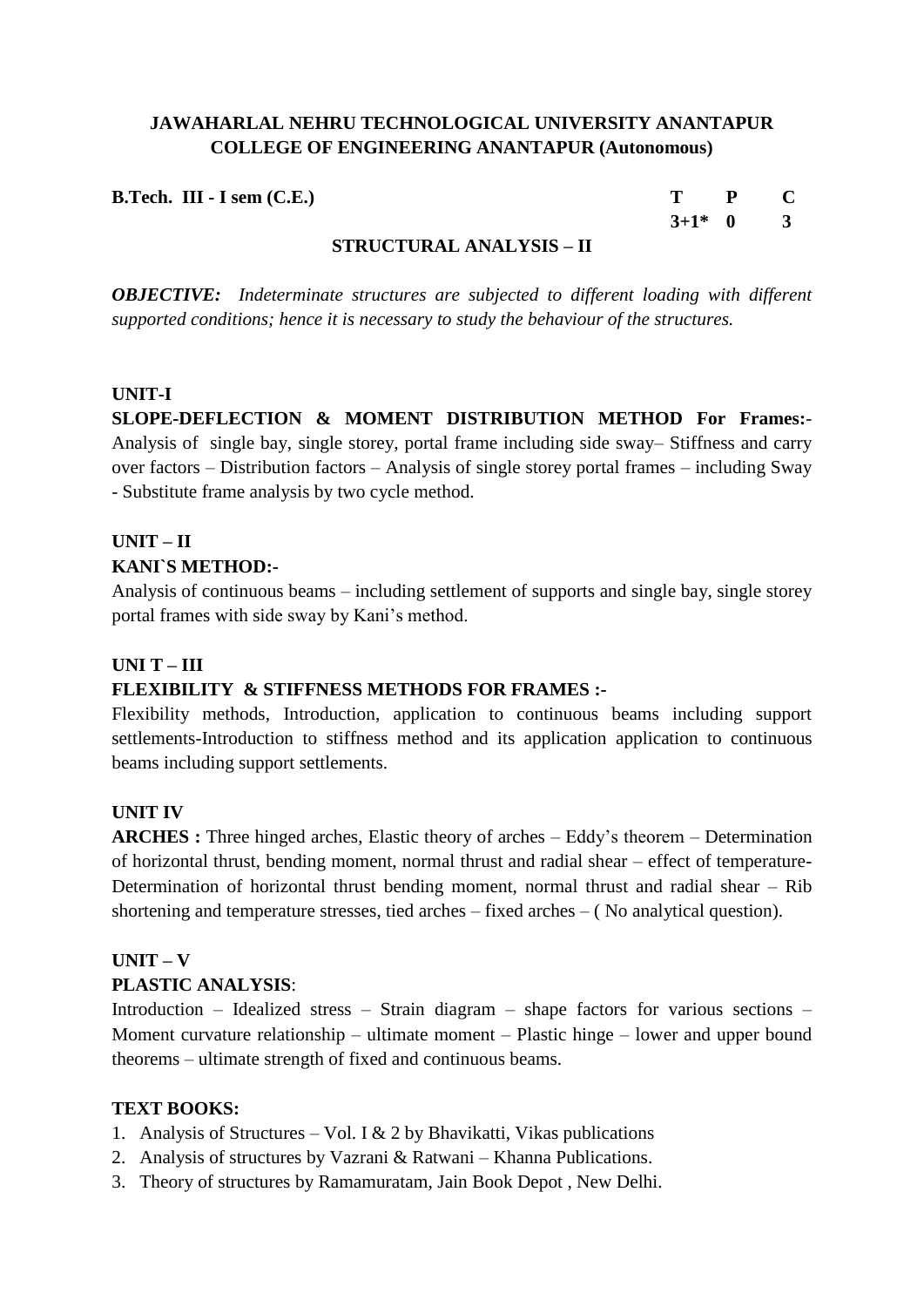**JAWAHARLAL NEHRU TECHNOLOGICAL UNIVERSITY ANANTAPUR**
**COLLEGE OF ENGINEERING ANANTAPUR (Autonomous)**

| **B.Tech. III - I sem (C.E.)** | **T** | **P** | **C** |
|---|---|---|---|
| | **3+1*** | **0** | **3** |

## STRUCTURAL ANALYSIS – II

***OBJECTIVE:*** *Indeterminate structures are subjected to different loading with different supported conditions; hence it is necessary to study the behaviour of the structures.*

### UNIT-I

**SLOPE-DEFLECTION & MOMENT DISTRIBUTION METHOD For Frames:-** Analysis of single bay, single storey, portal frame including side sway– Stiffness and carry over factors – Distribution factors – Analysis of single storey portal frames – including Sway - Substitute frame analysis by two cycle method.

### UNIT – II

**KANI`S METHOD:-**

Analysis of continuous beams – including settlement of supports and single bay, single storey portal frames with side sway by Kani's method.

### UNI T – III

**FLEXIBILITY & STIFFNESS METHODS FOR FRAMES :-**

Flexibility methods, Introduction, application to continuous beams including support settlements-Introduction to stiffness method and its application application to continuous beams including support settlements.

### UNIT IV

**ARCHES :** Three hinged arches, Elastic theory of arches – Eddy's theorem – Determination of horizontal thrust, bending moment, normal thrust and radial shear – effect of temperature- Determination of horizontal thrust bending moment, normal thrust and radial shear – Rib shortening and temperature stresses, tied arches – fixed arches – ( No analytical question).

### UNIT – V

**PLASTIC ANALYSIS**:

Introduction – Idealized stress – Strain diagram – shape factors for various sections – Moment curvature relationship – ultimate moment – Plastic hinge – lower and upper bound theorems – ultimate strength of fixed and continuous beams.

### TEXT BOOKS:

1. Analysis of Structures – Vol. I & 2 by Bhavikatti, Vikas publications
2. Analysis of structures by Vazrani & Ratwani – Khanna Publications.
3. Theory of structures by Ramamuratam, Jain Book Depot , New Delhi.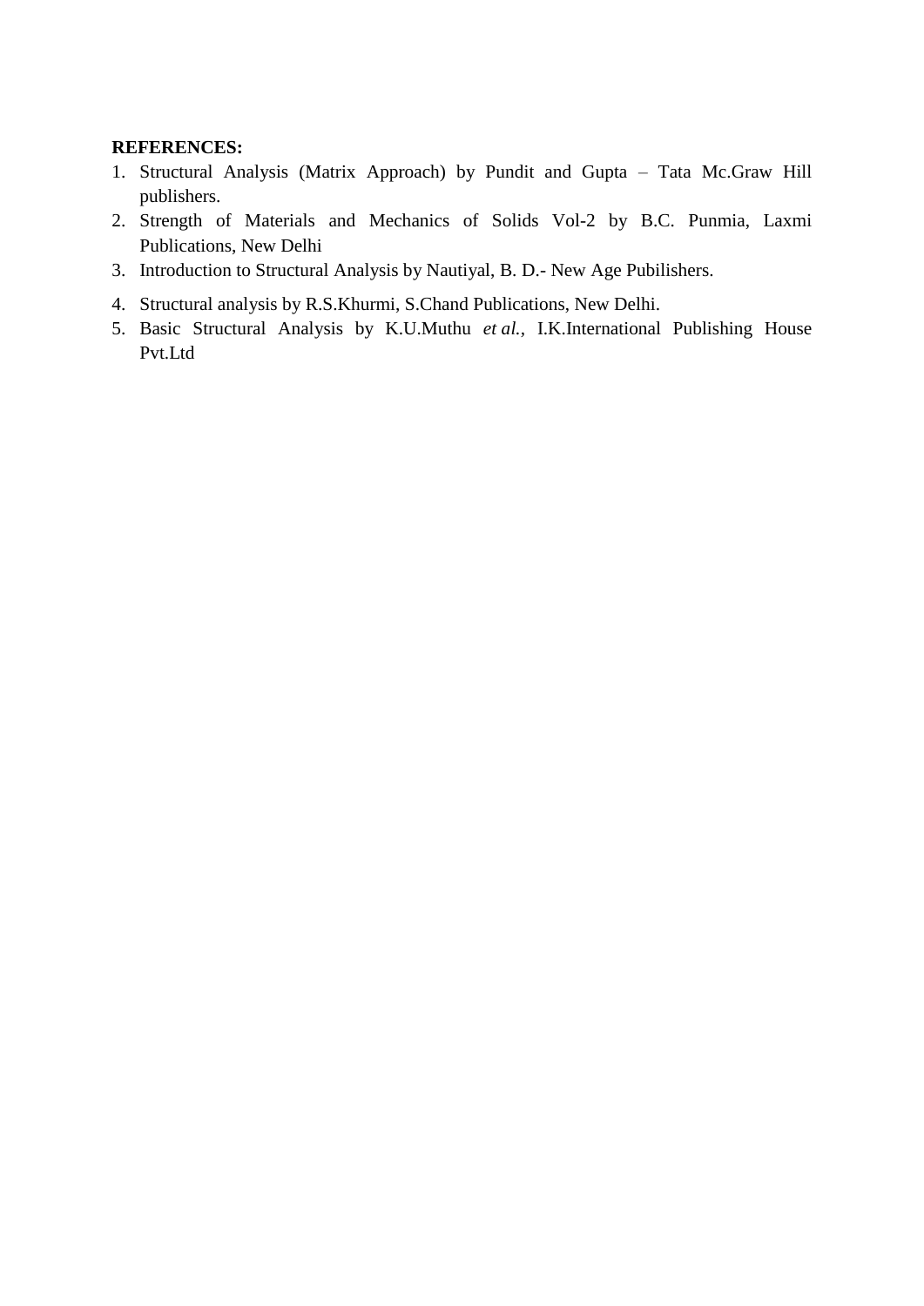**REFERENCES:**

1. Structural Analysis (Matrix Approach) by Pundit and Gupta – Tata Mc.Graw Hill publishers.
2. Strength of Materials and Mechanics of Solids Vol-2 by B.C. Punmia, Laxmi Publications, New Delhi
3. Introduction to Structural Analysis by Nautiyal, B. D.- New Age Pubilishers.
4. Structural analysis by R.S.Khurmi, S.Chand Publications, New Delhi.
5. Basic Structural Analysis by K.U.Muthu *et al.,* I.K.International Publishing House Pvt.Ltd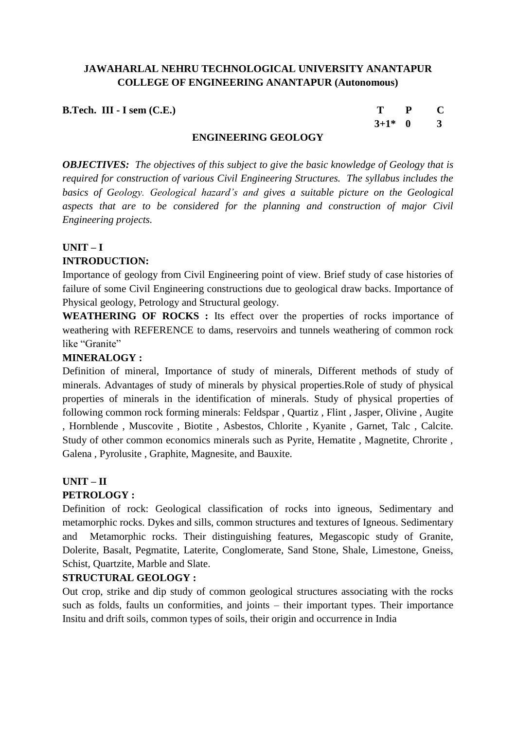**JAWAHARLAL NEHRU TECHNOLOGICAL UNIVERSITY ANANTAPUR**
**COLLEGE OF ENGINEERING ANANTAPUR (Autonomous)**

**B.Tech. III - I sem (C.E.)**

| T | P | C |
|---|---|---|
| 3+1* | 0 | 3 |

## ENGINEERING GEOLOGY

***OBJECTIVES:*** *The objectives of this subject to give the basic knowledge of Geology that is required for construction of various Civil Engineering Structures. The syllabus includes the basics of Geology. Geological hazard's and gives a suitable picture on the Geological aspects that are to be considered for the planning and construction of major Civil Engineering projects.*

### UNIT – I

**INTRODUCTION:**

Importance of geology from Civil Engineering point of view. Brief study of case histories of failure of some Civil Engineering constructions due to geological draw backs. Importance of Physical geology, Petrology and Structural geology.

**WEATHERING OF ROCKS :** Its effect over the properties of rocks importance of weathering with REFERENCE to dams, reservoirs and tunnels weathering of common rock like "Granite"

**MINERALOGY :**

Definition of mineral, Importance of study of minerals, Different methods of study of minerals. Advantages of study of minerals by physical properties.Role of study of physical properties of minerals in the identification of minerals. Study of physical properties of following common rock forming minerals: Feldspar , Quartiz , Flint , Jasper, Olivine , Augite , Hornblende , Muscovite , Biotite , Asbestos, Chlorite , Kyanite , Garnet, Talc , Calcite. Study of other common economics minerals such as Pyrite, Hematite , Magnetite, Chrorite , Galena , Pyrolusite , Graphite, Magnesite, and Bauxite.

### UNIT – II

**PETROLOGY :**

Definition of rock: Geological classification of rocks into igneous, Sedimentary and metamorphic rocks. Dykes and sills, common structures and textures of Igneous. Sedimentary and Metamorphic rocks. Their distinguishing features, Megascopic study of Granite, Dolerite, Basalt, Pegmatite, Laterite, Conglomerate, Sand Stone, Shale, Limestone, Gneiss, Schist, Quartzite, Marble and Slate.

**STRUCTURAL GEOLOGY :**

Out crop, strike and dip study of common geological structures associating with the rocks such as folds, faults un conformities, and joints – their important types. Their importance Insitu and drift soils, common types of soils, their origin and occurrence in India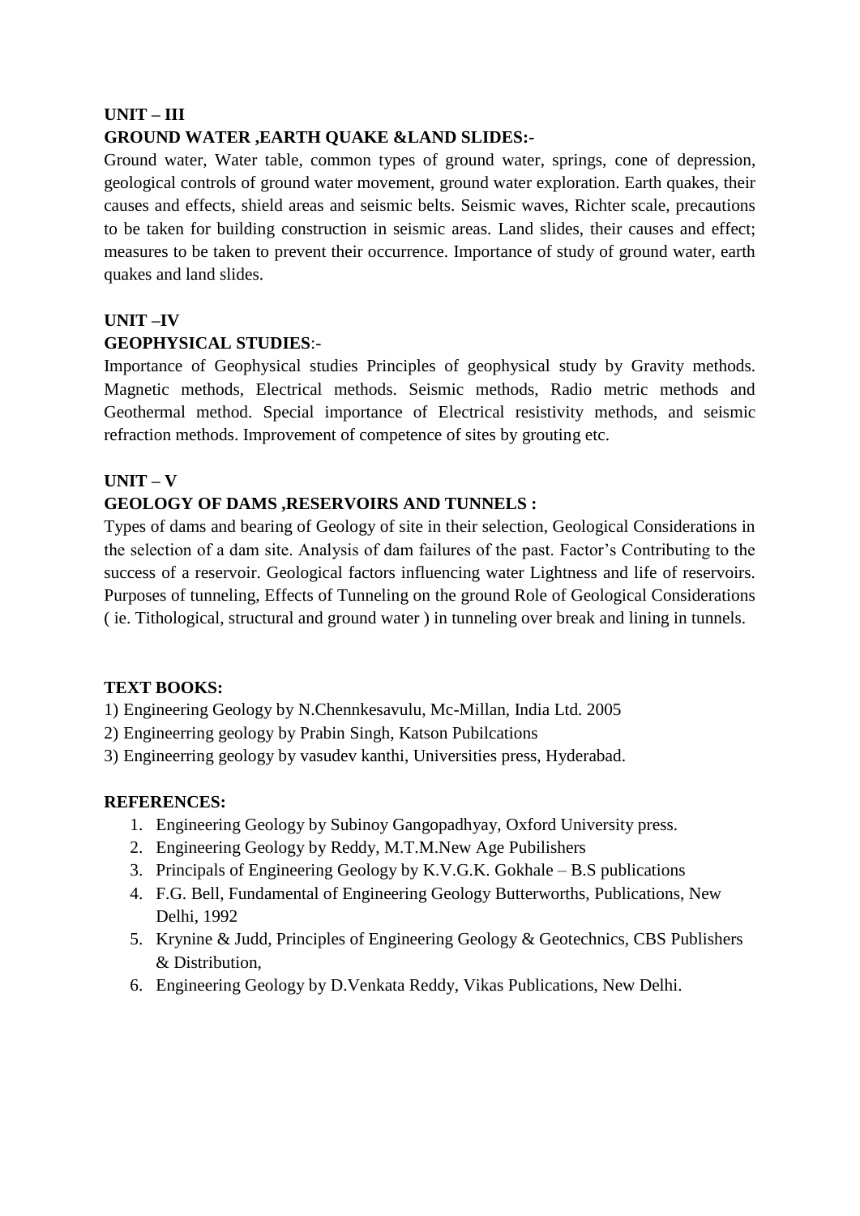**UNIT – III**

**GROUND WATER ,EARTH QUAKE &LAND SLIDES:-**

Ground water, Water table, common types of ground water, springs, cone of depression, geological controls of ground water movement, ground water exploration. Earth quakes, their causes and effects, shield areas and seismic belts. Seismic waves, Richter scale, precautions to be taken for building construction in seismic areas. Land slides, their causes and effect; measures to be taken to prevent their occurrence. Importance of study of ground water, earth quakes and land slides.

**UNIT –IV**

**GEOPHYSICAL STUDIES**:-

Importance of Geophysical studies Principles of geophysical study by Gravity methods. Magnetic methods, Electrical methods. Seismic methods, Radio metric methods and Geothermal method. Special importance of Electrical resistivity methods, and seismic refraction methods. Improvement of competence of sites by grouting etc.

**UNIT – V**

**GEOLOGY OF DAMS ,RESERVOIRS AND TUNNELS :**

Types of dams and bearing of Geology of site in their selection, Geological Considerations in the selection of a dam site. Analysis of dam failures of the past. Factor's Contributing to the success of a reservoir. Geological factors influencing water Lightness and life of reservoirs. Purposes of tunneling, Effects of Tunneling on the ground Role of Geological Considerations ( ie. Tithological, structural and ground water ) in tunneling over break and lining in tunnels.

**TEXT BOOKS:**

1) Engineering Geology by N.Chennkesavulu, Mc-Millan, India Ltd. 2005
2) Engineerring geology by Prabin Singh, Katson Pubilcations
3) Engineerring geology by vasudev kanthi, Universities press, Hyderabad.

**REFERENCES:**

1. Engineering Geology by Subinoy Gangopadhyay, Oxford University press.
2. Engineering Geology by Reddy, M.T.M.New Age Pubilishers
3. Principals of Engineering Geology by K.V.G.K. Gokhale – B.S publications
4. F.G. Bell, Fundamental of Engineering Geology Butterworths, Publications, New Delhi, 1992
5. Krynine & Judd, Principles of Engineering Geology & Geotechnics, CBS Publishers & Distribution,
6. Engineering Geology by D.Venkata Reddy, Vikas Publications, New Delhi.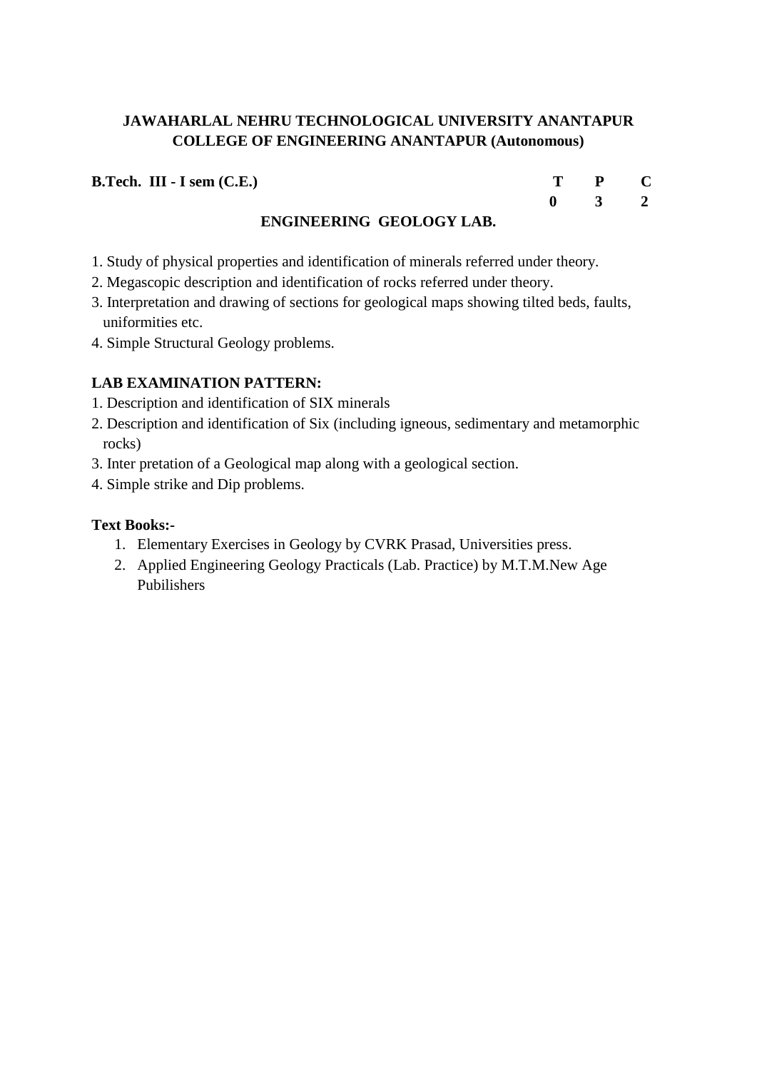**JAWAHARLAL NEHRU TECHNOLOGICAL UNIVERSITY ANANTAPUR**
**COLLEGE OF ENGINEERING ANANTAPUR (Autonomous)**

**B.Tech. III - I sem (C.E.)**

| T | P | C |
|---|---|---|
| 0 | 3 | 2 |

## ENGINEERING GEOLOGY LAB.

1. Study of physical properties and identification of minerals referred under theory.
2. Megascopic description and identification of rocks referred under theory.
3. Interpretation and drawing of sections for geological maps showing tilted beds, faults, uniformities etc.
4. Simple Structural Geology problems.

**LAB EXAMINATION PATTERN:**

1. Description and identification of SIX minerals
2. Description and identification of Six (including igneous, sedimentary and metamorphic rocks)
3. Inter pretation of a Geological map along with a geological section.
4. Simple strike and Dip problems.

**Text Books:-**

1. Elementary Exercises in Geology by CVRK Prasad, Universities press.
2. Applied Engineering Geology Practicals (Lab. Practice) by M.T.M.New Age Pubilishers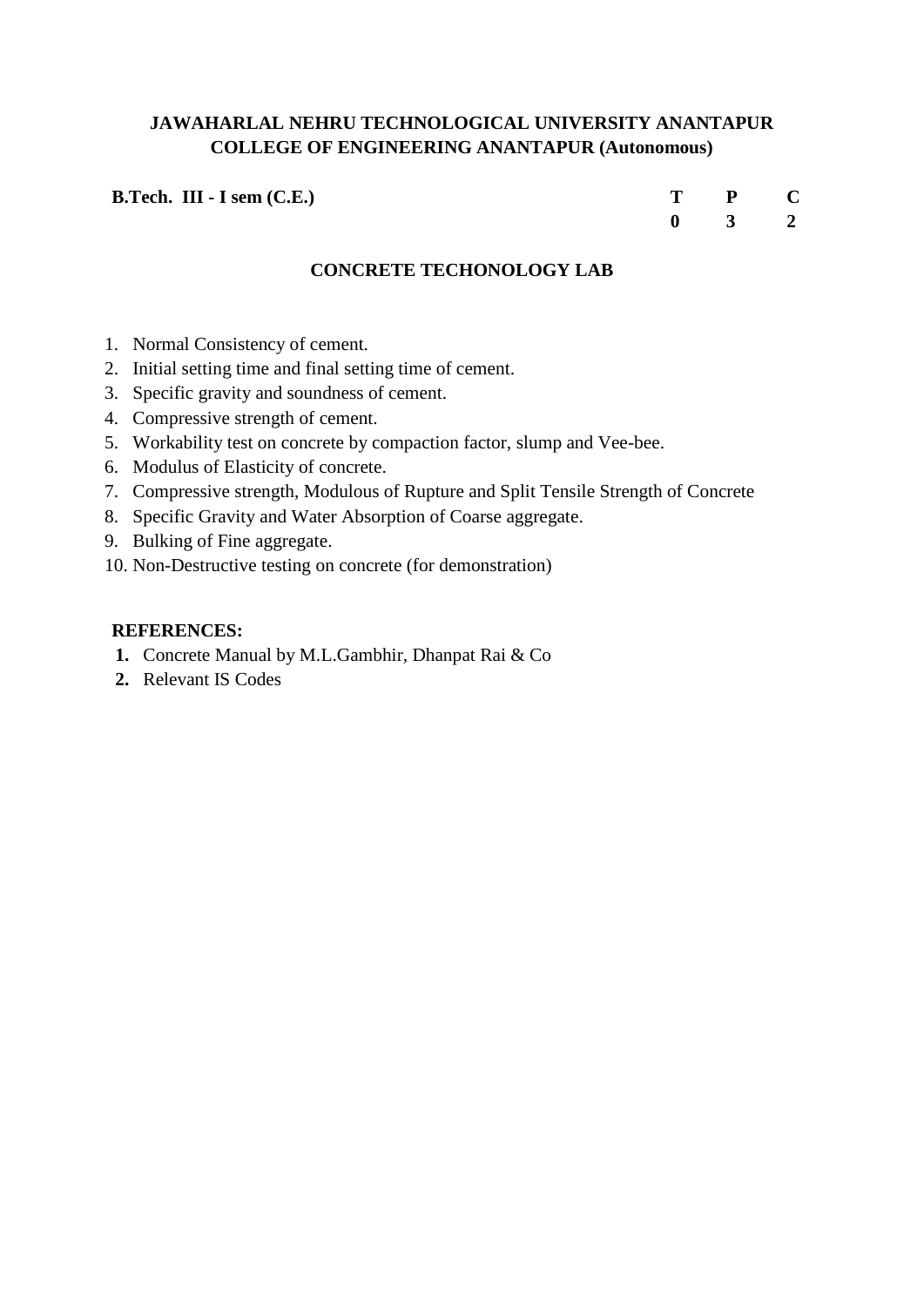**JAWAHARLAL NEHRU TECHNOLOGICAL UNIVERSITY ANANTAPUR**
**COLLEGE OF ENGINEERING ANANTAPUR (Autonomous)**

| **B.Tech. III - I sem (C.E.)** | **T** | **P** | **C** |
|---|---|---|---|
| | **0** | **3** | **2** |

## CONCRETE TECHONOLOGY LAB

1. Normal Consistency of cement.
2. Initial setting time and final setting time of cement.
3. Specific gravity and soundness of cement.
4. Compressive strength of cement.
5. Workability test on concrete by compaction factor, slump and Vee-bee.
6. Modulus of Elasticity of concrete.
7. Compressive strength, Modulous of Rupture and Split Tensile Strength of Concrete
8. Specific Gravity and Water Absorption of Coarse aggregate.
9. Bulking of Fine aggregate.
10. Non-Destructive testing on concrete (for demonstration)

**REFERENCES:**

1. Concrete Manual by M.L.Gambhir, Dhanpat Rai & Co
2. Relevant IS Codes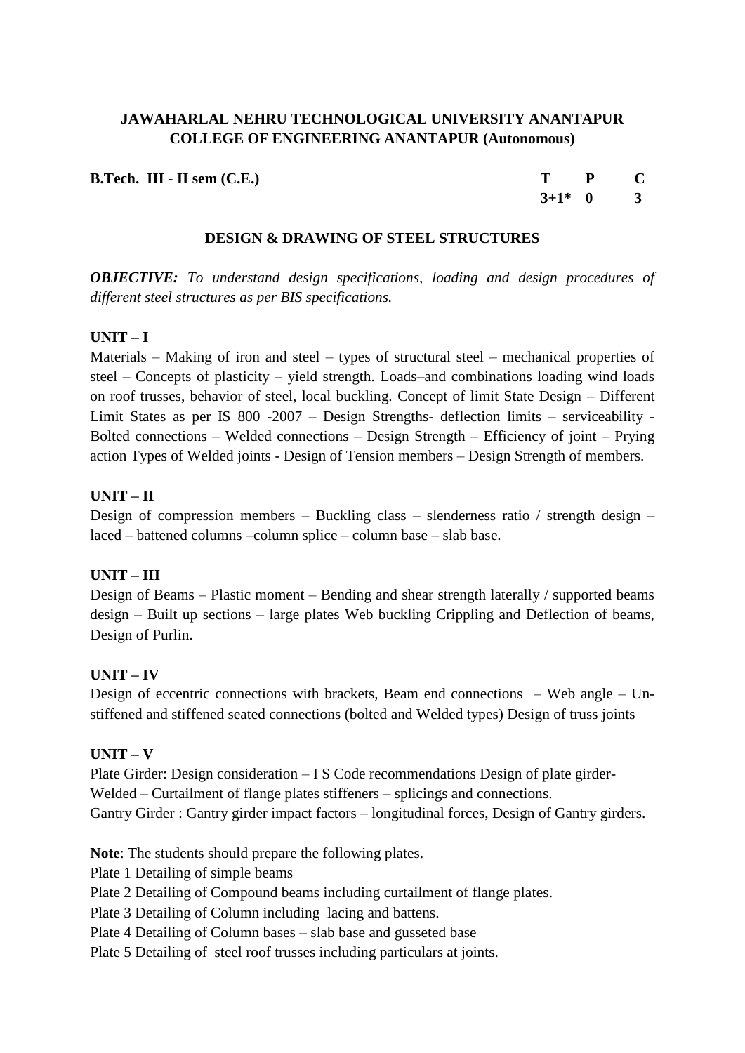**JAWAHARLAL NEHRU TECHNOLOGICAL UNIVERSITY ANANTAPUR**
**COLLEGE OF ENGINEERING ANANTAPUR (Autonomous)**

| **B.Tech. III - II sem (C.E.)** | **T** | **P** | **C** |
|---|---|---|---|
| | **3+1*** | **0** | **3** |

## DESIGN & DRAWING OF STEEL STRUCTURES

***OBJECTIVE:*** *To understand design specifications, loading and design procedures of different steel structures as per BIS specifications.*

### UNIT – I

Materials – Making of iron and steel – types of structural steel – mechanical properties of steel – Concepts of plasticity – yield strength. Loads–and combinations loading wind loads on roof trusses, behavior of steel, local buckling. Concept of limit State Design – Different Limit States as per IS 800 -2007 – Design Strengths- deflection limits – serviceability - Bolted connections – Welded connections – Design Strength – Efficiency of joint – Prying action Types of Welded joints - Design of Tension members – Design Strength of members.

### UNIT – II

Design of compression members – Buckling class – slenderness ratio / strength design – laced – battened columns –column splice – column base – slab base.

### UNIT – III

Design of Beams – Plastic moment – Bending and shear strength laterally / supported beams design – Built up sections – large plates Web buckling Crippling and Deflection of beams, Design of Purlin.

### UNIT – IV

Design of eccentric connections with brackets, Beam end connections – Web angle – Un-stiffened and stiffened seated connections (bolted and Welded types) Design of truss joints

### UNIT – V

Plate Girder: Design consideration – I S Code recommendations Design of plate girder-Welded – Curtailment of flange plates stiffeners – splicings and connections.
Gantry Girder : Gantry girder impact factors – longitudinal forces, Design of Gantry girders.

**Note**: The students should prepare the following plates.
Plate 1 Detailing of simple beams
Plate 2 Detailing of Compound beams including curtailment of flange plates.
Plate 3 Detailing of Column including lacing and battens.
Plate 4 Detailing of Column bases – slab base and gusseted base
Plate 5 Detailing of steel roof trusses including particulars at joints.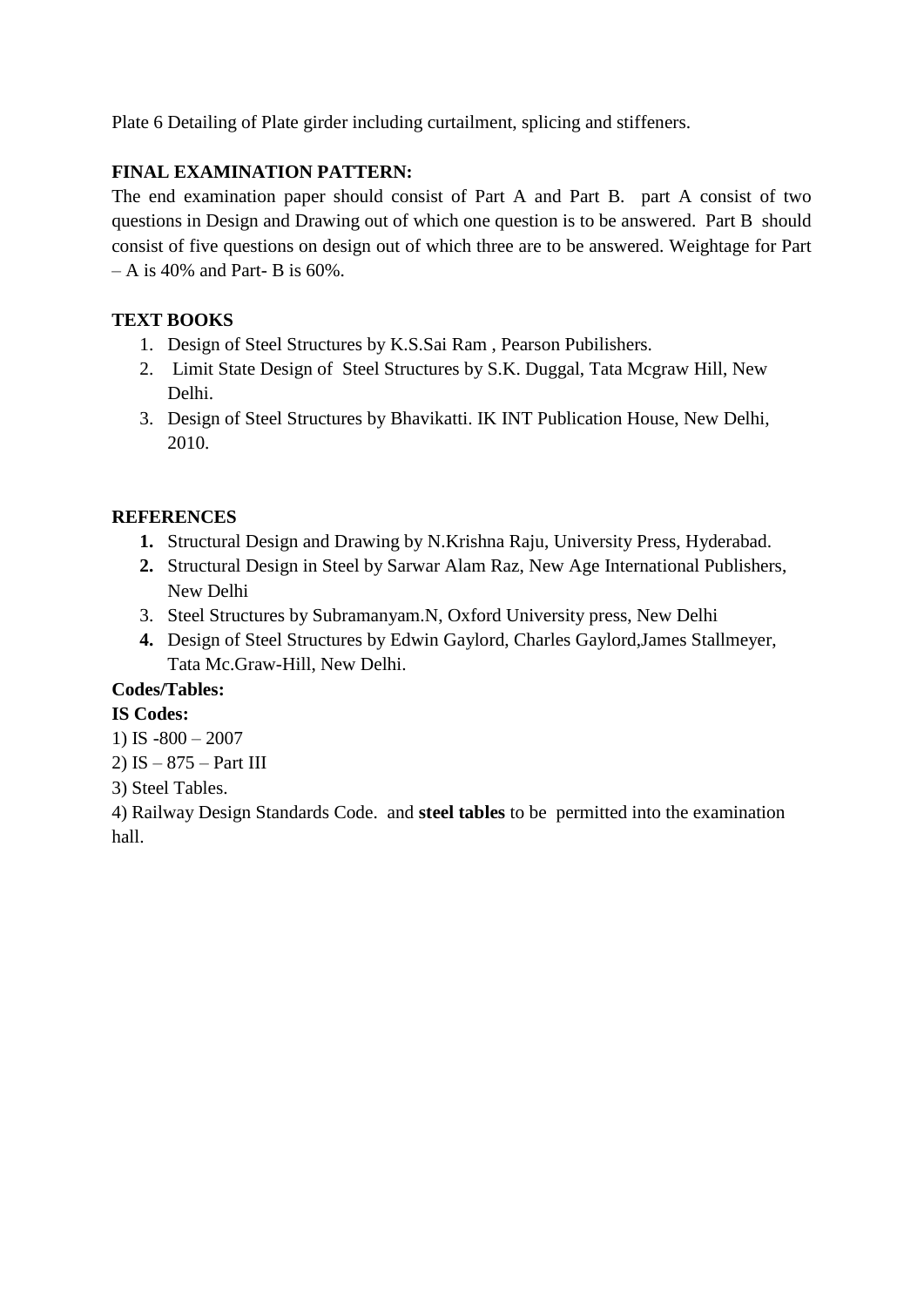Plate 6 Detailing of Plate girder including curtailment, splicing and stiffeners.

**FINAL EXAMINATION PATTERN:**

The end examination paper should consist of Part A and Part B. part A consist of two questions in Design and Drawing out of which one question is to be answered. Part B should consist of five questions on design out of which three are to be answered. Weightage for Part – A is 40% and Part- B is 60%.

**TEXT BOOKS**

1. Design of Steel Structures by K.S.Sai Ram , Pearson Pubilishers.
2. Limit State Design of Steel Structures by S.K. Duggal, Tata Mcgraw Hill, New Delhi.
3. Design of Steel Structures by Bhavikatti. IK INT Publication House, New Delhi, 2010.

**REFERENCES**

1. Structural Design and Drawing by N.Krishna Raju, University Press, Hyderabad.
2. Structural Design in Steel by Sarwar Alam Raz, New Age International Publishers, New Delhi
3. Steel Structures by Subramanyam.N, Oxford University press, New Delhi
4. Design of Steel Structures by Edwin Gaylord, Charles Gaylord,James Stallmeyer, Tata Mc.Graw-Hill, New Delhi.

**Codes/Tables:**

**IS Codes:**

1) IS -800 – 2007

2) IS – 875 – Part III

3) Steel Tables.

4) Railway Design Standards Code. and **steel tables** to be permitted into the examination hall.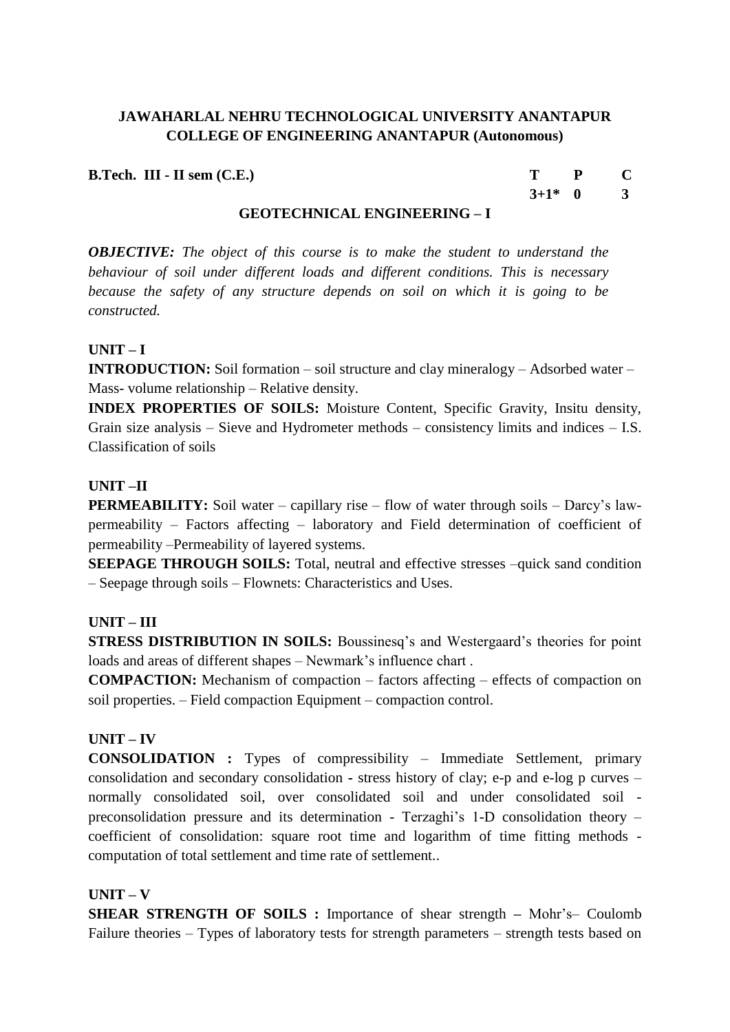**JAWAHARLAL NEHRU TECHNOLOGICAL UNIVERSITY ANANTAPUR**
**COLLEGE OF ENGINEERING ANANTAPUR (Autonomous)**

| **B.Tech. III - II sem (C.E.)** | **T** | **P** | **C** |
|---|---|---|---|
| | **3+1*** | **0** | **3** |

## GEOTECHNICAL ENGINEERING – I

***OBJECTIVE:*** *The object of this course is to make the student to understand the behaviour of soil under different loads and different conditions. This is necessary because the safety of any structure depends on soil on which it is going to be constructed.*

### UNIT – I

**INTRODUCTION:** Soil formation – soil structure and clay mineralogy – Adsorbed water – Mass- volume relationship – Relative density.

**INDEX PROPERTIES OF SOILS:** Moisture Content, Specific Gravity, Insitu density, Grain size analysis – Sieve and Hydrometer methods – consistency limits and indices – I.S. Classification of soils

### UNIT –II

**PERMEABILITY:** Soil water – capillary rise – flow of water through soils – Darcy's law- permeability – Factors affecting – laboratory and Field determination of coefficient of permeability –Permeability of layered systems.

**SEEPAGE THROUGH SOILS:** Total, neutral and effective stresses –quick sand condition – Seepage through soils – Flownets: Characteristics and Uses.

### UNIT – III

**STRESS DISTRIBUTION IN SOILS:** Boussinesq's and Westergaard's theories for point loads and areas of different shapes – Newmark's influence chart .

**COMPACTION:** Mechanism of compaction – factors affecting – effects of compaction on soil properties. – Field compaction Equipment – compaction control.

### UNIT – IV

**CONSOLIDATION :** Types of compressibility – Immediate Settlement, primary consolidation and secondary consolidation - stress history of clay; e-p and e-log p curves – normally consolidated soil, over consolidated soil and under consolidated soil - preconsolidation pressure and its determination - Terzaghi's 1-D consolidation theory – coefficient of consolidation: square root time and logarithm of time fitting methods - computation of total settlement and time rate of settlement..

### UNIT – V

**SHEAR STRENGTH OF SOILS :** Importance of shear strength – Mohr's– Coulomb Failure theories – Types of laboratory tests for strength parameters – strength tests based on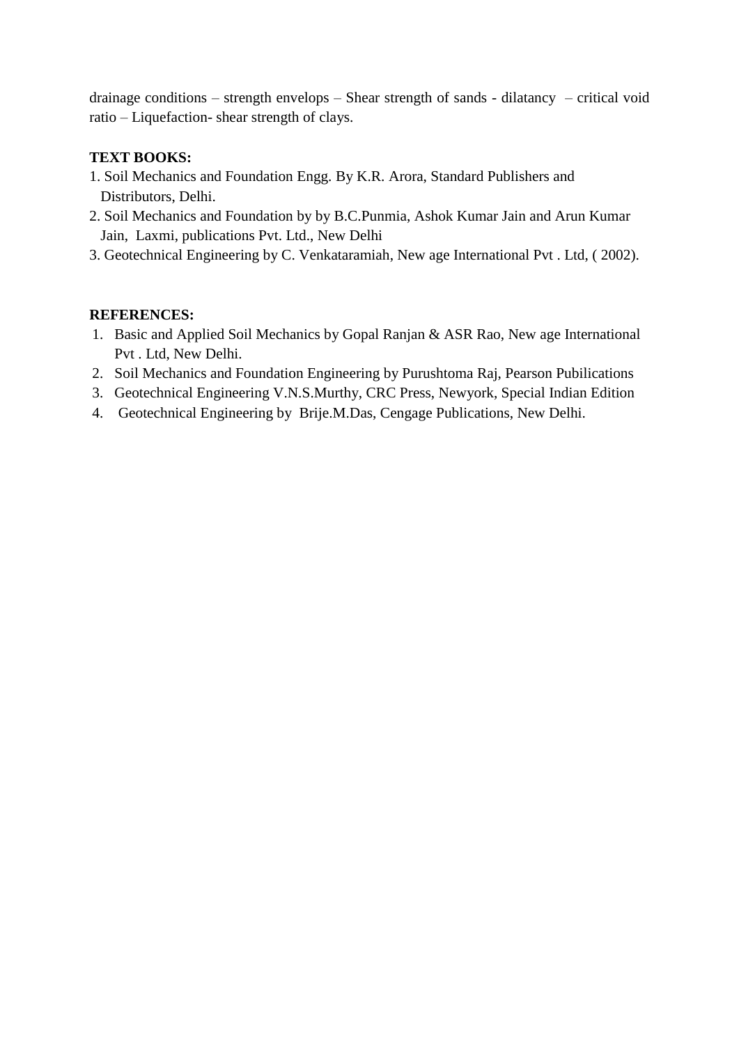drainage conditions – strength envelops – Shear strength of sands - dilatancy – critical void ratio – Liquefaction- shear strength of clays.

**TEXT BOOKS:**

1. Soil Mechanics and Foundation Engg. By K.R. Arora, Standard Publishers and Distributors, Delhi.
2. Soil Mechanics and Foundation by by B.C.Punmia, Ashok Kumar Jain and Arun Kumar Jain, Laxmi, publications Pvt. Ltd., New Delhi
3. Geotechnical Engineering by C. Venkataramiah, New age International Pvt . Ltd, ( 2002).

**REFERENCES:**

1. Basic and Applied Soil Mechanics by Gopal Ranjan & ASR Rao, New age International Pvt . Ltd, New Delhi.
2. Soil Mechanics and Foundation Engineering by Purushtoma Raj, Pearson Pubilications
3. Geotechnical Engineering V.N.S.Murthy, CRC Press, Newyork, Special Indian Edition
4. Geotechnical Engineering by Brije.M.Das, Cengage Publications, New Delhi.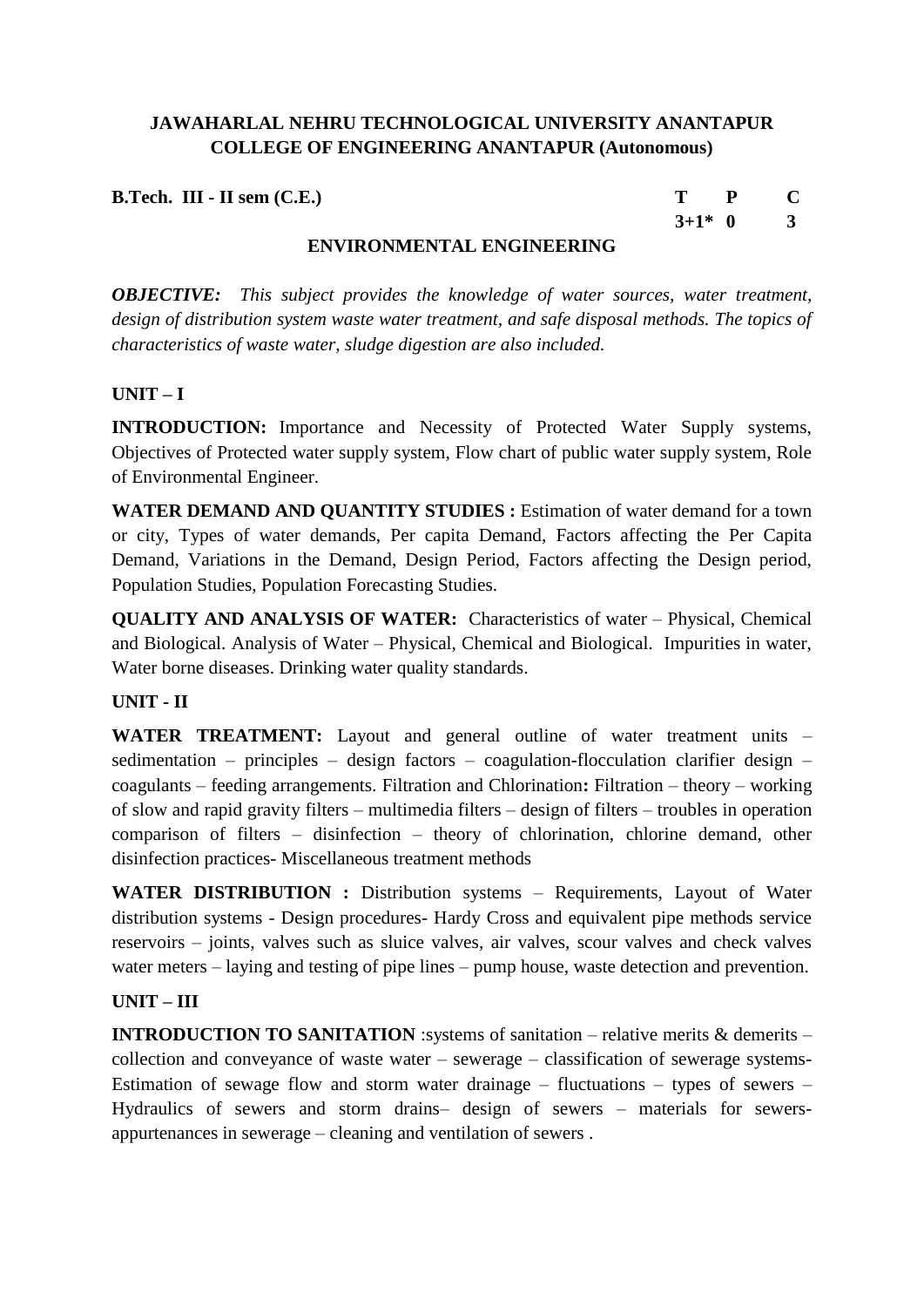**JAWAHARLAL NEHRU TECHNOLOGICAL UNIVERSITY ANANTAPUR**
**COLLEGE OF ENGINEERING ANANTAPUR (Autonomous)**

**B.Tech. III - II sem (C.E.)**

| T | P | C |
|---|---|---|
| 3+1* | 0 | 3 |

## ENVIRONMENTAL ENGINEERING

***OBJECTIVE:*** *This subject provides the knowledge of water sources, water treatment, design of distribution system waste water treatment, and safe disposal methods. The topics of characteristics of waste water, sludge digestion are also included.*

### UNIT – I

**INTRODUCTION:** Importance and Necessity of Protected Water Supply systems, Objectives of Protected water supply system, Flow chart of public water supply system, Role of Environmental Engineer.

**WATER DEMAND AND QUANTITY STUDIES :** Estimation of water demand for a town or city, Types of water demands, Per capita Demand, Factors affecting the Per Capita Demand, Variations in the Demand, Design Period, Factors affecting the Design period, Population Studies, Population Forecasting Studies.

**QUALITY AND ANALYSIS OF WATER:** Characteristics of water – Physical, Chemical and Biological. Analysis of Water – Physical, Chemical and Biological. Impurities in water, Water borne diseases. Drinking water quality standards.

### UNIT - II

**WATER TREATMENT:** Layout and general outline of water treatment units – sedimentation – principles – design factors – coagulation-flocculation clarifier design – coagulants – feeding arrangements. Filtration and Chlorination**:** Filtration – theory – working of slow and rapid gravity filters – multimedia filters – design of filters – troubles in operation comparison of filters – disinfection – theory of chlorination, chlorine demand, other disinfection practices- Miscellaneous treatment methods

**WATER DISTRIBUTION :** Distribution systems – Requirements, Layout of Water distribution systems - Design procedures- Hardy Cross and equivalent pipe methods service reservoirs – joints, valves such as sluice valves, air valves, scour valves and check valves water meters – laying and testing of pipe lines – pump house, waste detection and prevention.

### UNIT – III

**INTRODUCTION TO SANITATION** :systems of sanitation – relative merits & demerits – collection and conveyance of waste water – sewerage – classification of sewerage systems- Estimation of sewage flow and storm water drainage – fluctuations – types of sewers – Hydraulics of sewers and storm drains– design of sewers – materials for sewers- appurtenances in sewerage – cleaning and ventilation of sewers .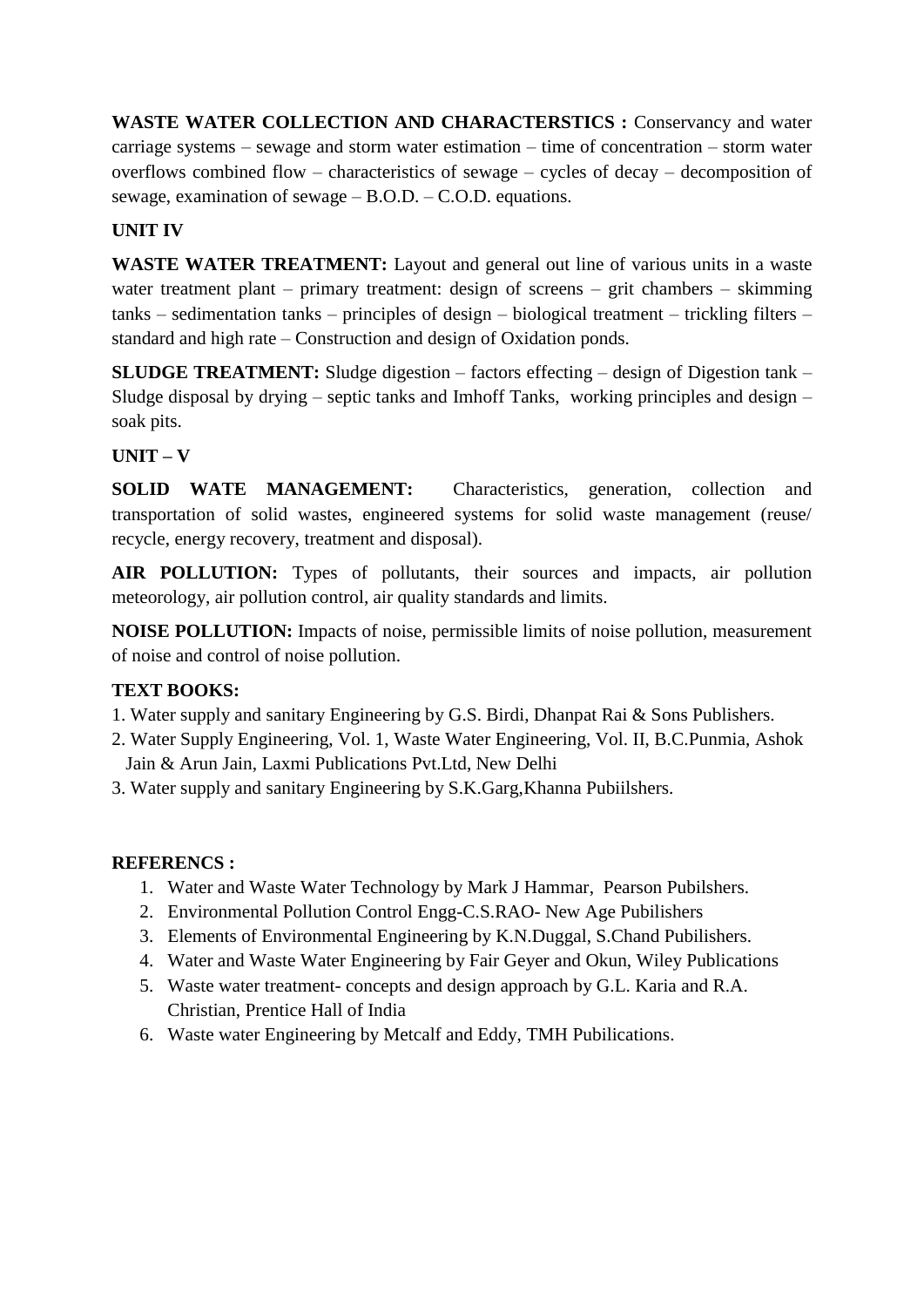**WASTE WATER COLLECTION AND CHARACTERSTICS :** Conservancy and water carriage systems – sewage and storm water estimation – time of concentration – storm water overflows combined flow – characteristics of sewage – cycles of decay – decomposition of sewage, examination of sewage – B.O.D. – C.O.D. equations.

**UNIT IV**

**WASTE WATER TREATMENT:** Layout and general out line of various units in a waste water treatment plant – primary treatment: design of screens – grit chambers – skimming tanks – sedimentation tanks – principles of design – biological treatment – trickling filters – standard and high rate – Construction and design of Oxidation ponds.

**SLUDGE TREATMENT:** Sludge digestion – factors effecting – design of Digestion tank – Sludge disposal by drying – septic tanks and Imhoff Tanks, working principles and design – soak pits.

**UNIT – V**

**SOLID WATE MANAGEMENT:** Characteristics, generation, collection and transportation of solid wastes, engineered systems for solid waste management (reuse/ recycle, energy recovery, treatment and disposal).

**AIR POLLUTION:** Types of pollutants, their sources and impacts, air pollution meteorology, air pollution control, air quality standards and limits.

**NOISE POLLUTION:** Impacts of noise, permissible limits of noise pollution, measurement of noise and control of noise pollution.

**TEXT BOOKS:**

1. Water supply and sanitary Engineering by G.S. Birdi, Dhanpat Rai & Sons Publishers.
2. Water Supply Engineering, Vol. 1, Waste Water Engineering, Vol. II, B.C.Punmia, Ashok Jain & Arun Jain, Laxmi Publications Pvt.Ltd, New Delhi
3. Water supply and sanitary Engineering by S.K.Garg,Khanna Pubiilshers.

**REFERENCS :**

1. Water and Waste Water Technology by Mark J Hammar, Pearson Pubilshers.
2. Environmental Pollution Control Engg-C.S.RAO- New Age Pubilishers
3. Elements of Environmental Engineering by K.N.Duggal, S.Chand Pubilishers.
4. Water and Waste Water Engineering by Fair Geyer and Okun, Wiley Publications
5. Waste water treatment- concepts and design approach by G.L. Karia and R.A. Christian, Prentice Hall of India
6. Waste water Engineering by Metcalf and Eddy, TMH Pubilications.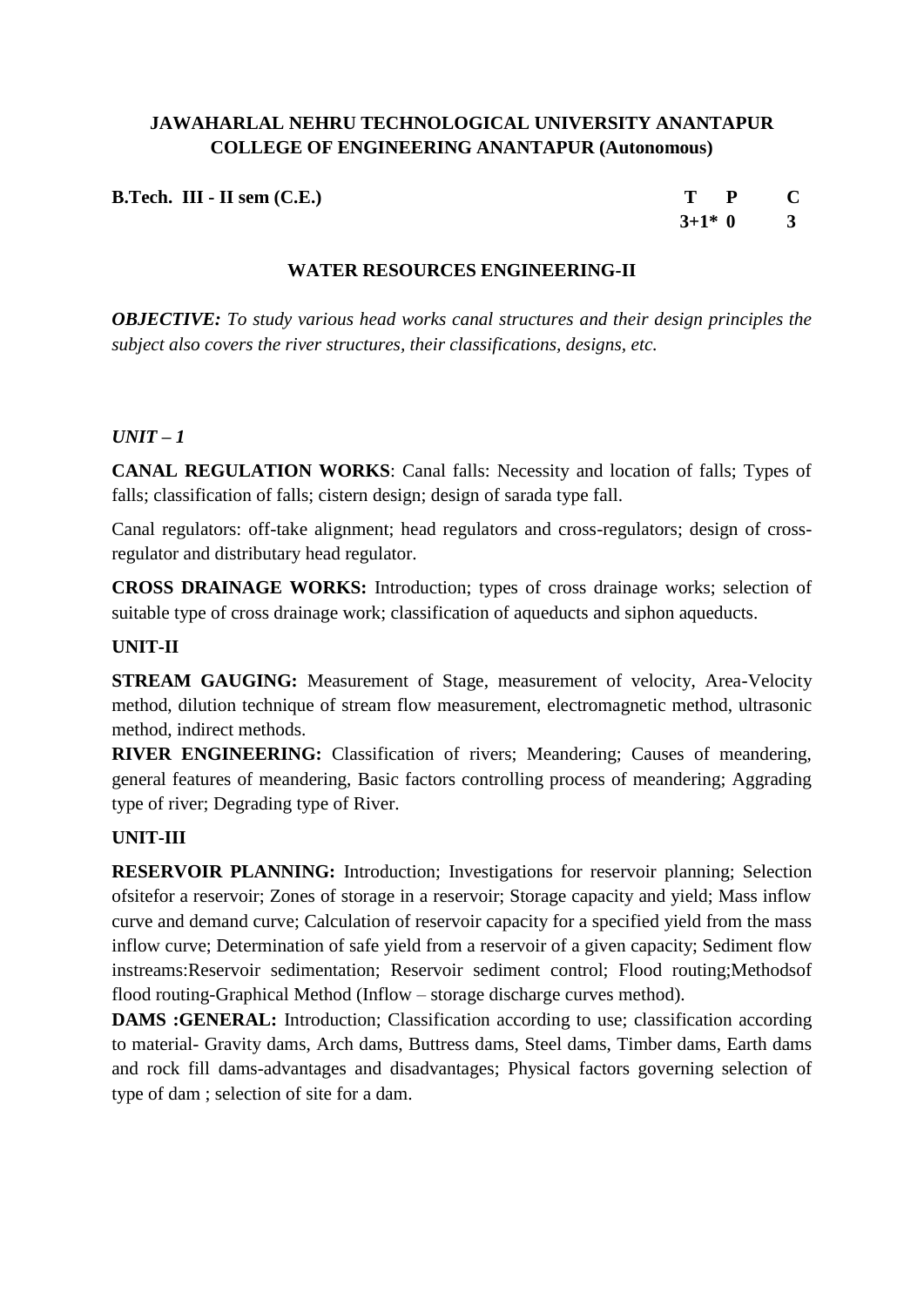**JAWAHARLAL NEHRU TECHNOLOGICAL UNIVERSITY ANANTAPUR**
**COLLEGE OF ENGINEERING ANANTAPUR (Autonomous)**

| **B.Tech. III - II sem (C.E.)** | **T** | **P** | **C** |
|---|---|---|---|
| | **3+1*** | **0** | **3** |

## WATER RESOURCES ENGINEERING-II

***OBJECTIVE:*** *To study various head works canal structures and their design principles the subject also covers the river structures, their classifications, designs, etc.*

### *UNIT – 1*

**CANAL REGULATION WORKS**: Canal falls: Necessity and location of falls; Types of falls; classification of falls; cistern design; design of sarada type fall.

Canal regulators: off-take alignment; head regulators and cross-regulators; design of cross-regulator and distributary head regulator.

**CROSS DRAINAGE WORKS:** Introduction; types of cross drainage works; selection of suitable type of cross drainage work; classification of aqueducts and siphon aqueducts.

### UNIT-II

**STREAM GAUGING:** Measurement of Stage, measurement of velocity, Area-Velocity method, dilution technique of stream flow measurement, electromagnetic method, ultrasonic method, indirect methods.

**RIVER ENGINEERING:** Classification of rivers; Meandering; Causes of meandering, general features of meandering, Basic factors controlling process of meandering; Aggrading type of river; Degrading type of River.

### UNIT-III

**RESERVOIR PLANNING:** Introduction; Investigations for reservoir planning; Selection ofsitefor a reservoir; Zones of storage in a reservoir; Storage capacity and yield; Mass inflow curve and demand curve; Calculation of reservoir capacity for a specified yield from the mass inflow curve; Determination of safe yield from a reservoir of a given capacity; Sediment flow instreams:Reservoir sedimentation; Reservoir sediment control; Flood routing;Methodsof flood routing-Graphical Method (Inflow – storage discharge curves method).

**DAMS :GENERAL:** Introduction; Classification according to use; classification according to material- Gravity dams, Arch dams, Buttress dams, Steel dams, Timber dams, Earth dams and rock fill dams-advantages and disadvantages; Physical factors governing selection of type of dam ; selection of site for a dam.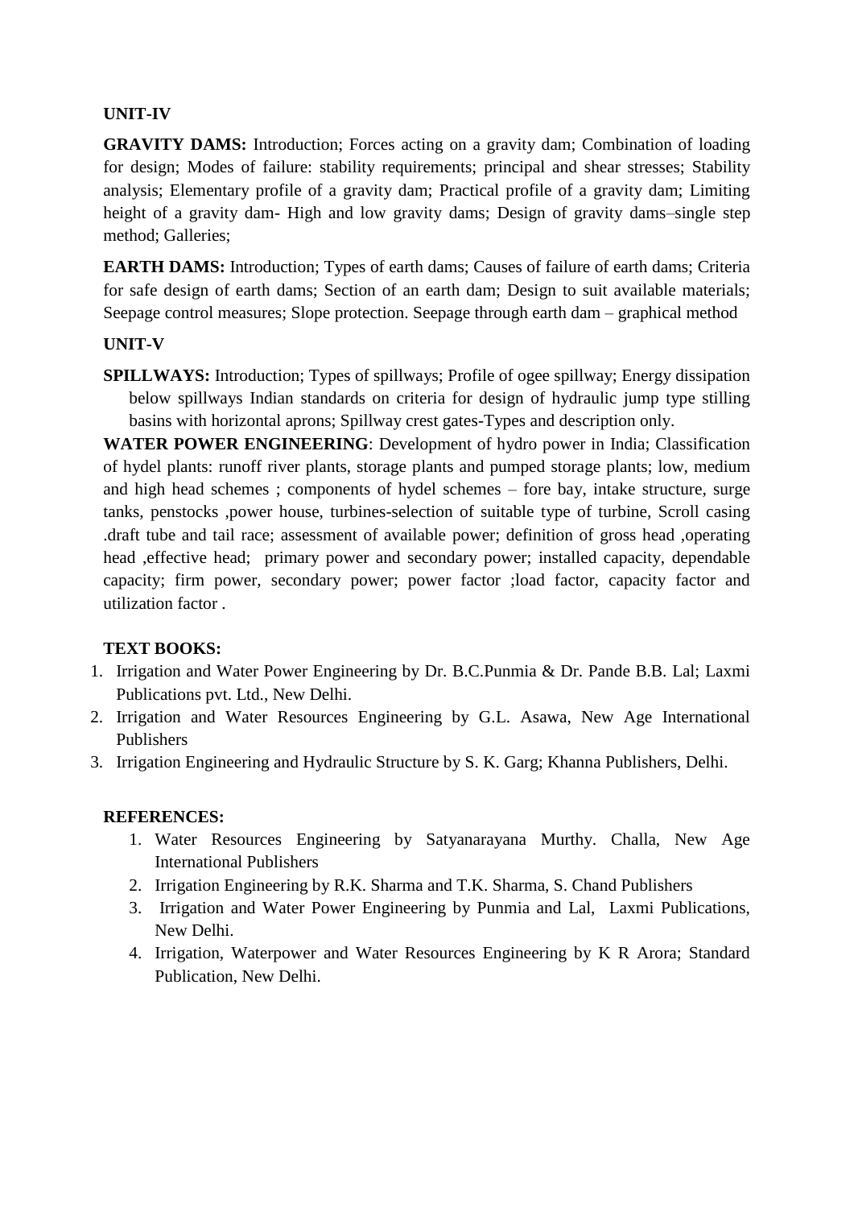**UNIT-IV**

**GRAVITY DAMS:** Introduction; Forces acting on a gravity dam; Combination of loading for design; Modes of failure: stability requirements; principal and shear stresses; Stability analysis; Elementary profile of a gravity dam; Practical profile of a gravity dam; Limiting height of a gravity dam- High and low gravity dams; Design of gravity dams–single step method; Galleries;

**EARTH DAMS:** Introduction; Types of earth dams; Causes of failure of earth dams; Criteria for safe design of earth dams; Section of an earth dam; Design to suit available materials; Seepage control measures; Slope protection. Seepage through earth dam – graphical method

**UNIT-V**

**SPILLWAYS:** Introduction; Types of spillways; Profile of ogee spillway; Energy dissipation below spillways Indian standards on criteria for design of hydraulic jump type stilling basins with horizontal aprons; Spillway crest gates-Types and description only.

**WATER POWER ENGINEERING**: Development of hydro power in India; Classification of hydel plants: runoff river plants, storage plants and pumped storage plants; low, medium and high head schemes ; components of hydel schemes – fore bay, intake structure, surge tanks, penstocks ,power house, turbines-selection of suitable type of turbine, Scroll casing .draft tube and tail race; assessment of available power; definition of gross head ,operating head ,effective head; primary power and secondary power; installed capacity, dependable capacity; firm power, secondary power; power factor ;load factor, capacity factor and utilization factor .

**TEXT BOOKS:**

1. Irrigation and Water Power Engineering by Dr. B.C.Punmia & Dr. Pande B.B. Lal; Laxmi Publications pvt. Ltd., New Delhi.
2. Irrigation and Water Resources Engineering by G.L. Asawa, New Age International Publishers
3. Irrigation Engineering and Hydraulic Structure by S. K. Garg; Khanna Publishers, Delhi.

**REFERENCES:**

1. Water Resources Engineering by Satyanarayana Murthy. Challa, New Age International Publishers
2. Irrigation Engineering by R.K. Sharma and T.K. Sharma, S. Chand Publishers
3. Irrigation and Water Power Engineering by Punmia and Lal, Laxmi Publications, New Delhi.
4. Irrigation, Waterpower and Water Resources Engineering by K R Arora; Standard Publication, New Delhi.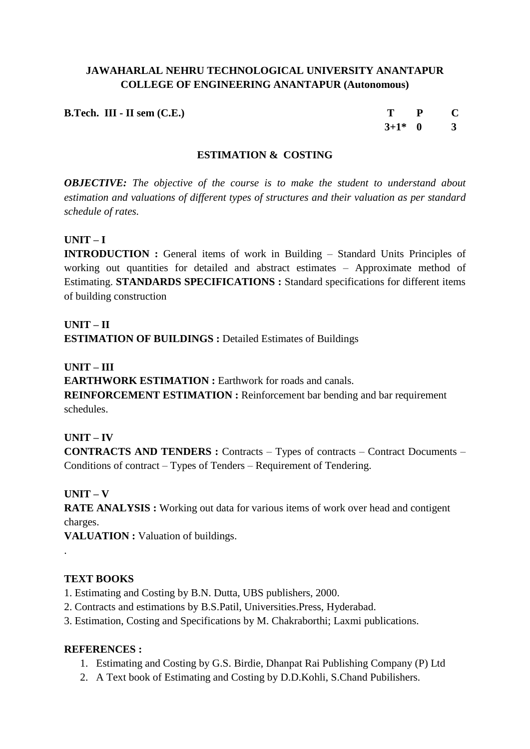**JAWAHARLAL NEHRU TECHNOLOGICAL UNIVERSITY ANANTAPUR**
**COLLEGE OF ENGINEERING ANANTAPUR (Autonomous)**

| **B.Tech. III - II sem (C.E.)** | **T** | **P** | **C** |
|---|---|---|---|
| | **3+1*** | **0** | **3** |

## ESTIMATION & COSTING

***OBJECTIVE:*** *The objective of the course is to make the student to understand about estimation and valuations of different types of structures and their valuation as per standard schedule of rates.*

**UNIT – I**

**INTRODUCTION :** General items of work in Building – Standard Units Principles of working out quantities for detailed and abstract estimates – Approximate method of Estimating. **STANDARDS SPECIFICATIONS :** Standard specifications for different items of building construction

**UNIT – II**

**ESTIMATION OF BUILDINGS :** Detailed Estimates of Buildings

**UNIT – III**

**EARTHWORK ESTIMATION :** Earthwork for roads and canals.
**REINFORCEMENT ESTIMATION :** Reinforcement bar bending and bar requirement schedules.

**UNIT – IV**

**CONTRACTS AND TENDERS :** Contracts – Types of contracts – Contract Documents – Conditions of contract – Types of Tenders – Requirement of Tendering.

**UNIT – V**

**RATE ANALYSIS :** Working out data for various items of work over head and contigent charges.
**VALUATION :** Valuation of buildings.

.

**TEXT BOOKS**

1. Estimating and Costing by B.N. Dutta, UBS publishers, 2000.
2. Contracts and estimations by B.S.Patil, Universities.Press, Hyderabad.
3. Estimation, Costing and Specifications by M. Chakraborthi; Laxmi publications.

**REFERENCES :**

1. Estimating and Costing by G.S. Birdie, Dhanpat Rai Publishing Company (P) Ltd
2. A Text book of Estimating and Costing by D.D.Kohli, S.Chand Pubilishers.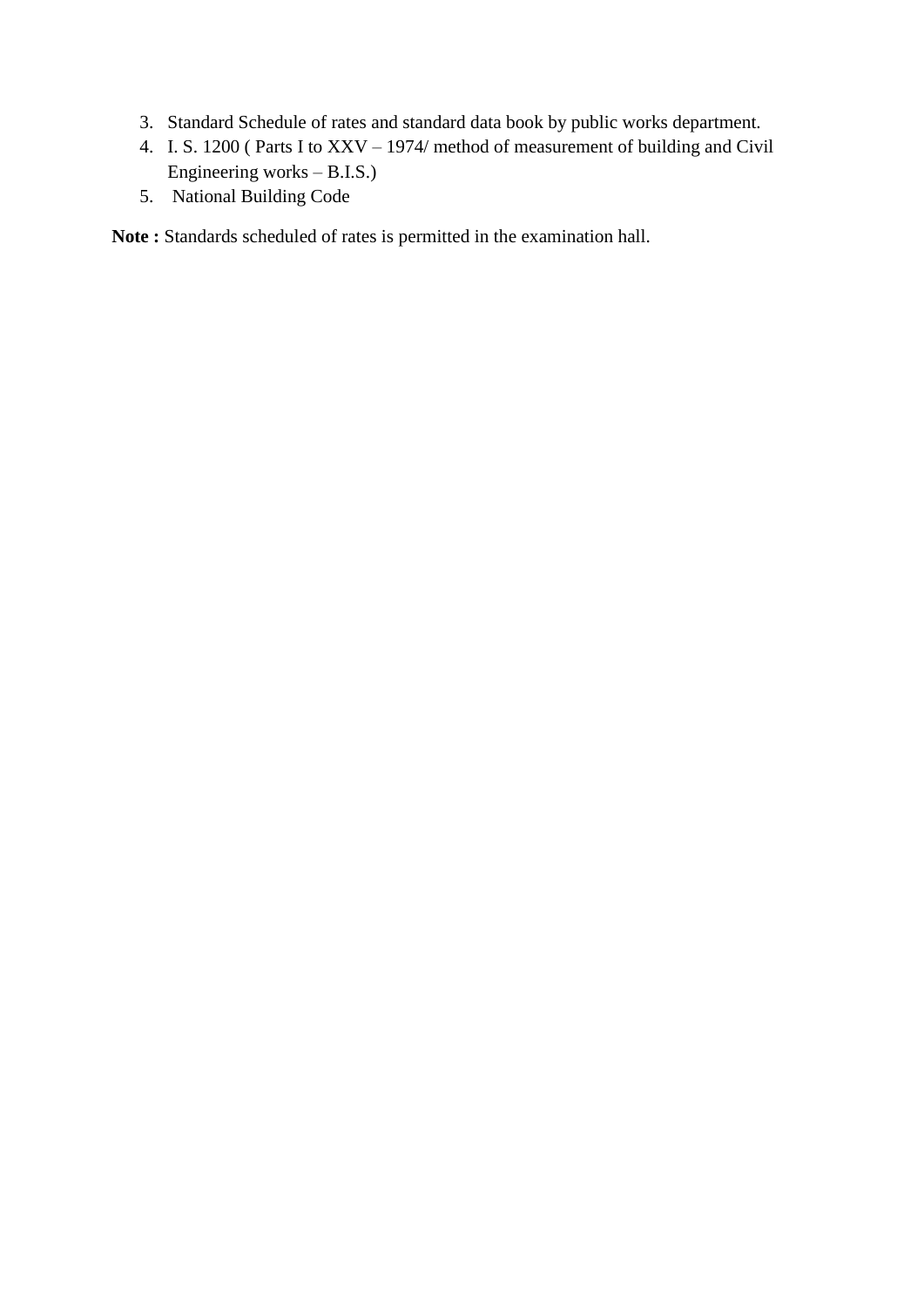3. Standard Schedule of rates and standard data book by public works department.
4. I. S. 1200 ( Parts I to XXV – 1974/ method of measurement of building and Civil Engineering works – B.I.S.)
5. National Building Code

**Note :** Standards scheduled of rates is permitted in the examination hall.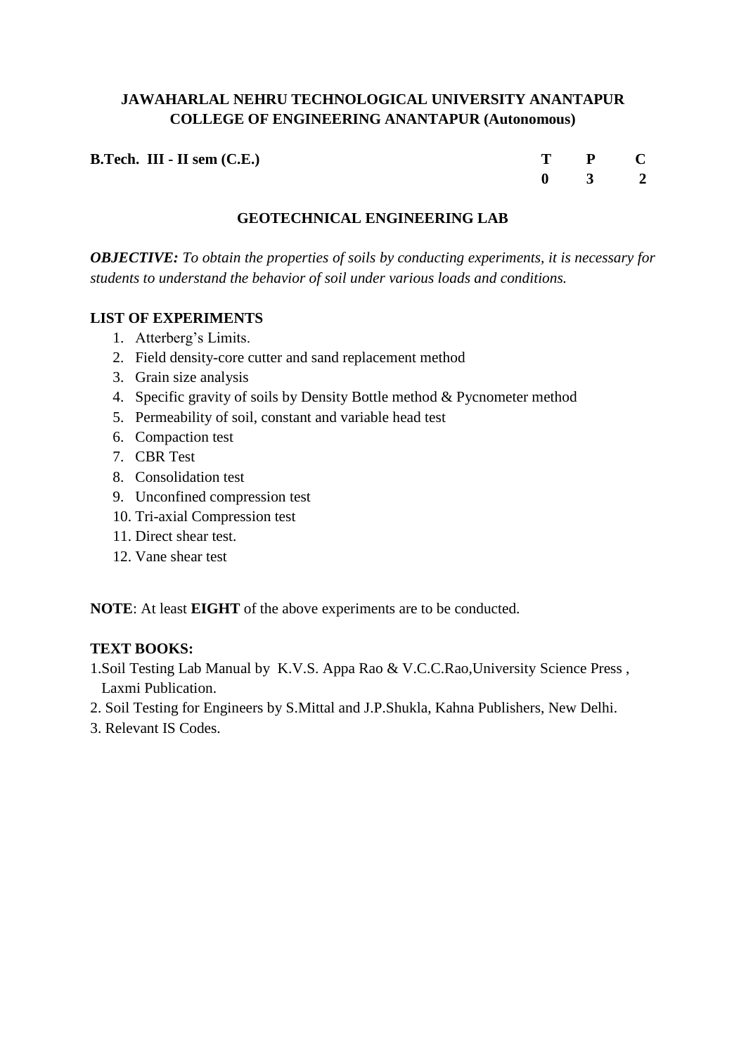**JAWAHARLAL NEHRU TECHNOLOGICAL UNIVERSITY ANANTAPUR**
**COLLEGE OF ENGINEERING ANANTAPUR (Autonomous)**

| **B.Tech. III - II sem (C.E.)** | **T** | **P** | **C** |
|---|---|---|---|
| | **0** | **3** | **2** |

## GEOTECHNICAL ENGINEERING LAB

***OBJECTIVE:*** *To obtain the properties of soils by conducting experiments, it is necessary for students to understand the behavior of soil under various loads and conditions.*

**LIST OF EXPERIMENTS**

1. Atterberg's Limits.
2. Field density-core cutter and sand replacement method
3. Grain size analysis
4. Specific gravity of soils by Density Bottle method & Pycnometer method
5. Permeability of soil, constant and variable head test
6. Compaction test
7. CBR Test
8. Consolidation test
9. Unconfined compression test
10. Tri-axial Compression test
11. Direct shear test.
12. Vane shear test

**NOTE**: At least **EIGHT** of the above experiments are to be conducted.

**TEXT BOOKS:**

1. Soil Testing Lab Manual by K.V.S. Appa Rao & V.C.C.Rao,University Science Press , Laxmi Publication.
2. Soil Testing for Engineers by S.Mittal and J.P.Shukla, Kahna Publishers, New Delhi.
3. Relevant IS Codes.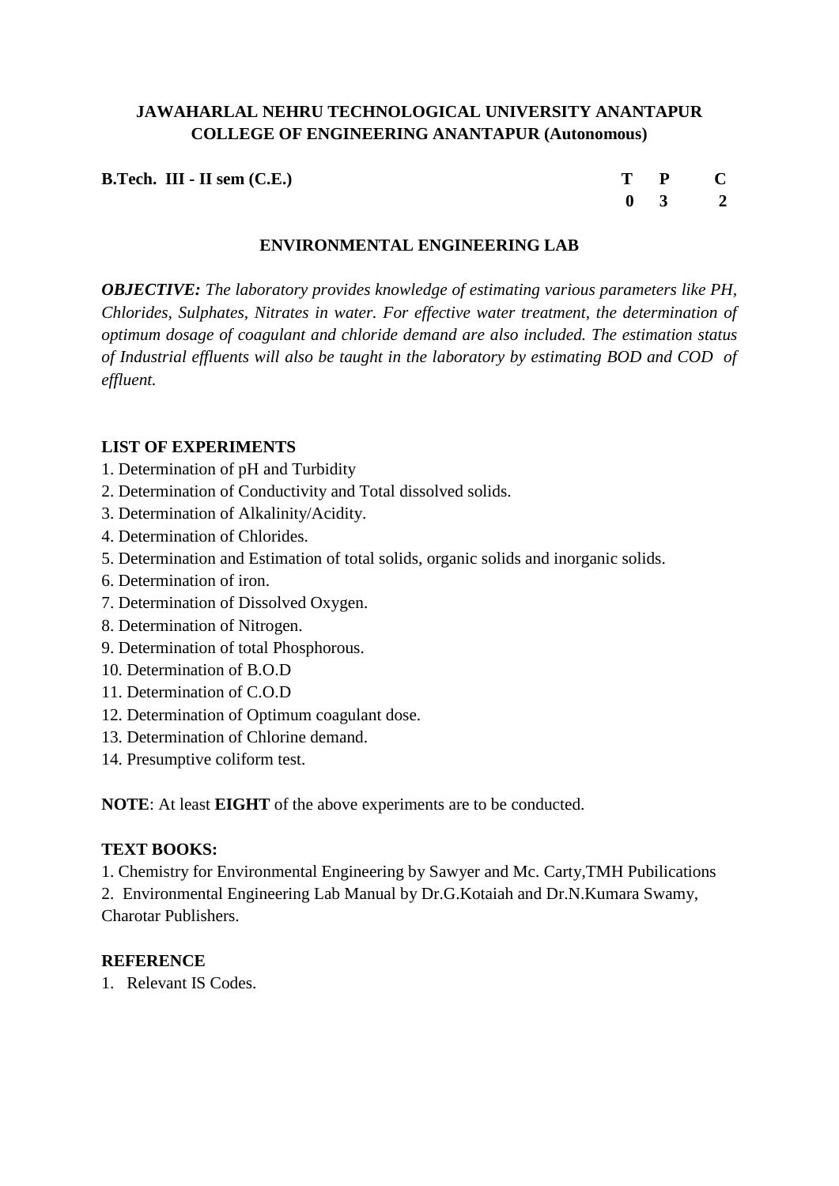**JAWAHARLAL NEHRU TECHNOLOGICAL UNIVERSITY ANANTAPUR**
**COLLEGE OF ENGINEERING ANANTAPUR (Autonomous)**

| **B.Tech. III - II sem (C.E.)** | **T** | **P** | **C** |
|---|---|---|---|
| | **0** | **3** | **2** |

## ENVIRONMENTAL ENGINEERING LAB

***OBJECTIVE:*** *The laboratory provides knowledge of estimating various parameters like PH, Chlorides, Sulphates, Nitrates in water. For effective water treatment, the determination of optimum dosage of coagulant and chloride demand are also included. The estimation status of Industrial effluents will also be taught in the laboratory by estimating BOD and COD of effluent.*

### LIST OF EXPERIMENTS

1. Determination of pH and Turbidity
2. Determination of Conductivity and Total dissolved solids.
3. Determination of Alkalinity/Acidity.
4. Determination of Chlorides.
5. Determination and Estimation of total solids, organic solids and inorganic solids.
6. Determination of iron.
7. Determination of Dissolved Oxygen.
8. Determination of Nitrogen.
9. Determination of total Phosphorous.
10. Determination of B.O.D
11. Determination of C.O.D
12. Determination of Optimum coagulant dose.
13. Determination of Chlorine demand.
14. Presumptive coliform test.

**NOTE**: At least **EIGHT** of the above experiments are to be conducted.

### TEXT BOOKS:

1. Chemistry for Environmental Engineering by Sawyer and Mc. Carty,TMH Pubilications
2. Environmental Engineering Lab Manual by Dr.G.Kotaiah and Dr.N.Kumara Swamy, Charotar Publishers.

### REFERENCE

1. Relevant IS Codes.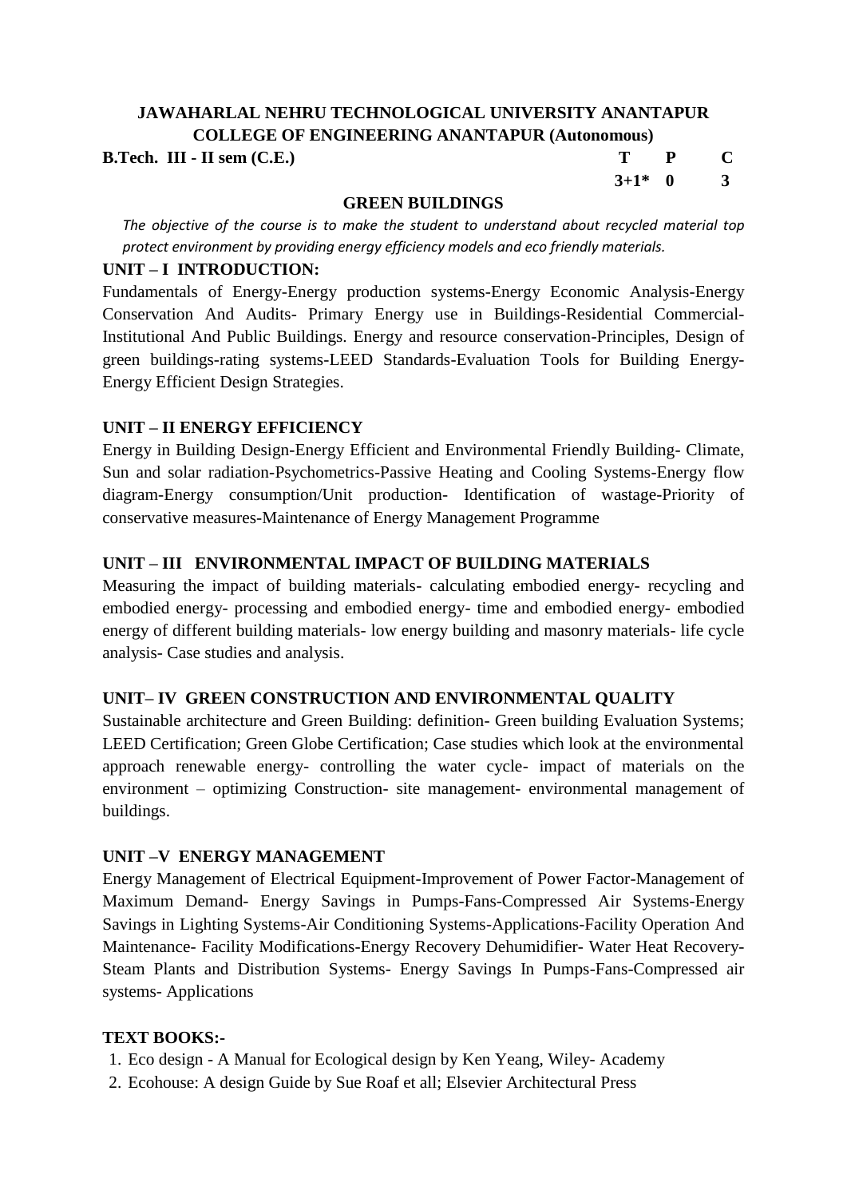**JAWAHARLAL NEHRU TECHNOLOGICAL UNIVERSITY ANANTAPUR**
**COLLEGE OF ENGINEERING ANANTAPUR (Autonomous)**

| **B.Tech. III - II sem (C.E.)** | **T** | **P** | **C** |
|---|---|---|---|
| | **3+1*** | **0** | **3** |

## GREEN BUILDINGS

*The objective of the course is to make the student to understand about recycled material top protect environment by providing energy efficiency models and eco friendly materials.*

### UNIT – I INTRODUCTION:

Fundamentals of Energy-Energy production systems-Energy Economic Analysis-Energy Conservation And Audits- Primary Energy use in Buildings-Residential Commercial-Institutional And Public Buildings. Energy and resource conservation-Principles, Design of green buildings-rating systems-LEED Standards-Evaluation Tools for Building Energy-Energy Efficient Design Strategies.

### UNIT – II ENERGY EFFICIENCY

Energy in Building Design-Energy Efficient and Environmental Friendly Building- Climate, Sun and solar radiation-Psychometrics-Passive Heating and Cooling Systems-Energy flow diagram-Energy consumption/Unit production- Identification of wastage-Priority of conservative measures-Maintenance of Energy Management Programme

### UNIT – III ENVIRONMENTAL IMPACT OF BUILDING MATERIALS

Measuring the impact of building materials- calculating embodied energy- recycling and embodied energy- processing and embodied energy- time and embodied energy- embodied energy of different building materials- low energy building and masonry materials- life cycle analysis- Case studies and analysis.

### UNIT– IV GREEN CONSTRUCTION AND ENVIRONMENTAL QUALITY

Sustainable architecture and Green Building: definition- Green building Evaluation Systems; LEED Certification; Green Globe Certification; Case studies which look at the environmental approach renewable energy- controlling the water cycle- impact of materials on the environment – optimizing Construction- site management- environmental management of buildings.

### UNIT –V ENERGY MANAGEMENT

Energy Management of Electrical Equipment-Improvement of Power Factor-Management of Maximum Demand- Energy Savings in Pumps-Fans-Compressed Air Systems-Energy Savings in Lighting Systems-Air Conditioning Systems-Applications-Facility Operation And Maintenance- Facility Modifications-Energy Recovery Dehumidifier- Water Heat Recovery-Steam Plants and Distribution Systems- Energy Savings In Pumps-Fans-Compressed air systems- Applications

### TEXT BOOKS:-

1. Eco design - A Manual for Ecological design by Ken Yeang, Wiley- Academy
2. Ecohouse: A design Guide by Sue Roaf et all; Elsevier Architectural Press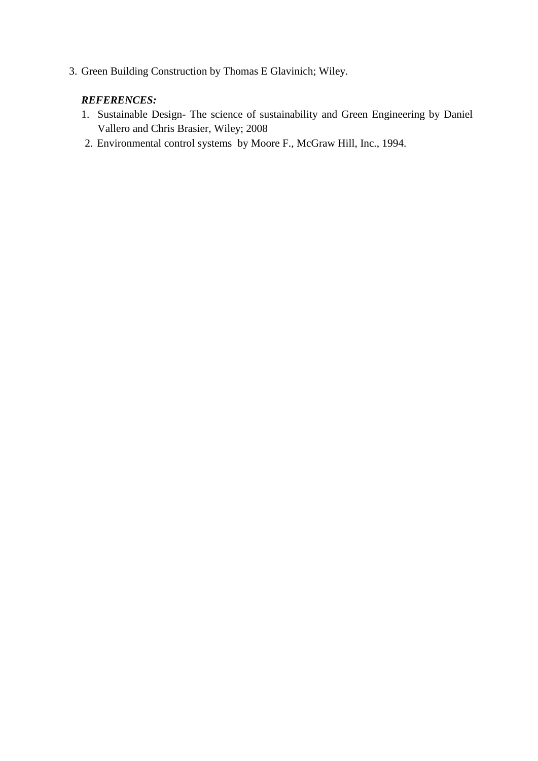3. Green Building Construction by Thomas E Glavinich; Wiley.

***REFERENCES:***

1. Sustainable Design- The science of sustainability and Green Engineering by Daniel Vallero and Chris Brasier, Wiley; 2008
2. Environmental control systems by Moore F., McGraw Hill, Inc., 1994.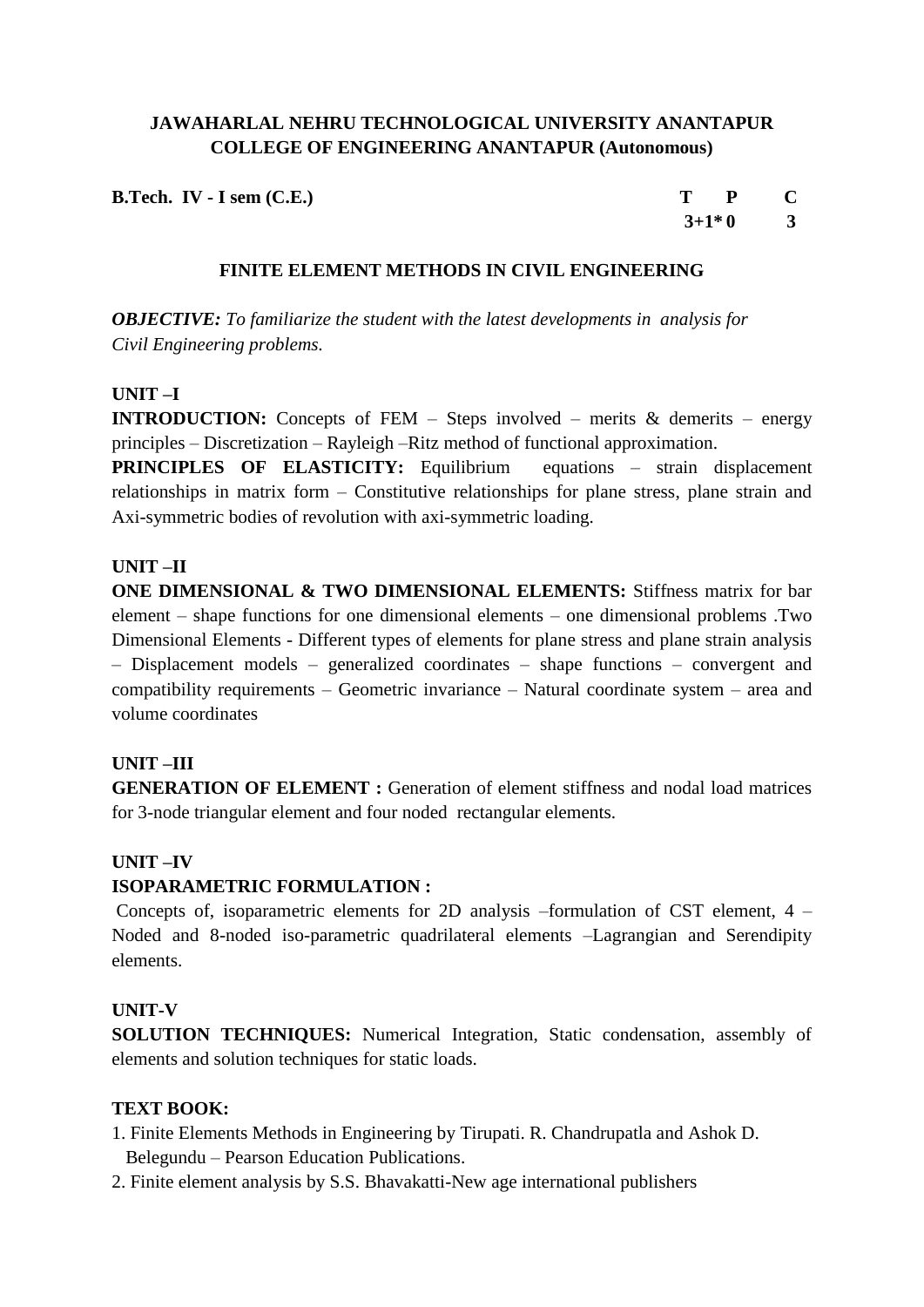**JAWAHARLAL NEHRU TECHNOLOGICAL UNIVERSITY ANANTAPUR**
**COLLEGE OF ENGINEERING ANANTAPUR (Autonomous)**

| **B.Tech. IV - I sem (C.E.)** | **T** | **P** | **C** |
|---|---|---|---|
| | **3+1*** | **0** | **3** |

## FINITE ELEMENT METHODS IN CIVIL ENGINEERING

***OBJECTIVE:*** *To familiarize the student with the latest developments in analysis for Civil Engineering problems.*

### UNIT –I

**INTRODUCTION:** Concepts of FEM – Steps involved – merits & demerits – energy principles – Discretization – Rayleigh –Ritz method of functional approximation.

**PRINCIPLES OF ELASTICITY:** Equilibrium equations – strain displacement relationships in matrix form – Constitutive relationships for plane stress, plane strain and Axi-symmetric bodies of revolution with axi-symmetric loading.

### UNIT –II

**ONE DIMENSIONAL & TWO DIMENSIONAL ELEMENTS:** Stiffness matrix for bar element – shape functions for one dimensional elements – one dimensional problems .Two Dimensional Elements - Different types of elements for plane stress and plane strain analysis – Displacement models – generalized coordinates – shape functions – convergent and compatibility requirements – Geometric invariance – Natural coordinate system – area and volume coordinates

### UNIT –III

**GENERATION OF ELEMENT :** Generation of element stiffness and nodal load matrices for 3-node triangular element and four noded rectangular elements.

### UNIT –IV

**ISOPARAMETRIC FORMULATION :**

Concepts of, isoparametric elements for 2D analysis –formulation of CST element, 4 – Noded and 8-noded iso-parametric quadrilateral elements –Lagrangian and Serendipity elements.

### UNIT-V

**SOLUTION TECHNIQUES:** Numerical Integration, Static condensation, assembly of elements and solution techniques for static loads.

### TEXT BOOK:

1. Finite Elements Methods in Engineering by Tirupati. R. Chandrupatla and Ashok D. Belegundu – Pearson Education Publications.
2. Finite element analysis by S.S. Bhavakatti-New age international publishers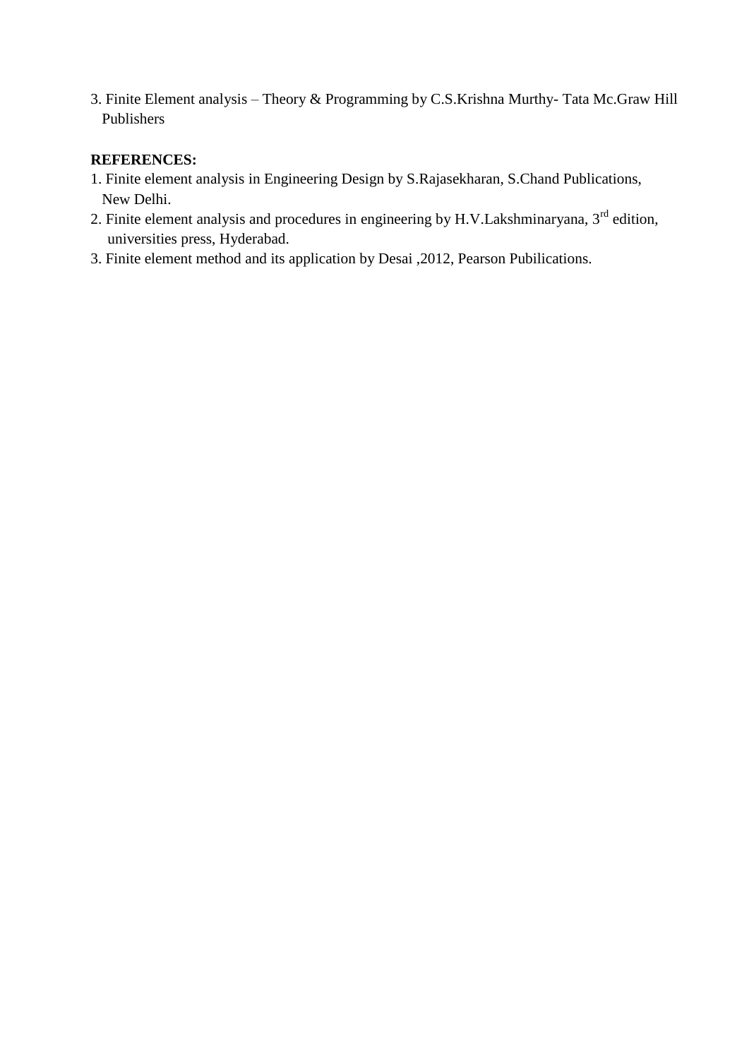3. Finite Element analysis – Theory & Programming by C.S.Krishna Murthy- Tata Mc.Graw Hill Publishers

**REFERENCES:**

1. Finite element analysis in Engineering Design by S.Rajasekharan, S.Chand Publications, New Delhi.
2. Finite element analysis and procedures in engineering by H.V.Lakshminaryana, 3rd edition, universities press, Hyderabad.
3. Finite element method and its application by Desai ,2012, Pearson Pubilications.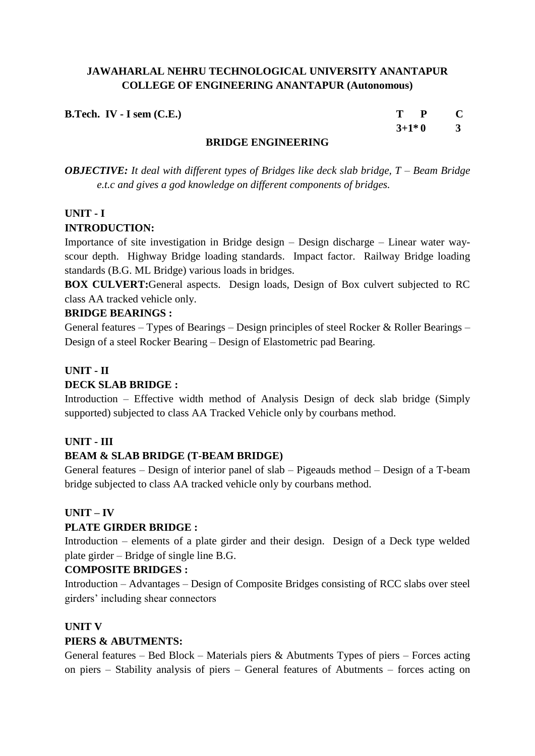**JAWAHARLAL NEHRU TECHNOLOGICAL UNIVERSITY ANANTAPUR**
**COLLEGE OF ENGINEERING ANANTAPUR (Autonomous)**

**B.Tech. IV - I sem (C.E.)**

| T | P | C |
|---|---|---|
| 3+1* | 0 | 3 |

## BRIDGE ENGINEERING

***OBJECTIVE:*** *It deal with different types of Bridges like deck slab bridge, T – Beam Bridge e.t.c and gives a god knowledge on different components of bridges.*

### UNIT - I

**INTRODUCTION:**

Importance of site investigation in Bridge design – Design discharge – Linear water way-scour depth. Highway Bridge loading standards. Impact factor. Railway Bridge loading standards (B.G. ML Bridge) various loads in bridges.

**BOX CULVERT:**General aspects. Design loads, Design of Box culvert subjected to RC class AA tracked vehicle only.

**BRIDGE BEARINGS :**

General features – Types of Bearings – Design principles of steel Rocker & Roller Bearings – Design of a steel Rocker Bearing – Design of Elastometric pad Bearing.

### UNIT - II

**DECK SLAB BRIDGE :**

Introduction – Effective width method of Analysis Design of deck slab bridge (Simply supported) subjected to class AA Tracked Vehicle only by courbans method.

### UNIT - III

**BEAM & SLAB BRIDGE (T-BEAM BRIDGE)**

General features – Design of interior panel of slab – Pigeauds method – Design of a T-beam bridge subjected to class AA tracked vehicle only by courbans method.

### UNIT – IV

**PLATE GIRDER BRIDGE :**

Introduction – elements of a plate girder and their design. Design of a Deck type welded plate girder – Bridge of single line B.G.

**COMPOSITE BRIDGES :**

Introduction – Advantages – Design of Composite Bridges consisting of RCC slabs over steel girders' including shear connectors

### UNIT V

**PIERS & ABUTMENTS:**

General features – Bed Block – Materials piers & Abutments Types of piers – Forces acting on piers – Stability analysis of piers – General features of Abutments – forces acting on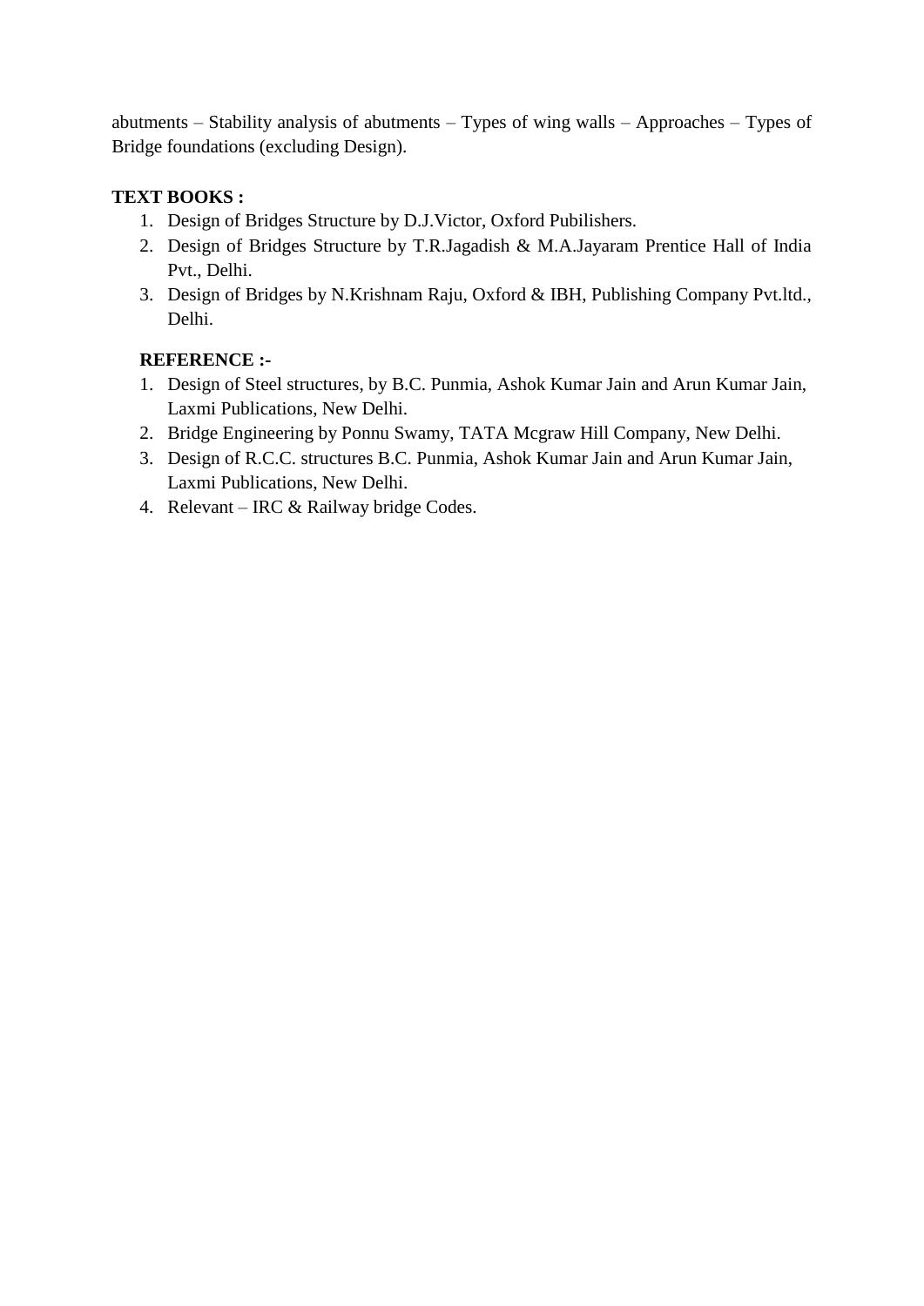abutments – Stability analysis of abutments – Types of wing walls – Approaches – Types of Bridge foundations (excluding Design).

**TEXT BOOKS :**

1. Design of Bridges Structure by D.J.Victor, Oxford Pubilishers.
2. Design of Bridges Structure by T.R.Jagadish & M.A.Jayaram Prentice Hall of India Pvt., Delhi.
3. Design of Bridges by N.Krishnam Raju, Oxford & IBH, Publishing Company Pvt.ltd., Delhi.

**REFERENCE :-**

1. Design of Steel structures, by B.C. Punmia, Ashok Kumar Jain and Arun Kumar Jain, Laxmi Publications, New Delhi.
2. Bridge Engineering by Ponnu Swamy, TATA Mcgraw Hill Company, New Delhi.
3. Design of R.C.C. structures B.C. Punmia, Ashok Kumar Jain and Arun Kumar Jain, Laxmi Publications, New Delhi.
4. Relevant – IRC & Railway bridge Codes.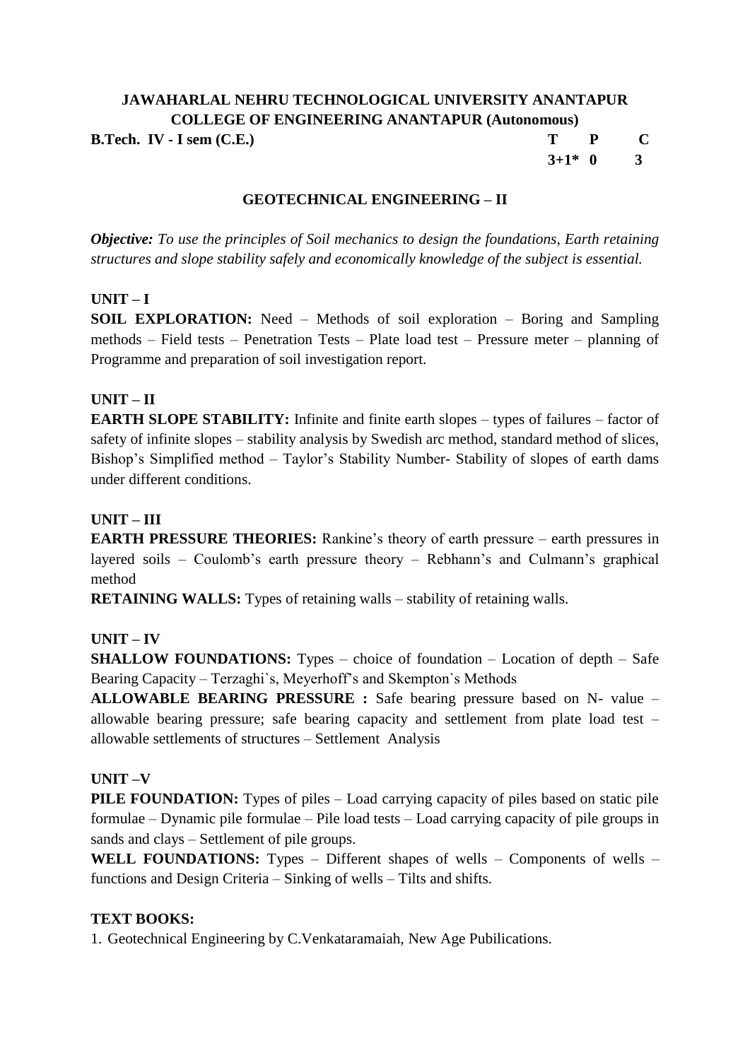**JAWAHARLAL NEHRU TECHNOLOGICAL UNIVERSITY ANANTAPUR**
**COLLEGE OF ENGINEERING ANANTAPUR (Autonomous)**

| **B.Tech. IV - I sem (C.E.)** | **T** | **P** | **C** |
|---|---|---|---|
| | **3+1*** | **0** | **3** |

## GEOTECHNICAL ENGINEERING – II

***Objective:*** *To use the principles of Soil mechanics to design the foundations, Earth retaining structures and slope stability safely and economically knowledge of the subject is essential.*

### UNIT – I

**SOIL EXPLORATION:** Need – Methods of soil exploration – Boring and Sampling methods – Field tests – Penetration Tests – Plate load test – Pressure meter – planning of Programme and preparation of soil investigation report.

### UNIT – II

**EARTH SLOPE STABILITY:** Infinite and finite earth slopes – types of failures – factor of safety of infinite slopes – stability analysis by Swedish arc method, standard method of slices, Bishop's Simplified method – Taylor's Stability Number- Stability of slopes of earth dams under different conditions.

### UNIT – III

**EARTH PRESSURE THEORIES:** Rankine's theory of earth pressure – earth pressures in layered soils – Coulomb's earth pressure theory – Rebhann's and Culmann's graphical method

**RETAINING WALLS:** Types of retaining walls – stability of retaining walls.

### UNIT – IV

**SHALLOW FOUNDATIONS:** Types – choice of foundation – Location of depth – Safe Bearing Capacity – Terzaghi`s, Meyerhoff's and Skempton`s Methods

**ALLOWABLE BEARING PRESSURE :** Safe bearing pressure based on N- value – allowable bearing pressure; safe bearing capacity and settlement from plate load test – allowable settlements of structures – Settlement Analysis

### UNIT –V

**PILE FOUNDATION:** Types of piles – Load carrying capacity of piles based on static pile formulae – Dynamic pile formulae – Pile load tests – Load carrying capacity of pile groups in sands and clays – Settlement of pile groups.

**WELL FOUNDATIONS:** Types – Different shapes of wells – Components of wells – functions and Design Criteria – Sinking of wells – Tilts and shifts.

### TEXT BOOKS:

1. Geotechnical Engineering by C.Venkataramaiah, New Age Pubilications.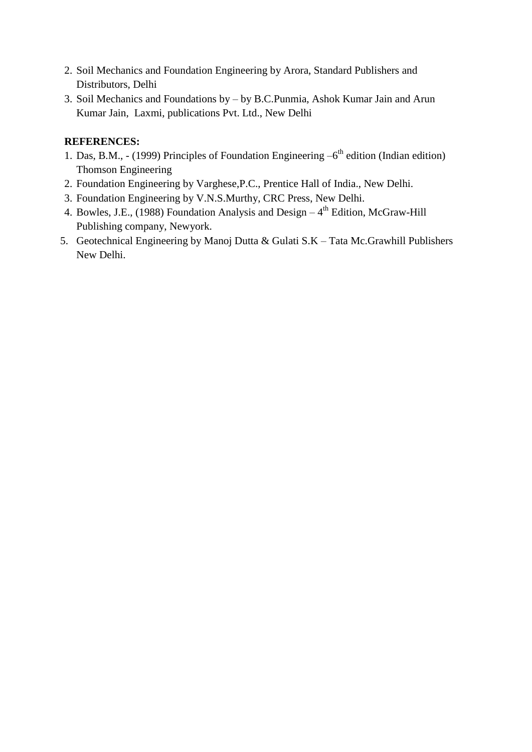2. Soil Mechanics and Foundation Engineering by Arora, Standard Publishers and Distributors, Delhi
3. Soil Mechanics and Foundations by – by B.C.Punmia, Ashok Kumar Jain and Arun Kumar Jain, Laxmi, publications Pvt. Ltd., New Delhi

**REFERENCES:**

1. Das, B.M., - (1999) Principles of Foundation Engineering –6th edition (Indian edition) Thomson Engineering
2. Foundation Engineering by Varghese,P.C., Prentice Hall of India., New Delhi.
3. Foundation Engineering by V.N.S.Murthy, CRC Press, New Delhi.
4. Bowles, J.E., (1988) Foundation Analysis and Design – 4th Edition, McGraw-Hill Publishing company, Newyork.
5. Geotechnical Engineering by Manoj Dutta & Gulati S.K – Tata Mc.Grawhill Publishers New Delhi.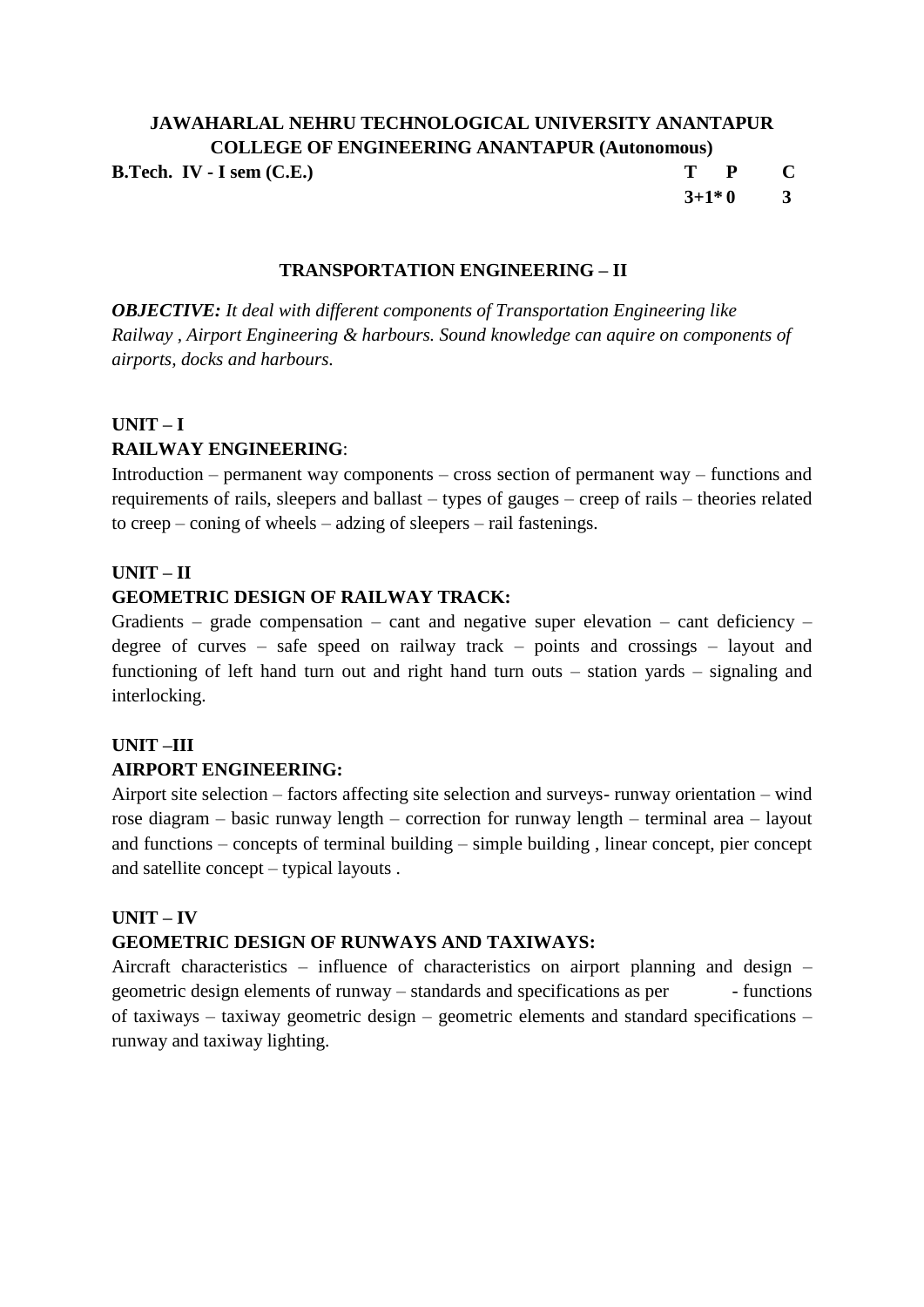**JAWAHARLAL NEHRU TECHNOLOGICAL UNIVERSITY ANANTAPUR**
**COLLEGE OF ENGINEERING ANANTAPUR (Autonomous)**

| **B.Tech. IV - I sem (C.E.)** | **T** | **P** | **C** |
|---|---|---|---|
| | **3+1*** | **0** | **3** |

## TRANSPORTATION ENGINEERING – II

***OBJECTIVE:*** *It deal with different components of Transportation Engineering like Railway , Airport Engineering & harbours. Sound knowledge can aquire on components of airports, docks and harbours.*

### UNIT – I

**RAILWAY ENGINEERING**:

Introduction – permanent way components – cross section of permanent way – functions and requirements of rails, sleepers and ballast – types of gauges – creep of rails – theories related to creep – coning of wheels – adzing of sleepers – rail fastenings.

### UNIT – II

**GEOMETRIC DESIGN OF RAILWAY TRACK:**

Gradients – grade compensation – cant and negative super elevation – cant deficiency – degree of curves – safe speed on railway track – points and crossings – layout and functioning of left hand turn out and right hand turn outs – station yards – signaling and interlocking.

### UNIT –III

**AIRPORT ENGINEERING:**

Airport site selection – factors affecting site selection and surveys- runway orientation – wind rose diagram – basic runway length – correction for runway length – terminal area – layout and functions – concepts of terminal building – simple building , linear concept, pier concept and satellite concept – typical layouts .

### UNIT – IV

**GEOMETRIC DESIGN OF RUNWAYS AND TAXIWAYS:**

Aircraft characteristics – influence of characteristics on airport planning and design – geometric design elements of runway – standards and specifications as per - functions of taxiways – taxiway geometric design – geometric elements and standard specifications – runway and taxiway lighting.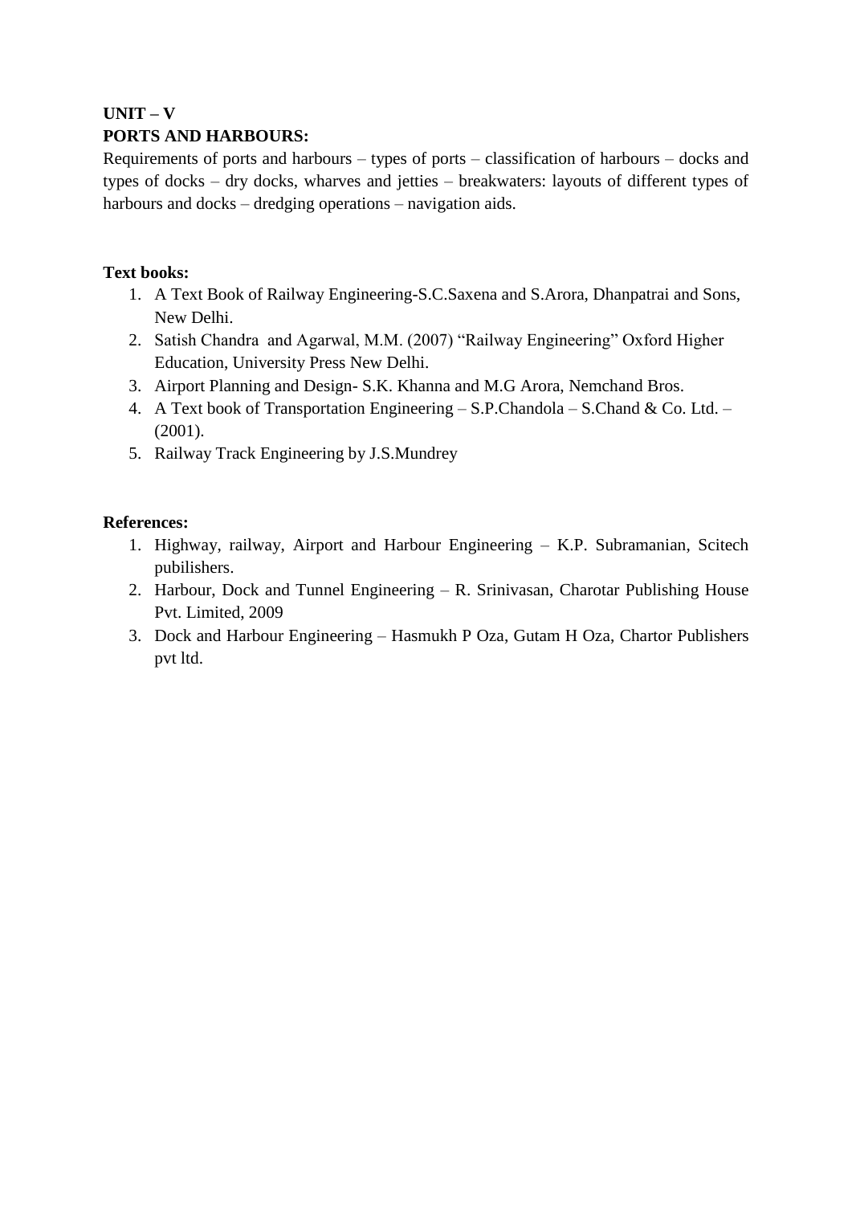**UNIT – V**

**PORTS AND HARBOURS:**

Requirements of ports and harbours – types of ports – classification of harbours – docks and types of docks – dry docks, wharves and jetties – breakwaters: layouts of different types of harbours and docks – dredging operations – navigation aids.

**Text books:**

1. A Text Book of Railway Engineering-S.C.Saxena and S.Arora, Dhanpatrai and Sons, New Delhi.
2. Satish Chandra and Agarwal, M.M. (2007) “Railway Engineering” Oxford Higher Education, University Press New Delhi.
3. Airport Planning and Design- S.K. Khanna and M.G Arora, Nemchand Bros.
4. A Text book of Transportation Engineering – S.P.Chandola – S.Chand & Co. Ltd. – (2001).
5. Railway Track Engineering by J.S.Mundrey

**References:**

1. Highway, railway, Airport and Harbour Engineering – K.P. Subramanian, Scitech pubilishers.
2. Harbour, Dock and Tunnel Engineering – R. Srinivasan, Charotar Publishing House Pvt. Limited, 2009
3. Dock and Harbour Engineering – Hasmukh P Oza, Gutam H Oza, Chartor Publishers pvt ltd.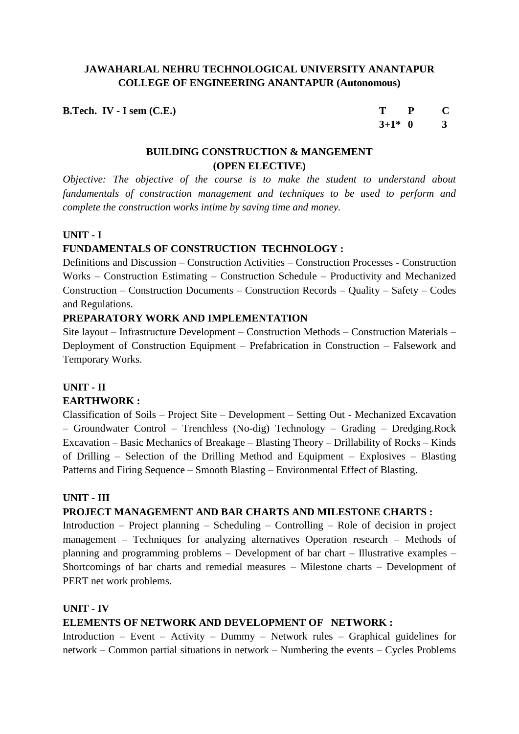**JAWAHARLAL NEHRU TECHNOLOGICAL UNIVERSITY ANANTAPUR**
**COLLEGE OF ENGINEERING ANANTAPUR (Autonomous)**

| **B.Tech. IV - I sem (C.E.)** | **T** | **P** | **C** |
|---|---|---|---|
| | **3+1*** | **0** | **3** |

## BUILDING CONSTRUCTION & MANGEMENT
### (OPEN ELECTIVE)

*Objective: The objective of the course is to make the student to understand about fundamentals of construction management and techniques to be used to perform and complete the construction works intime by saving time and money.*

### UNIT - I

**FUNDAMENTALS OF CONSTRUCTION TECHNOLOGY :**

Definitions and Discussion – Construction Activities – Construction Processes - Construction Works – Construction Estimating – Construction Schedule – Productivity and Mechanized Construction – Construction Documents – Construction Records – Quality – Safety – Codes and Regulations.

**PREPARATORY WORK AND IMPLEMENTATION**

Site layout – Infrastructure Development – Construction Methods – Construction Materials – Deployment of Construction Equipment – Prefabrication in Construction – Falsework and Temporary Works.

### UNIT - II

**EARTHWORK :**

Classification of Soils – Project Site – Development – Setting Out - Mechanized Excavation – Groundwater Control – Trenchless (No-dig) Technology – Grading – Dredging.Rock Excavation – Basic Mechanics of Breakage – Blasting Theory – Drillability of Rocks – Kinds of Drilling – Selection of the Drilling Method and Equipment – Explosives – Blasting Patterns and Firing Sequence – Smooth Blasting – Environmental Effect of Blasting.

### UNIT - III

**PROJECT MANAGEMENT AND BAR CHARTS AND MILESTONE CHARTS :**

Introduction – Project planning – Scheduling – Controlling – Role of decision in project management – Techniques for analyzing alternatives Operation research – Methods of planning and programming problems – Development of bar chart – Illustrative examples – Shortcomings of bar charts and remedial measures – Milestone charts – Development of PERT net work problems.

### UNIT - IV

**ELEMENTS OF NETWORK AND DEVELOPMENT OF NETWORK :**

Introduction – Event – Activity – Dummy – Network rules – Graphical guidelines for network – Common partial situations in network – Numbering the events – Cycles Problems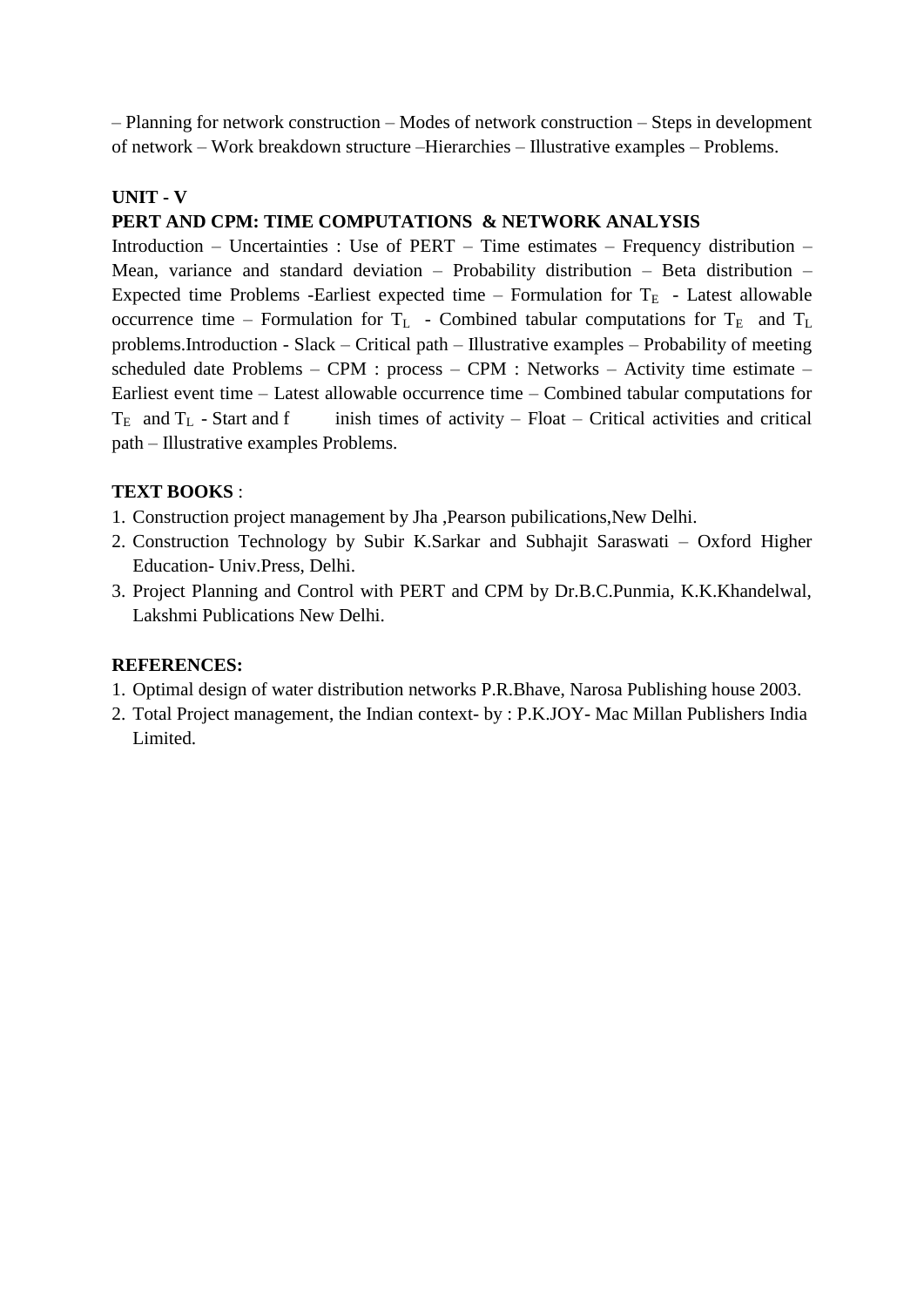– Planning for network construction – Modes of network construction – Steps in development of network – Work breakdown structure –Hierarchies – Illustrative examples – Problems.

**UNIT - V**

**PERT AND CPM: TIME COMPUTATIONS & NETWORK ANALYSIS**

Introduction – Uncertainties : Use of PERT – Time estimates – Frequency distribution – Mean, variance and standard deviation – Probability distribution – Beta distribution – Expected time Problems -Earliest expected time – Formulation for $T_E$ - Latest allowable occurrence time – Formulation for $T_L$ - Combined tabular computations for $T_E$ and $T_L$ problems.Introduction - Slack – Critical path – Illustrative examples – Probability of meeting scheduled date Problems – CPM : process – CPM : Networks – Activity time estimate – Earliest event time – Latest allowable occurrence time – Combined tabular computations for $T_E$ and $T_L$ - Start and f inish times of activity – Float – Critical activities and critical path – Illustrative examples Problems.

**TEXT BOOKS** :

1. Construction project management by Jha ,Pearson pubilications,New Delhi.
2. Construction Technology by Subir K.Sarkar and Subhajit Saraswati – Oxford Higher Education- Univ.Press, Delhi.
3. Project Planning and Control with PERT and CPM by Dr.B.C.Punmia, K.K.Khandelwal, Lakshmi Publications New Delhi.

**REFERENCES:**

1. Optimal design of water distribution networks P.R.Bhave, Narosa Publishing house 2003.
2. Total Project management, the Indian context- by : P.K.JOY- Mac Millan Publishers India Limited.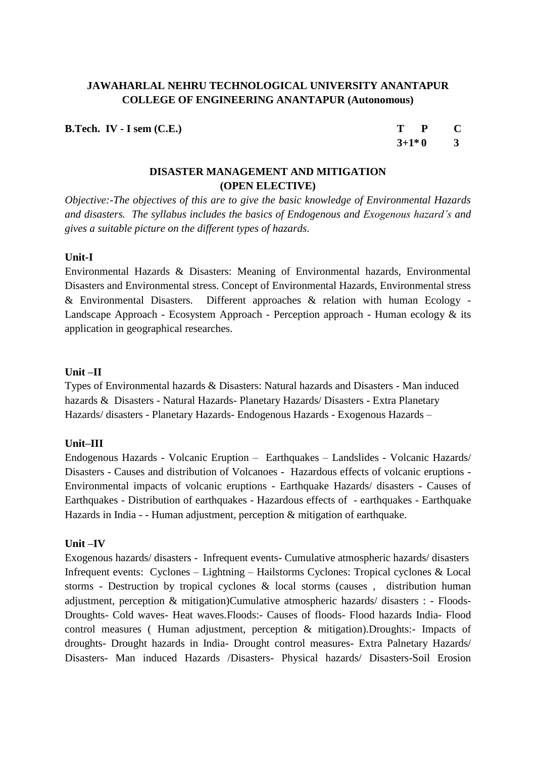**JAWAHARLAL NEHRU TECHNOLOGICAL UNIVERSITY ANANTAPUR**
**COLLEGE OF ENGINEERING ANANTAPUR (Autonomous)**

**B.Tech. IV - I sem (C.E.)**

| T | P | C |
|---|---|---|
| 3+1* | 0 | 3 |

## DISASTER MANAGEMENT AND MITIGATION
## (OPEN ELECTIVE)

*Objective:-The objectives of this are to give the basic knowledge of Environmental Hazards and disasters. The syllabus includes the basics of Endogenous and Exogenous hazard's and gives a suitable picture on the different types of hazards.*

### Unit-I

Environmental Hazards & Disasters: Meaning of Environmental hazards, Environmental Disasters and Environmental stress. Concept of Environmental Hazards, Environmental stress & Environmental Disasters. Different approaches & relation with human Ecology - Landscape Approach - Ecosystem Approach - Perception approach - Human ecology & its application in geographical researches.

### Unit –II

Types of Environmental hazards & Disasters: Natural hazards and Disasters - Man induced hazards & Disasters - Natural Hazards- Planetary Hazards/ Disasters - Extra Planetary Hazards/ disasters - Planetary Hazards- Endogenous Hazards - Exogenous Hazards –

### Unit–III

Endogenous Hazards - Volcanic Eruption – Earthquakes – Landslides - Volcanic Hazards/ Disasters - Causes and distribution of Volcanoes - Hazardous effects of volcanic eruptions - Environmental impacts of volcanic eruptions - Earthquake Hazards/ disasters - Causes of Earthquakes - Distribution of earthquakes - Hazardous effects of - earthquakes - Earthquake Hazards in India - - Human adjustment, perception & mitigation of earthquake.

### Unit –IV

Exogenous hazards/ disasters - Infrequent events- Cumulative atmospheric hazards/ disasters Infrequent events: Cyclones – Lightning – Hailstorms Cyclones: Tropical cyclones & Local storms - Destruction by tropical cyclones & local storms (causes , distribution human adjustment, perception & mitigation)Cumulative atmospheric hazards/ disasters : - Floods- Droughts- Cold waves- Heat waves.Floods:- Causes of floods- Flood hazards India- Flood control measures ( Human adjustment, perception & mitigation).Droughts:- Impacts of droughts- Drought hazards in India- Drought control measures- Extra Palnetary Hazards/ Disasters- Man induced Hazards /Disasters- Physical hazards/ Disasters-Soil Erosion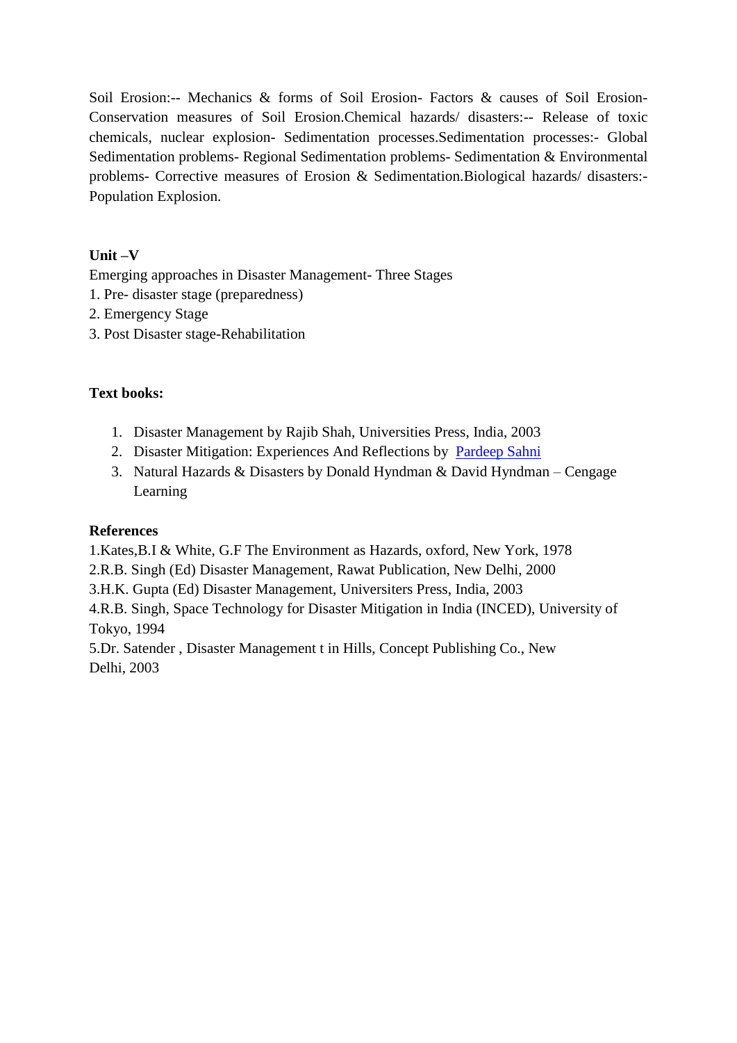Soil Erosion:-- Mechanics & forms of Soil Erosion- Factors & causes of Soil Erosion- Conservation measures of Soil Erosion.Chemical hazards/ disasters:-- Release of toxic chemicals, nuclear explosion- Sedimentation processes.Sedimentation processes:- Global Sedimentation problems- Regional Sedimentation problems- Sedimentation & Environmental problems- Corrective measures of Erosion & Sedimentation.Biological hazards/ disasters:- Population Explosion.

**Unit –V**

Emerging approaches in Disaster Management- Three Stages

1. Pre- disaster stage (preparedness)
2. Emergency Stage
3. Post Disaster stage-Rehabilitation

**Text books:**

1. Disaster Management by Rajib Shah, Universities Press, India, 2003
2. Disaster Mitigation: Experiences And Reflections by Pardeep Sahni
3. Natural Hazards & Disasters by Donald Hyndman & David Hyndman – Cengage Learning

**References**

1.Kates,B.I & White, G.F The Environment as Hazards, oxford, New York, 1978
2.R.B. Singh (Ed) Disaster Management, Rawat Publication, New Delhi, 2000
3.H.K. Gupta (Ed) Disaster Management, Universiters Press, India, 2003
4.R.B. Singh, Space Technology for Disaster Mitigation in India (INCED), University of Tokyo, 1994
5.Dr. Satender , Disaster Management t in Hills, Concept Publishing Co., New Delhi, 2003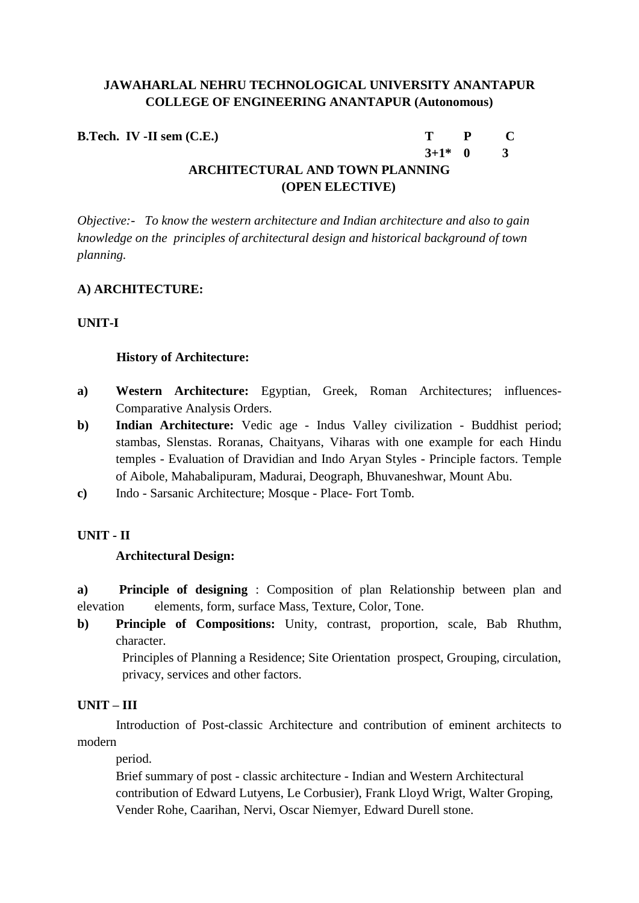**JAWAHARLAL NEHRU TECHNOLOGICAL UNIVERSITY ANANTAPUR**
**COLLEGE OF ENGINEERING ANANTAPUR (Autonomous)**

| **B.Tech. IV -II sem (C.E.)** | **T** | **P** | **C** |
|---|---|---|---|
| | **3+1*** | **0** | **3** |

## ARCHITECTURAL AND TOWN PLANNING (OPEN ELECTIVE)

*Objective:- To know the western architecture and Indian architecture and also to gain knowledge on the principles of architectural design and historical background of town planning.*

### A) ARCHITECTURE:

### UNIT-I

**History of Architecture:**

a) **Western Architecture:** Egyptian, Greek, Roman Architectures; influences-Comparative Analysis Orders.

b) **Indian Architecture:** Vedic age - Indus Valley civilization - Buddhist period; stambas, Slenstas. Roranas, Chaityans, Viharas with one example for each Hindu temples - Evaluation of Dravidian and Indo Aryan Styles - Principle factors. Temple of Aibole, Mahabalipuram, Madurai, Deograph, Bhuvaneshwar, Mount Abu.

c) Indo - Sarsanic Architecture; Mosque - Place- Fort Tomb.

### UNIT - II

**Architectural Design:**

a) **Principle of designing** : Composition of plan Relationship between plan and elevation elements, form, surface Mass, Texture, Color, Tone.

b) **Principle of Compositions:** Unity, contrast, proportion, scale, Bab Rhuthm, character.

Principles of Planning a Residence; Site Orientation prospect, Grouping, circulation, privacy, services and other factors.

### UNIT – III

Introduction of Post-classic Architecture and contribution of eminent architects to modern period.

Brief summary of post - classic architecture - Indian and Western Architectural contribution of Edward Lutyens, Le Corbusier), Frank Lloyd Wrigt, Walter Groping, Vender Rohe, Caarihan, Nervi, Oscar Niemyer, Edward Durell stone.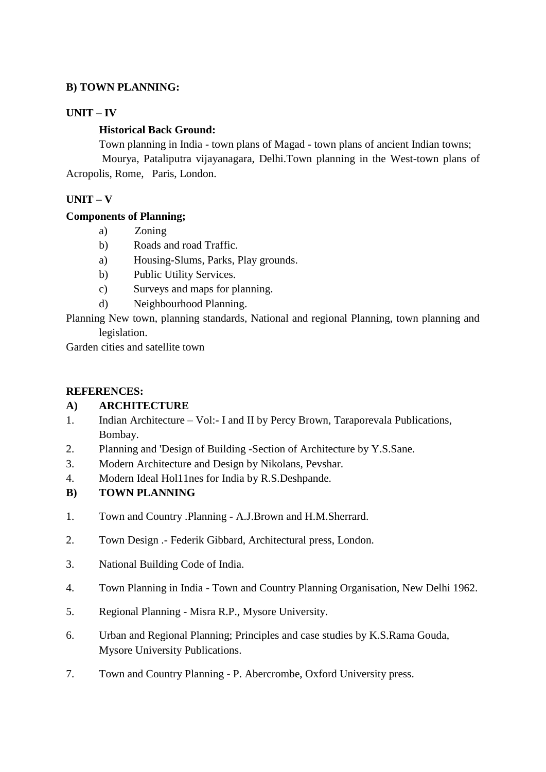**B) TOWN PLANNING:**

**UNIT – IV**

**Historical Back Ground:**

Town planning in India - town plans of Magad - town plans of ancient Indian towns; Mourya, Pataliputra vijayanagara, Delhi.Town planning in the West-town plans of Acropolis, Rome, Paris, London.

**UNIT – V**

**Components of Planning;**

a) Zoning
b) Roads and road Traffic.
a) Housing-Slums, Parks, Play grounds.
b) Public Utility Services.
c) Surveys and maps for planning.
d) Neighbourhood Planning.

Planning New town, planning standards, National and regional Planning, town planning and legislation.

Garden cities and satellite town

**REFERENCES:**

**A) ARCHITECTURE**

1. Indian Architecture – Vol:- I and II by Percy Brown, Taraporevala Publications, Bombay.
2. Planning and 'Design of Building -Section of Architecture by Y.S.Sane.
3. Modern Architecture and Design by Nikolans, Pevshar.
4. Modern Ideal Hol11nes for India by R.S.Deshpande.

**B) TOWN PLANNING**

1. Town and Country .Planning - A.J.Brown and H.M.Sherrard.
2. Town Design .- Federik Gibbard, Architectural press, London.
3. National Building Code of India.
4. Town Planning in India - Town and Country Planning Organisation, New Delhi 1962.
5. Regional Planning - Misra R.P., Mysore University.
6. Urban and Regional Planning; Principles and case studies by K.S.Rama Gouda, Mysore University Publications.
7. Town and Country Planning - P. Abercrombe, Oxford University press.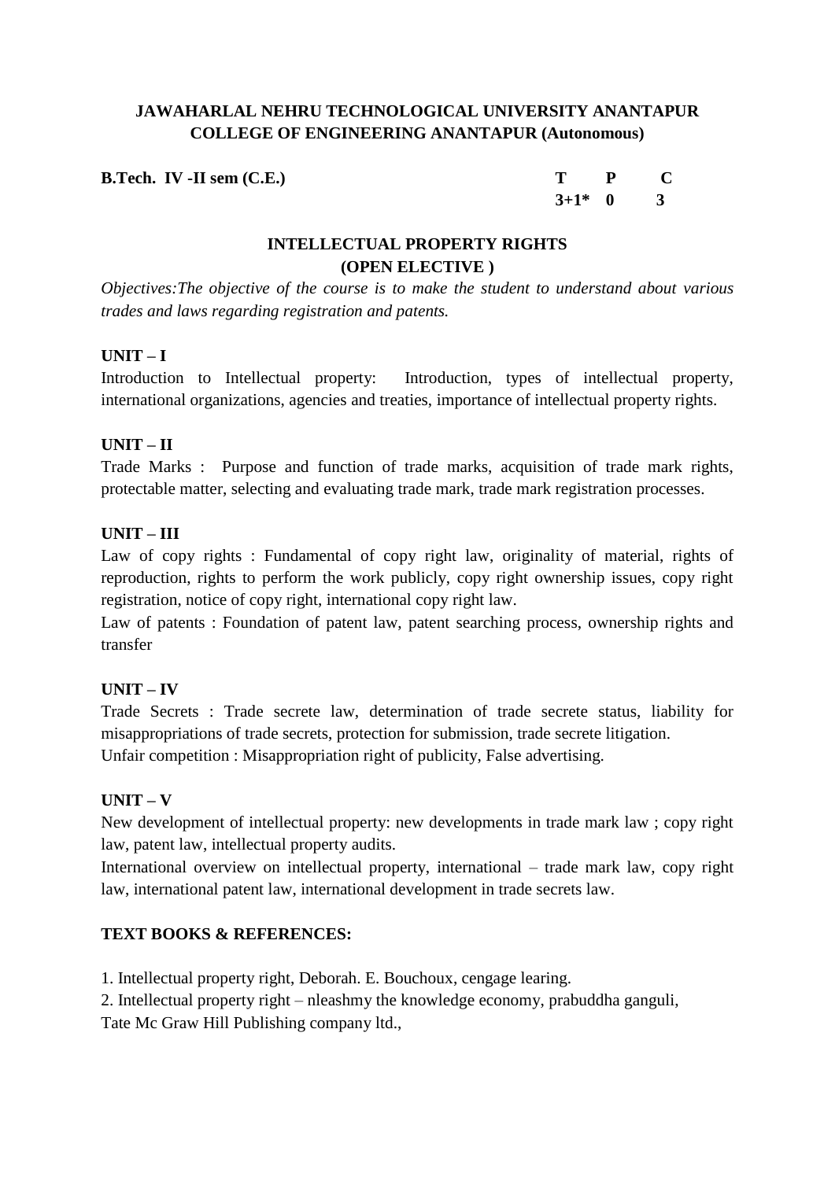**JAWAHARLAL NEHRU TECHNOLOGICAL UNIVERSITY ANANTAPUR**
**COLLEGE OF ENGINEERING ANANTAPUR (Autonomous)**

| **B.Tech. IV -II sem (C.E.)** | **T** | **P** | **C** |
|---|---|---|---|
| | **3+1*** | **0** | **3** |

## INTELLECTUAL PROPERTY RIGHTS
## (OPEN ELECTIVE )

*Objectives:The objective of the course is to make the student to understand about various trades and laws regarding registration and patents.*

**UNIT – I**

Introduction to Intellectual property: Introduction, types of intellectual property, international organizations, agencies and treaties, importance of intellectual property rights.

**UNIT – II**

Trade Marks : Purpose and function of trade marks, acquisition of trade mark rights, protectable matter, selecting and evaluating trade mark, trade mark registration processes.

**UNIT – III**

Law of copy rights : Fundamental of copy right law, originality of material, rights of reproduction, rights to perform the work publicly, copy right ownership issues, copy right registration, notice of copy right, international copy right law.

Law of patents : Foundation of patent law, patent searching process, ownership rights and transfer

**UNIT – IV**

Trade Secrets : Trade secrete law, determination of trade secrete status, liability for misappropriations of trade secrets, protection for submission, trade secrete litigation.

Unfair competition : Misappropriation right of publicity, False advertising.

**UNIT – V**

New development of intellectual property: new developments in trade mark law ; copy right law, patent law, intellectual property audits.

International overview on intellectual property, international – trade mark law, copy right law, international patent law, international development in trade secrets law.

**TEXT BOOKS & REFERENCES:**

1. Intellectual property right, Deborah. E. Bouchoux, cengage learing.
2. Intellectual property right – nleashmy the knowledge economy, prabuddha ganguli, Tate Mc Graw Hill Publishing company ltd.,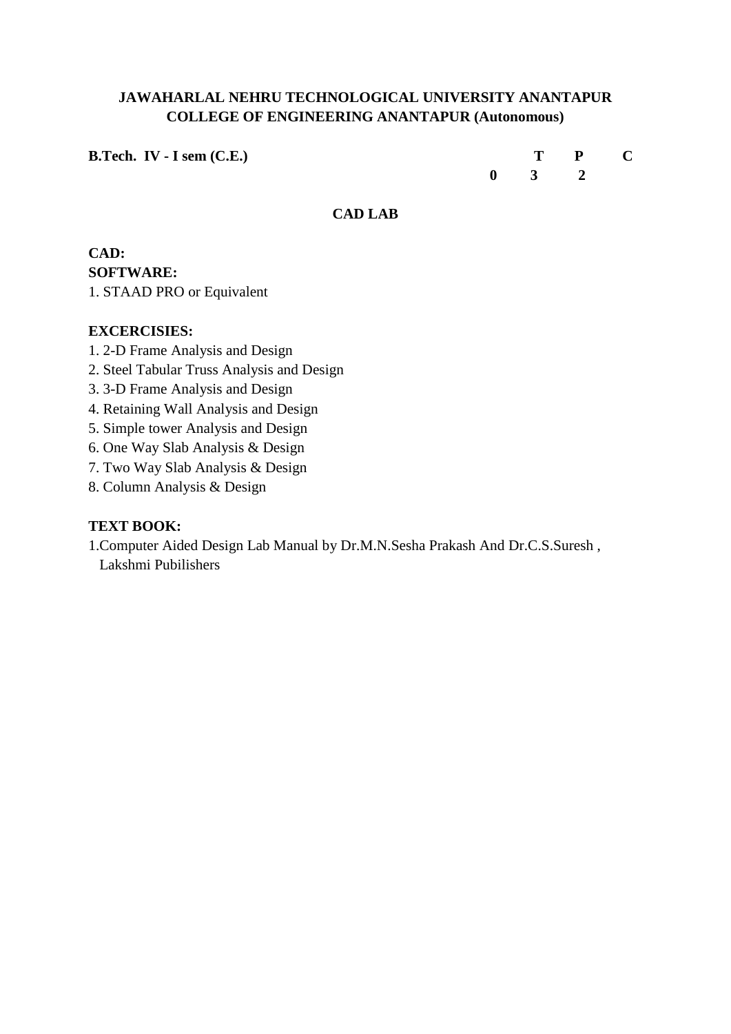**JAWAHARLAL NEHRU TECHNOLOGICAL UNIVERSITY ANANTAPUR**
**COLLEGE OF ENGINEERING ANANTAPUR (Autonomous)**

**B.Tech. IV - I sem (C.E.)**

| T | P | C |
|---|---|---|
| 0 | 3 | 2 |

## CAD LAB

**CAD:**

**SOFTWARE:**

1. STAAD PRO or Equivalent

**EXCERCISIES:**

1. 2-D Frame Analysis and Design
2. Steel Tabular Truss Analysis and Design
3. 3-D Frame Analysis and Design
4. Retaining Wall Analysis and Design
5. Simple tower Analysis and Design
6. One Way Slab Analysis & Design
7. Two Way Slab Analysis & Design
8. Column Analysis & Design

**TEXT BOOK:**

1. Computer Aided Design Lab Manual by Dr.M.N.Sesha Prakash And Dr.C.S.Suresh , Lakshmi Pubilishers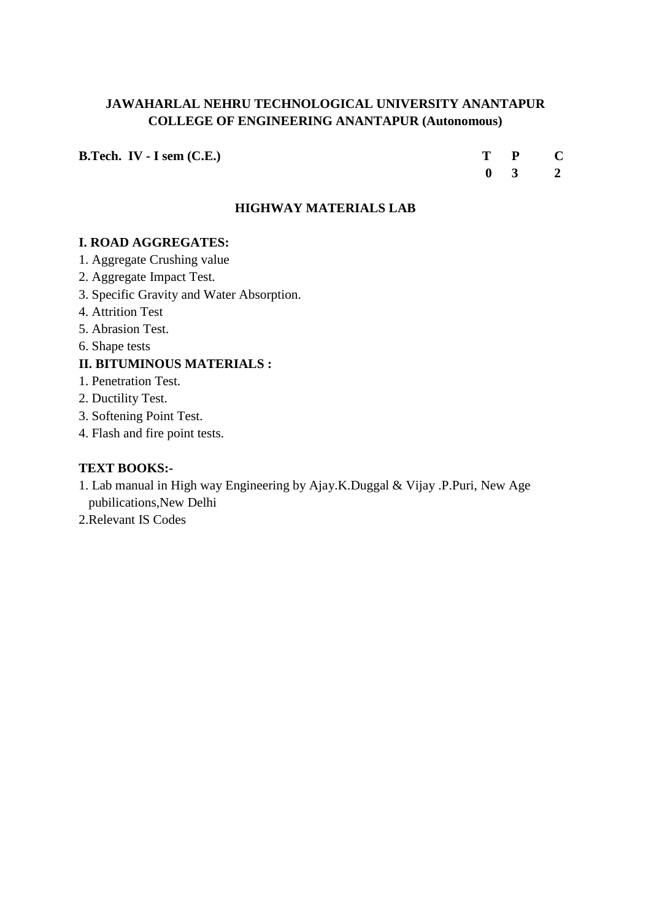**JAWAHARLAL NEHRU TECHNOLOGICAL UNIVERSITY ANANTAPUR**
**COLLEGE OF ENGINEERING ANANTAPUR (Autonomous)**

| **B.Tech. IV - I sem (C.E.)** | **T** | **P** | **C** |
|---|---|---|---|
| | **0** | **3** | **2** |

## HIGHWAY MATERIALS LAB

### I. ROAD AGGREGATES:

1. Aggregate Crushing value
2. Aggregate Impact Test.
3. Specific Gravity and Water Absorption.
4. Attrition Test
5. Abrasion Test.
6. Shape tests

### II. BITUMINOUS MATERIALS :

1. Penetration Test.
2. Ductility Test.
3. Softening Point Test.
4. Flash and fire point tests.

### TEXT BOOKS:-

1. Lab manual in High way Engineering by Ajay.K.Duggal & Vijay .P.Puri, New Age pubilications,New Delhi
2. Relevant IS Codes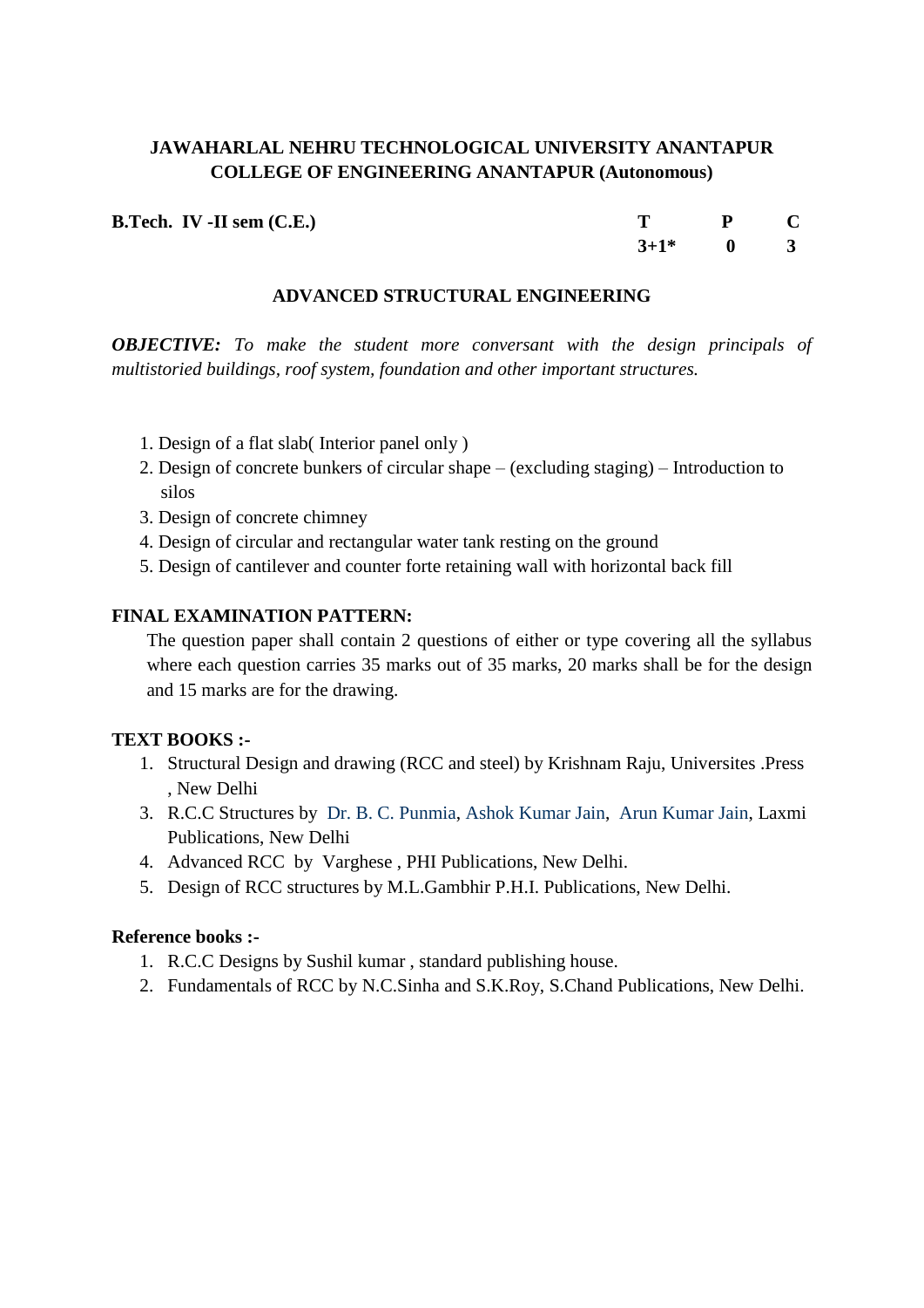**JAWAHARLAL NEHRU TECHNOLOGICAL UNIVERSITY ANANTAPUR**
**COLLEGE OF ENGINEERING ANANTAPUR (Autonomous)**

| **B.Tech. IV -II sem (C.E.)** | **T** | **P** | **C** |
|---|---|---|---|
| | **3+1*** | **0** | **3** |

## ADVANCED STRUCTURAL ENGINEERING

***OBJECTIVE:*** *To make the student more conversant with the design principals of multistoried buildings, roof system, foundation and other important structures.*

1. Design of a flat slab( Interior panel only )
2. Design of concrete bunkers of circular shape – (excluding staging) – Introduction to silos
3. Design of concrete chimney
4. Design of circular and rectangular water tank resting on the ground
5. Design of cantilever and counter forte retaining wall with horizontal back fill

**FINAL EXAMINATION PATTERN:**

The question paper shall contain 2 questions of either or type covering all the syllabus where each question carries 35 marks out of 35 marks, 20 marks shall be for the design and 15 marks are for the drawing.

**TEXT BOOKS :-**

1. Structural Design and drawing (RCC and steel) by Krishnam Raju, Universites .Press , New Delhi
3. R.C.C Structures by Dr. B. C. Punmia, Ashok Kumar Jain, Arun Kumar Jain, Laxmi Publications, New Delhi
4. Advanced RCC by Varghese , PHI Publications, New Delhi.
5. Design of RCC structures by M.L.Gambhir P.H.I. Publications, New Delhi.

**Reference books :-**

1. R.C.C Designs by Sushil kumar , standard publishing house.
2. Fundamentals of RCC by N.C.Sinha and S.K.Roy, S.Chand Publications, New Delhi.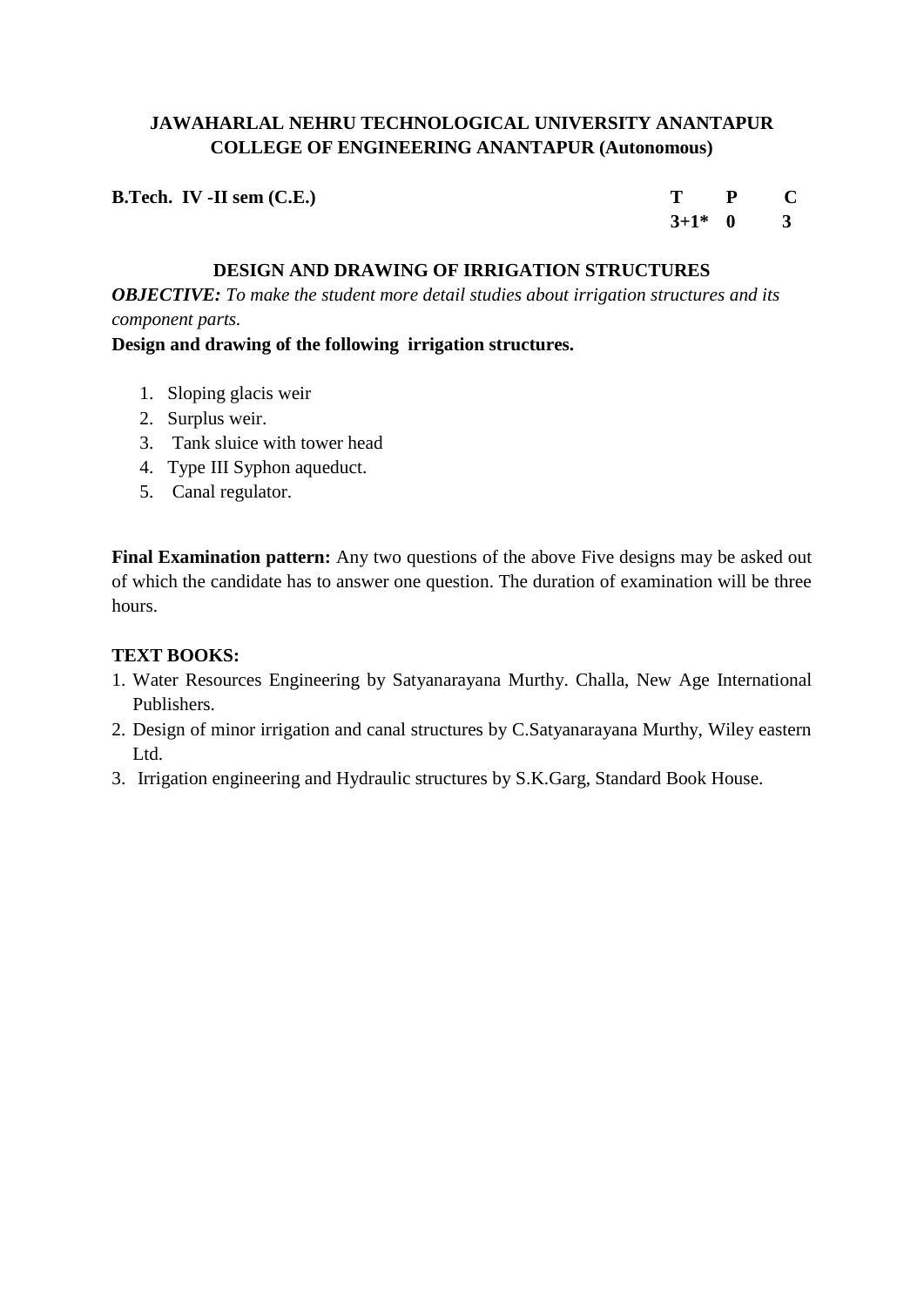**JAWAHARLAL NEHRU TECHNOLOGICAL UNIVERSITY ANANTAPUR**
**COLLEGE OF ENGINEERING ANANTAPUR (Autonomous)**

| **B.Tech. IV -II sem (C.E.)** | **T** | **P** | **C** |
|---|---|---|---|
| | **3+1*** | **0** | **3** |

## DESIGN AND DRAWING OF IRRIGATION STRUCTURES

***OBJECTIVE:*** *To make the student more detail studies about irrigation structures and its component parts.*

**Design and drawing of the following irrigation structures.**

1. Sloping glacis weir
2. Surplus weir.
3. Tank sluice with tower head
4. Type III Syphon aqueduct.
5. Canal regulator.

**Final Examination pattern:** Any two questions of the above Five designs may be asked out of which the candidate has to answer one question. The duration of examination will be three hours.

**TEXT BOOKS:**

1. Water Resources Engineering by Satyanarayana Murthy. Challa, New Age International Publishers.
2. Design of minor irrigation and canal structures by C.Satyanarayana Murthy, Wiley eastern Ltd.
3. Irrigation engineering and Hydraulic structures by S.K.Garg, Standard Book House.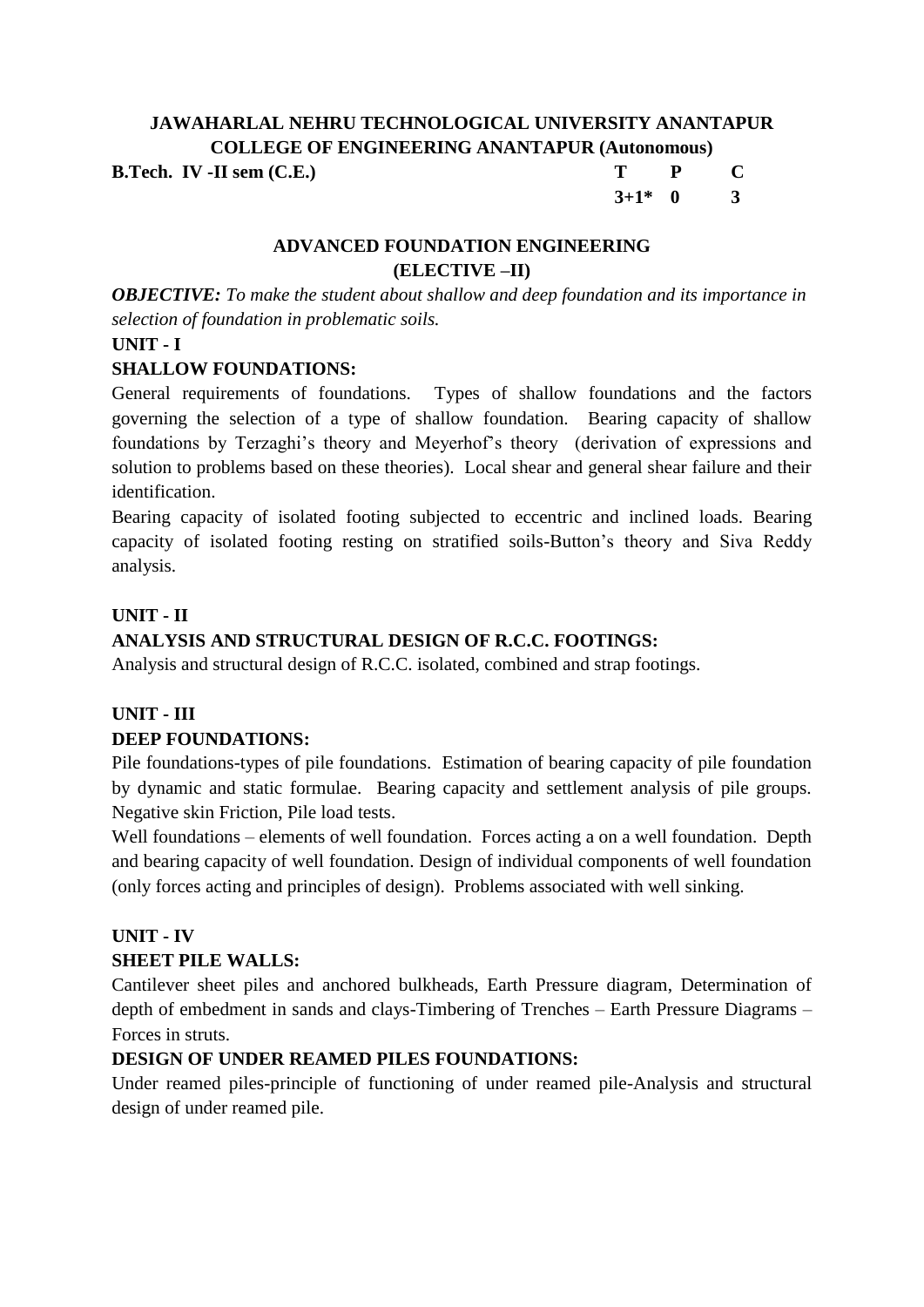**JAWAHARLAL NEHRU TECHNOLOGICAL UNIVERSITY ANANTAPUR**
**COLLEGE OF ENGINEERING ANANTAPUR (Autonomous)**

| **B.Tech. IV -II sem (C.E.)** | **T** | **P** | **C** |
|---|---|---|---|
| | **3+1*** | **0** | **3** |

## ADVANCED FOUNDATION ENGINEERING
## (ELECTIVE –II)

***OBJECTIVE:*** *To make the student about shallow and deep foundation and its importance in selection of foundation in problematic soils.*

**UNIT - I**

**SHALLOW FOUNDATIONS:**

General requirements of foundations. Types of shallow foundations and the factors governing the selection of a type of shallow foundation. Bearing capacity of shallow foundations by Terzaghi's theory and Meyerhof's theory (derivation of expressions and solution to problems based on these theories). Local shear and general shear failure and their identification.

Bearing capacity of isolated footing subjected to eccentric and inclined loads. Bearing capacity of isolated footing resting on stratified soils-Button's theory and Siva Reddy analysis.

**UNIT - II**

**ANALYSIS AND STRUCTURAL DESIGN OF R.C.C. FOOTINGS:**

Analysis and structural design of R.C.C. isolated, combined and strap footings.

**UNIT - III**

**DEEP FOUNDATIONS:**

Pile foundations-types of pile foundations. Estimation of bearing capacity of pile foundation by dynamic and static formulae. Bearing capacity and settlement analysis of pile groups. Negative skin Friction, Pile load tests.

Well foundations – elements of well foundation. Forces acting a on a well foundation. Depth and bearing capacity of well foundation. Design of individual components of well foundation (only forces acting and principles of design). Problems associated with well sinking.

**UNIT - IV**

**SHEET PILE WALLS:**

Cantilever sheet piles and anchored bulkheads, Earth Pressure diagram, Determination of depth of embedment in sands and clays-Timbering of Trenches – Earth Pressure Diagrams – Forces in struts.

**DESIGN OF UNDER REAMED PILES FOUNDATIONS:**

Under reamed piles-principle of functioning of under reamed pile-Analysis and structural design of under reamed pile.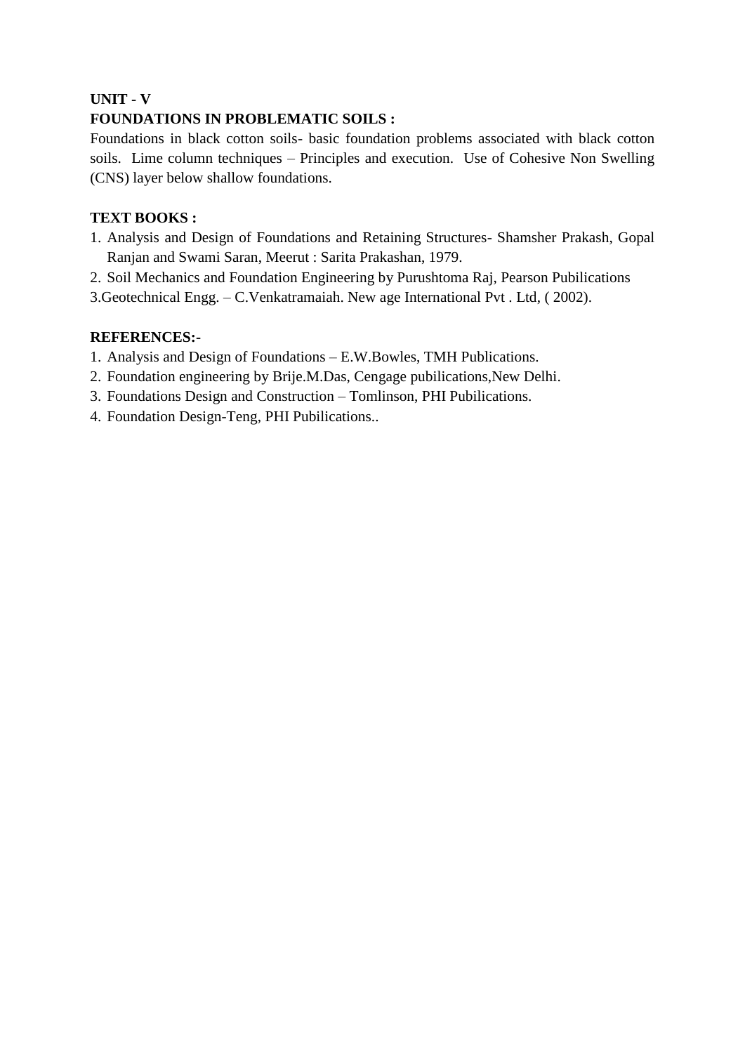**UNIT - V**

**FOUNDATIONS IN PROBLEMATIC SOILS :**

Foundations in black cotton soils- basic foundation problems associated with black cotton soils. Lime column techniques – Principles and execution. Use of Cohesive Non Swelling (CNS) layer below shallow foundations.

**TEXT BOOKS :**

1. Analysis and Design of Foundations and Retaining Structures- Shamsher Prakash, Gopal Ranjan and Swami Saran, Meerut : Sarita Prakashan, 1979.
2. Soil Mechanics and Foundation Engineering by Purushtoma Raj, Pearson Pubilications
3. Geotechnical Engg. – C.Venkatramaiah. New age International Pvt . Ltd, ( 2002).

**REFERENCES:-**

1. Analysis and Design of Foundations – E.W.Bowles, TMH Publications.
2. Foundation engineering by Brije.M.Das, Cengage pubilications,New Delhi.
3. Foundations Design and Construction – Tomlinson, PHI Pubilications.
4. Foundation Design-Teng, PHI Pubilications..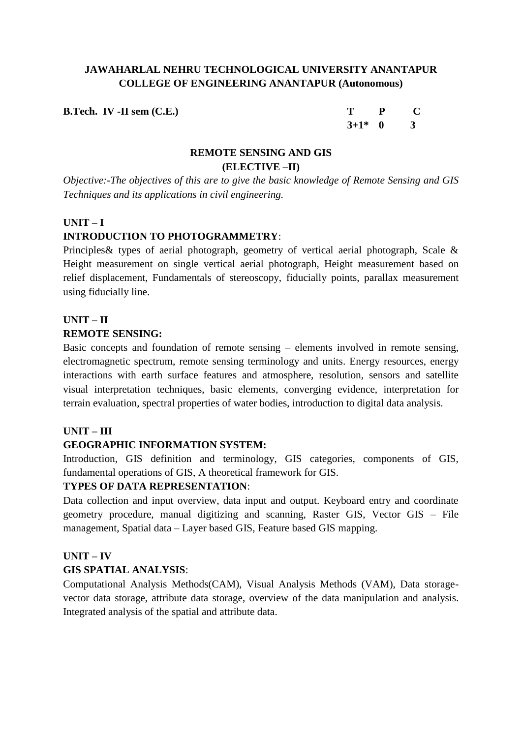**JAWAHARLAL NEHRU TECHNOLOGICAL UNIVERSITY ANANTAPUR**
**COLLEGE OF ENGINEERING ANANTAPUR (Autonomous)**

| **B.Tech. IV -II sem (C.E.)** | **T** | **P** | **C** |
|---|---|---|---|
| | **3+1*** | **0** | **3** |

## REMOTE SENSING AND GIS
### (ELECTIVE –II)

*Objective:-The objectives of this are to give the basic knowledge of Remote Sensing and GIS Techniques and its applications in civil engineering.*

**UNIT – I**

**INTRODUCTION TO PHOTOGRAMMETRY**:

Principles& types of aerial photograph, geometry of vertical aerial photograph, Scale & Height measurement on single vertical aerial photograph, Height measurement based on relief displacement, Fundamentals of stereoscopy, fiducially points, parallax measurement using fiducially line.

**UNIT – II**

**REMOTE SENSING:**

Basic concepts and foundation of remote sensing – elements involved in remote sensing, electromagnetic spectrum, remote sensing terminology and units. Energy resources, energy interactions with earth surface features and atmosphere, resolution, sensors and satellite visual interpretation techniques, basic elements, converging evidence, interpretation for terrain evaluation, spectral properties of water bodies, introduction to digital data analysis.

**UNIT – III**

**GEOGRAPHIC INFORMATION SYSTEM:**

Introduction, GIS definition and terminology, GIS categories, components of GIS, fundamental operations of GIS, A theoretical framework for GIS.

**TYPES OF DATA REPRESENTATION**:

Data collection and input overview, data input and output. Keyboard entry and coordinate geometry procedure, manual digitizing and scanning, Raster GIS, Vector GIS – File management, Spatial data – Layer based GIS, Feature based GIS mapping.

**UNIT – IV**

**GIS SPATIAL ANALYSIS**:

Computational Analysis Methods(CAM), Visual Analysis Methods (VAM), Data storage-vector data storage, attribute data storage, overview of the data manipulation and analysis. Integrated analysis of the spatial and attribute data.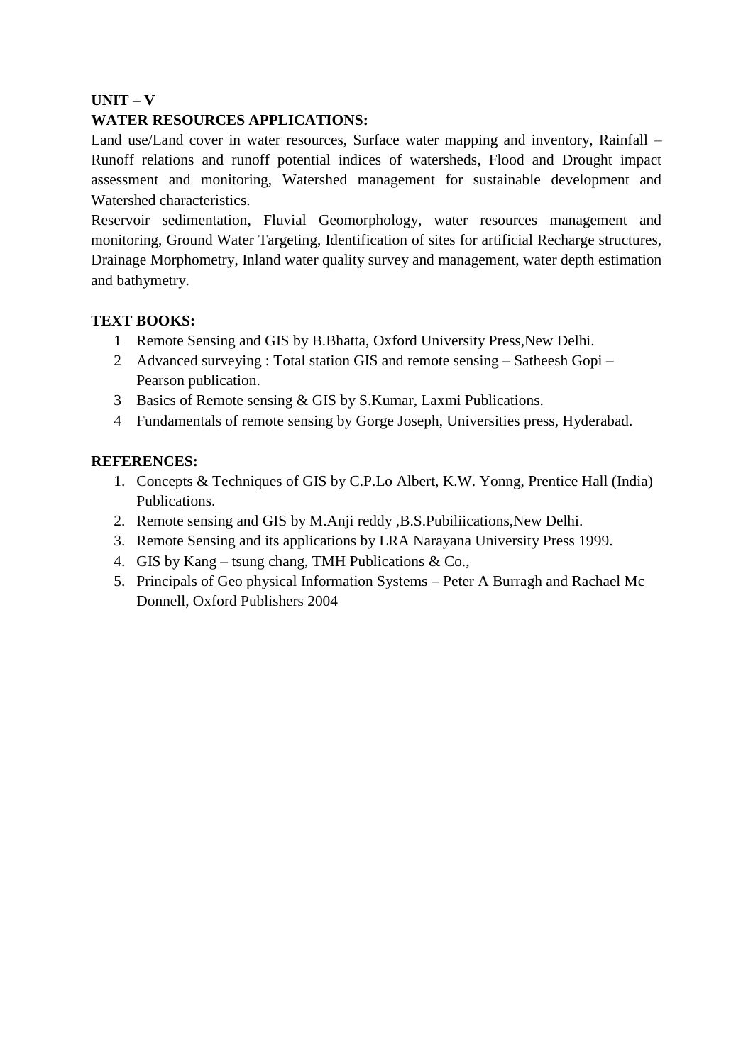**UNIT – V**

**WATER RESOURCES APPLICATIONS:**

Land use/Land cover in water resources, Surface water mapping and inventory, Rainfall – Runoff relations and runoff potential indices of watersheds, Flood and Drought impact assessment and monitoring, Watershed management for sustainable development and Watershed characteristics.

Reservoir sedimentation, Fluvial Geomorphology, water resources management and monitoring, Ground Water Targeting, Identification of sites for artificial Recharge structures, Drainage Morphometry, Inland water quality survey and management, water depth estimation and bathymetry.

**TEXT BOOKS:**

1 Remote Sensing and GIS by B.Bhatta, Oxford University Press,New Delhi.
2 Advanced surveying : Total station GIS and remote sensing – Satheesh Gopi – Pearson publication.
3 Basics of Remote sensing & GIS by S.Kumar, Laxmi Publications.
4 Fundamentals of remote sensing by Gorge Joseph, Universities press, Hyderabad.

**REFERENCES:**

1. Concepts & Techniques of GIS by C.P.Lo Albert, K.W. Yonng, Prentice Hall (India) Publications.
2. Remote sensing and GIS by M.Anji reddy ,B.S.Pubiliications,New Delhi.
3. Remote Sensing and its applications by LRA Narayana University Press 1999.
4. GIS by Kang – tsung chang, TMH Publications & Co.,
5. Principals of Geo physical Information Systems – Peter A Burragh and Rachael Mc Donnell, Oxford Publishers 2004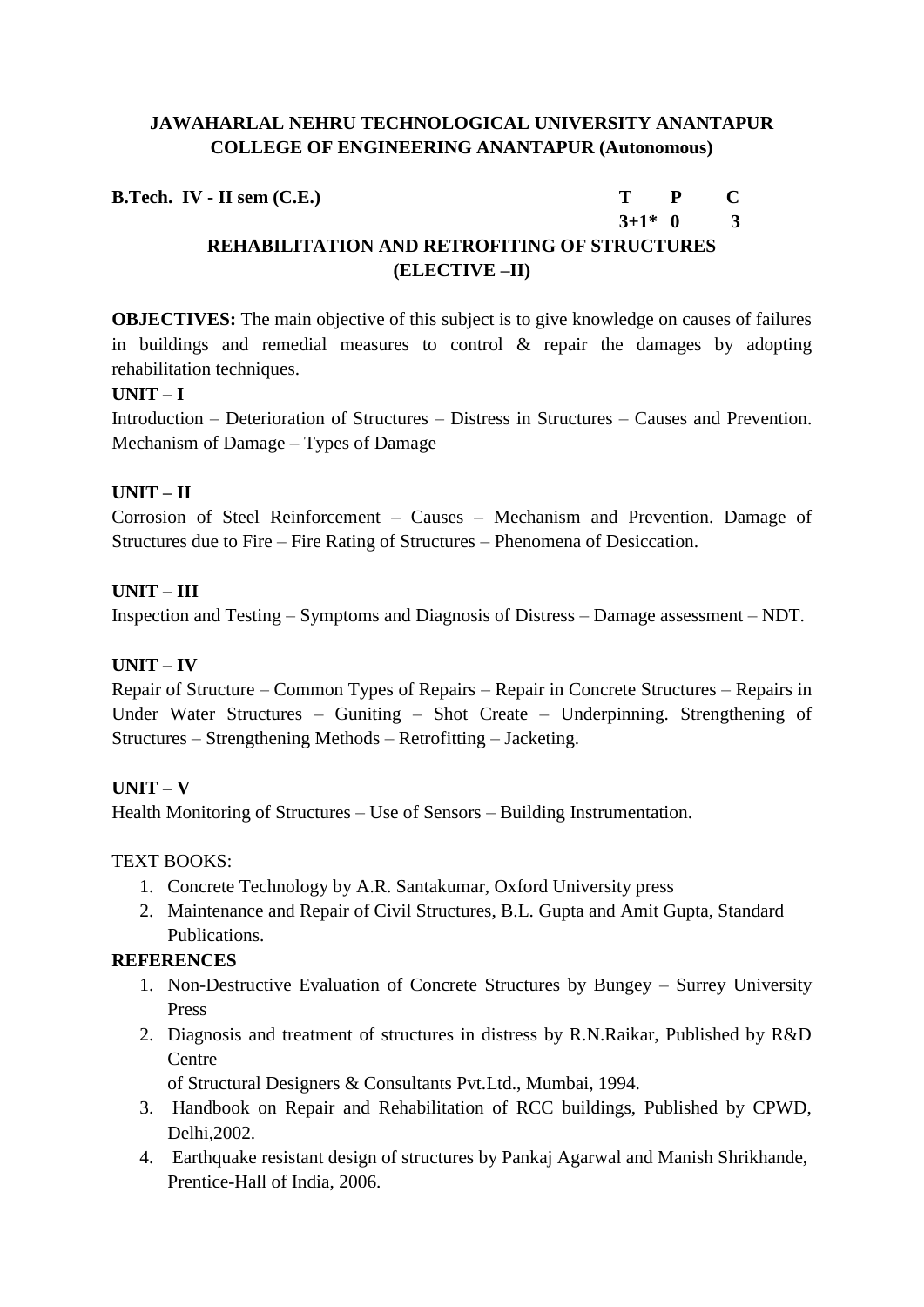**JAWAHARLAL NEHRU TECHNOLOGICAL UNIVERSITY ANANTAPUR**
**COLLEGE OF ENGINEERING ANANTAPUR (Autonomous)**

| **B.Tech. IV - II sem (C.E.)** | **T** | **P** | **C** |
|---|---|---|---|
| | **3+1*** | **0** | **3** |

## REHABILITATION AND RETROFITING OF STRUCTURES (ELECTIVE –II)

**OBJECTIVES:** The main objective of this subject is to give knowledge on causes of failures in buildings and remedial measures to control & repair the damages by adopting rehabilitation techniques.

**UNIT – I**

Introduction – Deterioration of Structures – Distress in Structures – Causes and Prevention. Mechanism of Damage – Types of Damage

**UNIT – II**

Corrosion of Steel Reinforcement – Causes – Mechanism and Prevention. Damage of Structures due to Fire – Fire Rating of Structures – Phenomena of Desiccation.

**UNIT – III**

Inspection and Testing – Symptoms and Diagnosis of Distress – Damage assessment – NDT.

**UNIT – IV**

Repair of Structure – Common Types of Repairs – Repair in Concrete Structures – Repairs in Under Water Structures – Guniting – Shot Create – Underpinning. Strengthening of Structures – Strengthening Methods – Retrofitting – Jacketing.

**UNIT – V**

Health Monitoring of Structures – Use of Sensors – Building Instrumentation.

TEXT BOOKS:

1. Concrete Technology by A.R. Santakumar, Oxford University press
2. Maintenance and Repair of Civil Structures, B.L. Gupta and Amit Gupta, Standard Publications.

**REFERENCES**

1. Non-Destructive Evaluation of Concrete Structures by Bungey – Surrey University Press
2. Diagnosis and treatment of structures in distress by R.N.Raikar, Published by R&D Centre
   of Structural Designers & Consultants Pvt.Ltd., Mumbai, 1994.
3. Handbook on Repair and Rehabilitation of RCC buildings, Published by CPWD, Delhi,2002.
4. Earthquake resistant design of structures by Pankaj Agarwal and Manish Shrikhande, Prentice-Hall of India, 2006.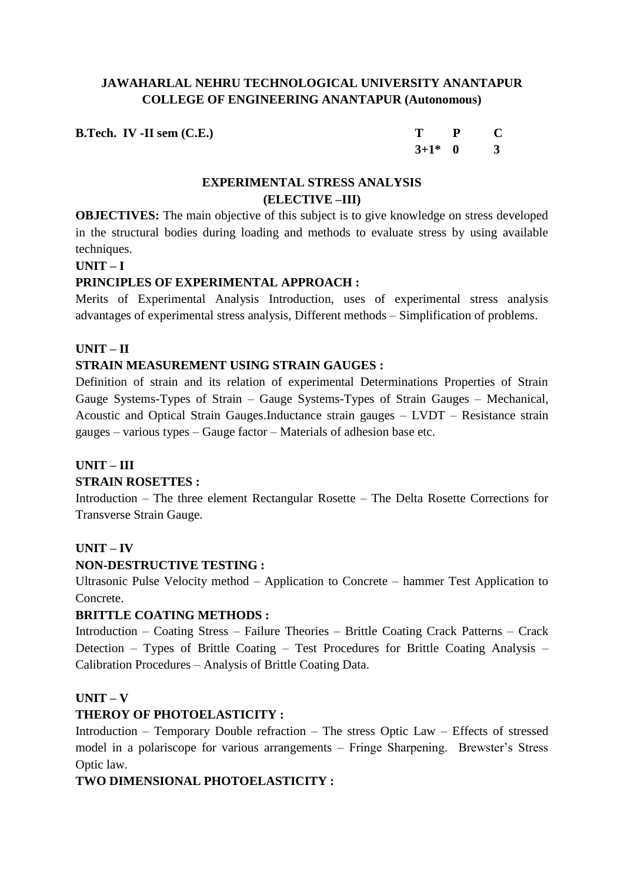**JAWAHARLAL NEHRU TECHNOLOGICAL UNIVERSITY ANANTAPUR**
**COLLEGE OF ENGINEERING ANANTAPUR (Autonomous)**

| **B.Tech. IV -II sem (C.E.)** | **T** | **P** | **C** |
|---|---|---|---|
| | **3+1*** | **0** | **3** |

## EXPERIMENTAL STRESS ANALYSIS
## (ELECTIVE –III)

**OBJECTIVES:** The main objective of this subject is to give knowledge on stress developed in the structural bodies during loading and methods to evaluate stress by using available techniques.

**UNIT – I**

**PRINCIPLES OF EXPERIMENTAL APPROACH :**

Merits of Experimental Analysis Introduction, uses of experimental stress analysis advantages of experimental stress analysis, Different methods – Simplification of problems.

**UNIT – II**

**STRAIN MEASUREMENT USING STRAIN GAUGES :**

Definition of strain and its relation of experimental Determinations Properties of Strain Gauge Systems-Types of Strain – Gauge Systems-Types of Strain Gauges – Mechanical, Acoustic and Optical Strain Gauges.Inductance strain gauges – LVDT – Resistance strain gauges – various types – Gauge factor – Materials of adhesion base etc.

**UNIT – III**

**STRAIN ROSETTES :**

Introduction – The three element Rectangular Rosette – The Delta Rosette Corrections for Transverse Strain Gauge.

**UNIT – IV**

**NON-DESTRUCTIVE TESTING :**

Ultrasonic Pulse Velocity method – Application to Concrete – hammer Test Application to Concrete.

**BRITTLE COATING METHODS :**

Introduction – Coating Stress – Failure Theories – Brittle Coating Crack Patterns – Crack Detection – Types of Brittle Coating – Test Procedures for Brittle Coating Analysis – Calibration Procedures – Analysis of Brittle Coating Data.

**UNIT – V**

**THEROY OF PHOTOELASTICITY :**

Introduction – Temporary Double refraction – The stress Optic Law – Effects of stressed model in a polariscope for various arrangements – Fringe Sharpening. Brewster's Stress Optic law.

**TWO DIMENSIONAL PHOTOELASTICITY :**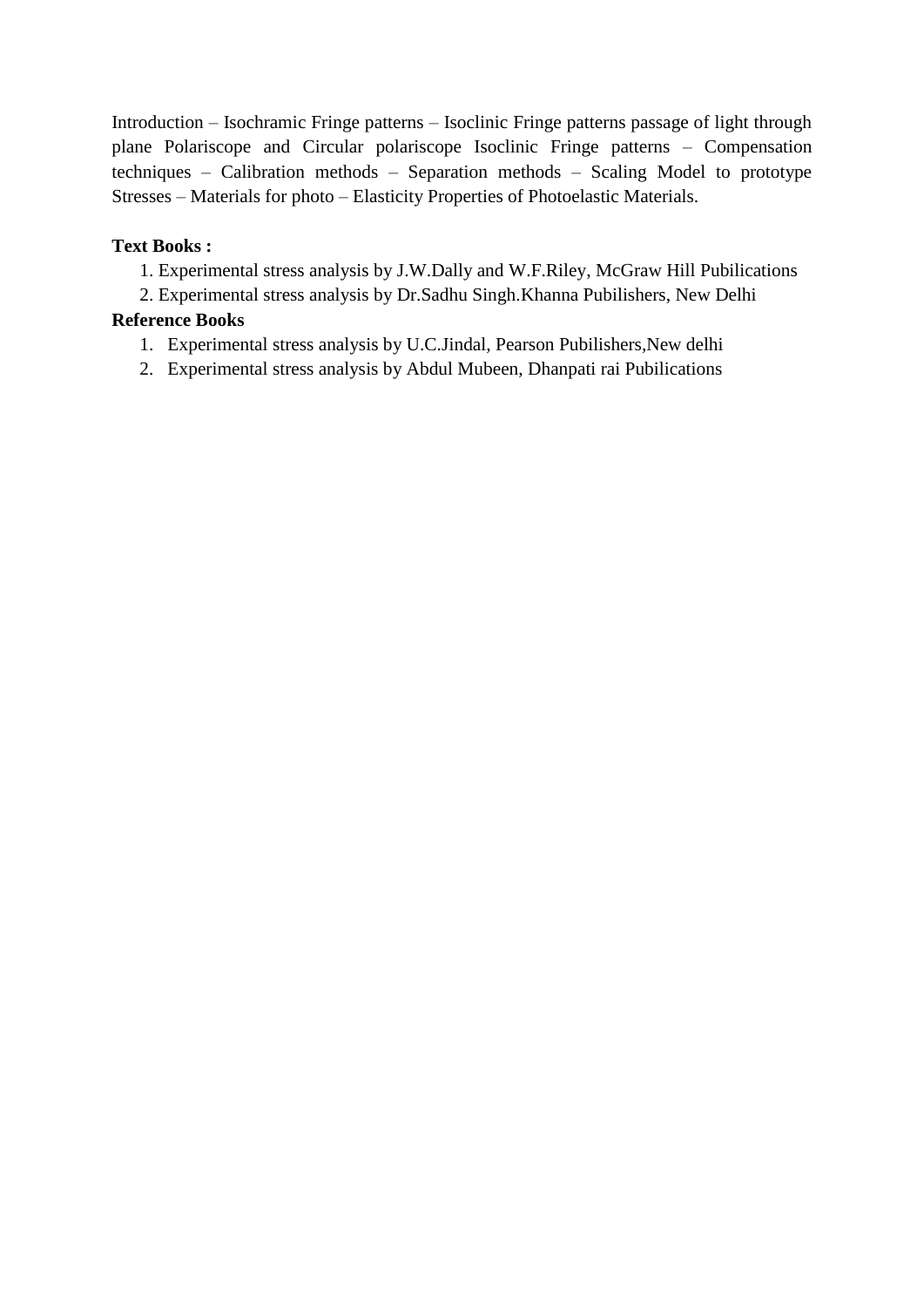Introduction – Isochramic Fringe patterns – Isoclinic Fringe patterns passage of light through plane Polariscope and Circular polariscope Isoclinic Fringe patterns – Compensation techniques – Calibration methods – Separation methods – Scaling Model to prototype Stresses – Materials for photo – Elasticity Properties of Photoelastic Materials.

**Text Books :**

1. Experimental stress analysis by J.W.Dally and W.F.Riley, McGraw Hill Pubilications
2. Experimental stress analysis by Dr.Sadhu Singh.Khanna Pubilishers, New Delhi

**Reference Books**

1. Experimental stress analysis by U.C.Jindal, Pearson Pubilishers,New delhi
2. Experimental stress analysis by Abdul Mubeen, Dhanpati rai Pubilications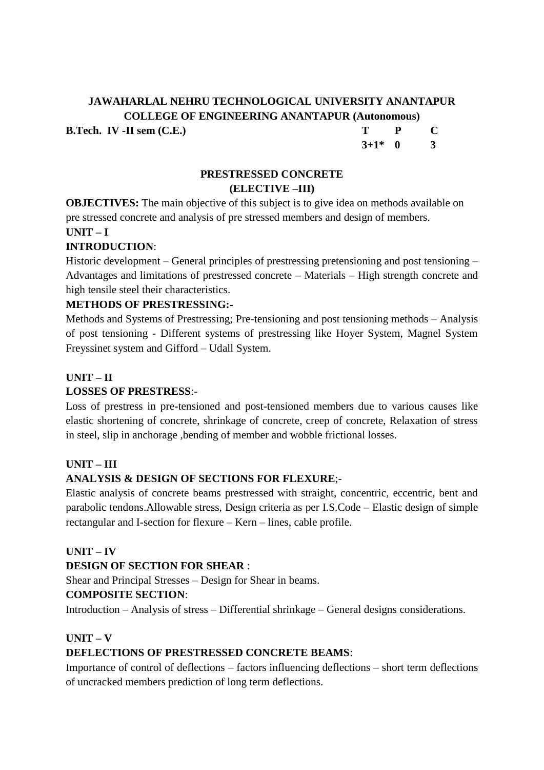**JAWAHARLAL NEHRU TECHNOLOGICAL UNIVERSITY ANANTAPUR**
**COLLEGE OF ENGINEERING ANANTAPUR (Autonomous)**

| **B.Tech. IV -II sem (C.E.)** | **T** | **P** | **C** |
|---|---|---|---|
| | **3+1*** | **0** | **3** |

## PRESTRESSED CONCRETE
## (ELECTIVE –III)

**OBJECTIVES:** The main objective of this subject is to give idea on methods available on pre stressed concrete and analysis of pre stressed members and design of members.

**UNIT – I**

**INTRODUCTION**:

Historic development – General principles of prestressing pretensioning and post tensioning – Advantages and limitations of prestressed concrete – Materials – High strength concrete and high tensile steel their characteristics.

**METHODS OF PRESTRESSING:-**

Methods and Systems of Prestressing; Pre-tensioning and post tensioning methods – Analysis of post tensioning - Different systems of prestressing like Hoyer System, Magnel System Freyssinet system and Gifford – Udall System.

**UNIT – II**

**LOSSES OF PRESTRESS**:-

Loss of prestress in pre-tensioned and post-tensioned members due to various causes like elastic shortening of concrete, shrinkage of concrete, creep of concrete, Relaxation of stress in steel, slip in anchorage ,bending of member and wobble frictional losses.

**UNIT – III**

**ANALYSIS & DESIGN OF SECTIONS FOR FLEXURE**;-

Elastic analysis of concrete beams prestressed with straight, concentric, eccentric, bent and parabolic tendons.Allowable stress, Design criteria as per I.S.Code – Elastic design of simple rectangular and I-section for flexure – Kern – lines, cable profile.

**UNIT – IV**

**DESIGN OF SECTION FOR SHEAR** :

Shear and Principal Stresses – Design for Shear in beams.

**COMPOSITE SECTION**:

Introduction – Analysis of stress – Differential shrinkage – General designs considerations.

**UNIT – V**

**DEFLECTIONS OF PRESTRESSED CONCRETE BEAMS**:

Importance of control of deflections – factors influencing deflections – short term deflections of uncracked members prediction of long term deflections.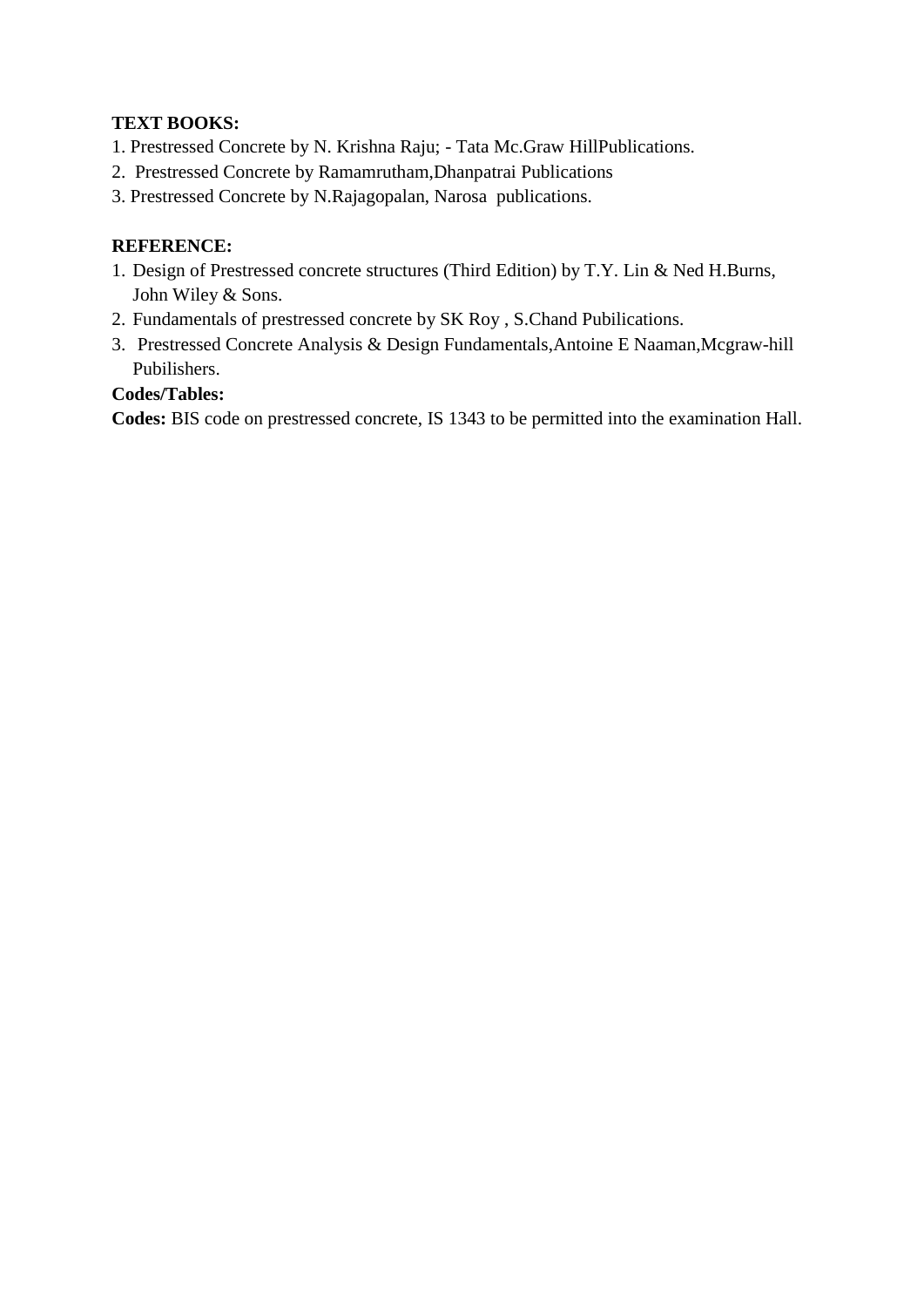**TEXT BOOKS:**

1. Prestressed Concrete by N. Krishna Raju; - Tata Mc.Graw HillPublications.
2. Prestressed Concrete by Ramamrutham,Dhanpatrai Publications
3. Prestressed Concrete by N.Rajagopalan, Narosa publications.

**REFERENCE:**

1. Design of Prestressed concrete structures (Third Edition) by T.Y. Lin & Ned H.Burns, John Wiley & Sons.
2. Fundamentals of prestressed concrete by SK Roy , S.Chand Pubilications.
3. Prestressed Concrete Analysis & Design Fundamentals,Antoine E Naaman,Mcgraw-hill Pubilishers.

**Codes/Tables:**

**Codes:** BIS code on prestressed concrete, IS 1343 to be permitted into the examination Hall.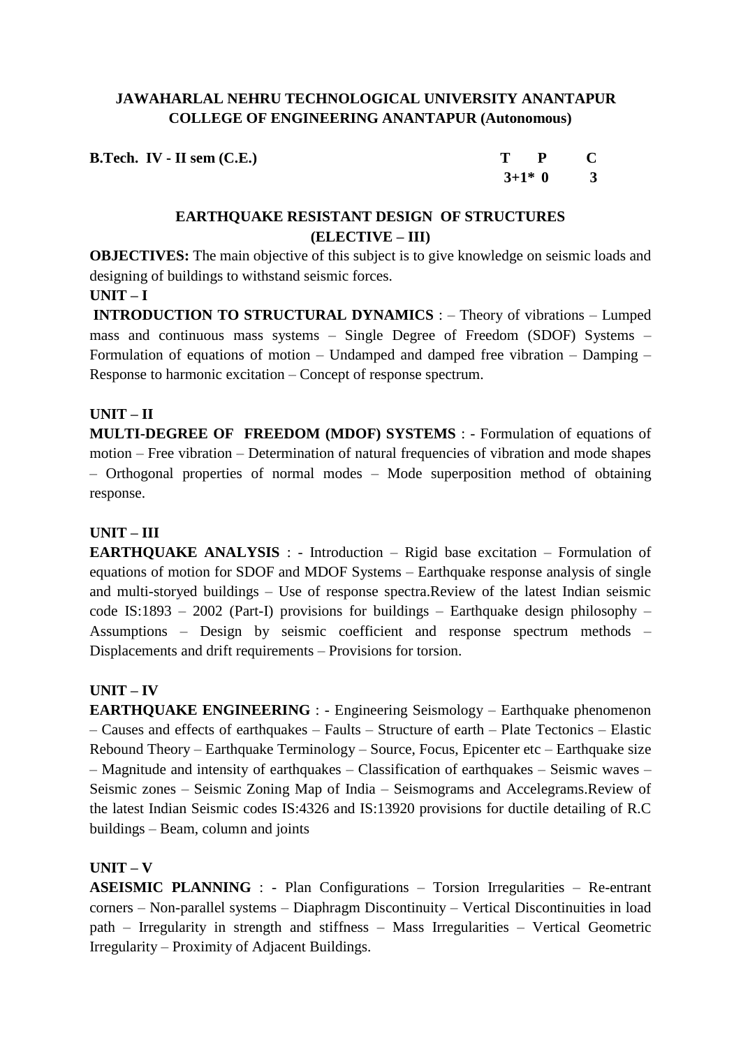**JAWAHARLAL NEHRU TECHNOLOGICAL UNIVERSITY ANANTAPUR**
**COLLEGE OF ENGINEERING ANANTAPUR (Autonomous)**

| **B.Tech. IV - II sem (C.E.)** | **T** | **P** | **C** |
|---|---|---|---|
| | **3+1*** | **0** | **3** |

## EARTHQUAKE RESISTANT DESIGN OF STRUCTURES (ELECTIVE – III)

**OBJECTIVES:** The main objective of this subject is to give knowledge on seismic loads and designing of buildings to withstand seismic forces.

**UNIT – I**

**INTRODUCTION TO STRUCTURAL DYNAMICS** : – Theory of vibrations – Lumped mass and continuous mass systems – Single Degree of Freedom (SDOF) Systems – Formulation of equations of motion – Undamped and damped free vibration – Damping – Response to harmonic excitation – Concept of response spectrum.

**UNIT – II**

**MULTI-DEGREE OF FREEDOM (MDOF) SYSTEMS** : - Formulation of equations of motion – Free vibration – Determination of natural frequencies of vibration and mode shapes – Orthogonal properties of normal modes – Mode superposition method of obtaining response.

**UNIT – III**

**EARTHQUAKE ANALYSIS** : - Introduction – Rigid base excitation – Formulation of equations of motion for SDOF and MDOF Systems – Earthquake response analysis of single and multi-storyed buildings – Use of response spectra.Review of the latest Indian seismic code IS:1893 – 2002 (Part-I) provisions for buildings – Earthquake design philosophy – Assumptions – Design by seismic coefficient and response spectrum methods – Displacements and drift requirements – Provisions for torsion.

**UNIT – IV**

**EARTHQUAKE ENGINEERING** : - Engineering Seismology – Earthquake phenomenon – Causes and effects of earthquakes – Faults – Structure of earth – Plate Tectonics – Elastic Rebound Theory – Earthquake Terminology – Source, Focus, Epicenter etc – Earthquake size – Magnitude and intensity of earthquakes – Classification of earthquakes – Seismic waves – Seismic zones – Seismic Zoning Map of India – Seismograms and Accelegrams.Review of the latest Indian Seismic codes IS:4326 and IS:13920 provisions for ductile detailing of R.C buildings – Beam, column and joints

**UNIT – V**

**ASEISMIC PLANNING** : - Plan Configurations – Torsion Irregularities – Re-entrant corners – Non-parallel systems – Diaphragm Discontinuity – Vertical Discontinuities in load path – Irregularity in strength and stiffness – Mass Irregularities – Vertical Geometric Irregularity – Proximity of Adjacent Buildings.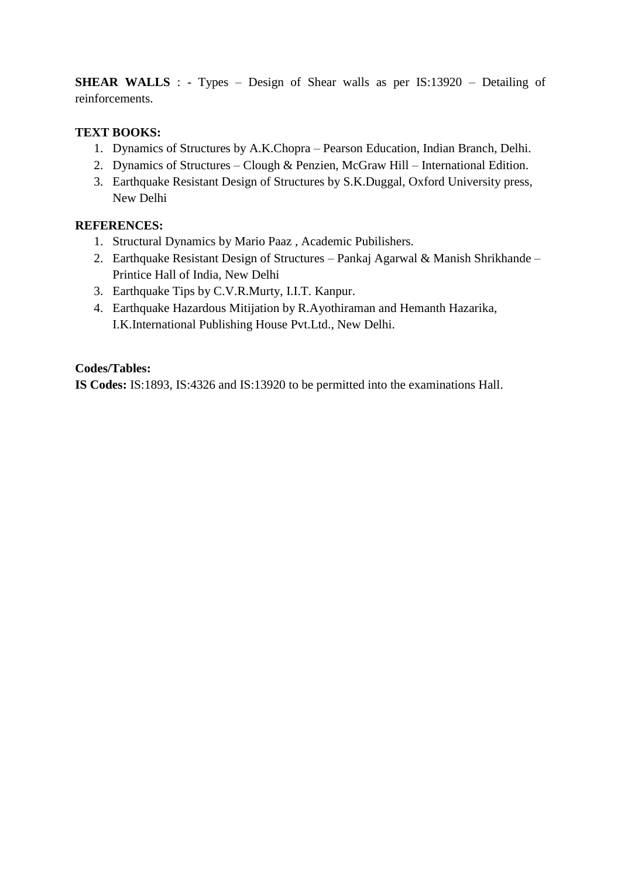**SHEAR WALLS** : - Types – Design of Shear walls as per IS:13920 – Detailing of reinforcements.

**TEXT BOOKS:**

1. Dynamics of Structures by A.K.Chopra – Pearson Education, Indian Branch, Delhi.
2. Dynamics of Structures – Clough & Penzien, McGraw Hill – International Edition.
3. Earthquake Resistant Design of Structures by S.K.Duggal, Oxford University press, New Delhi

**REFERENCES:**

1. Structural Dynamics by Mario Paaz , Academic Pubilishers.
2. Earthquake Resistant Design of Structures – Pankaj Agarwal & Manish Shrikhande – Printice Hall of India, New Delhi
3. Earthquake Tips by C.V.R.Murty, I.I.T. Kanpur.
4. Earthquake Hazardous Mitijation by R.Ayothiraman and Hemanth Hazarika, I.K.International Publishing House Pvt.Ltd., New Delhi.

**Codes/Tables:**

**IS Codes:** IS:1893, IS:4326 and IS:13920 to be permitted into the examinations Hall.